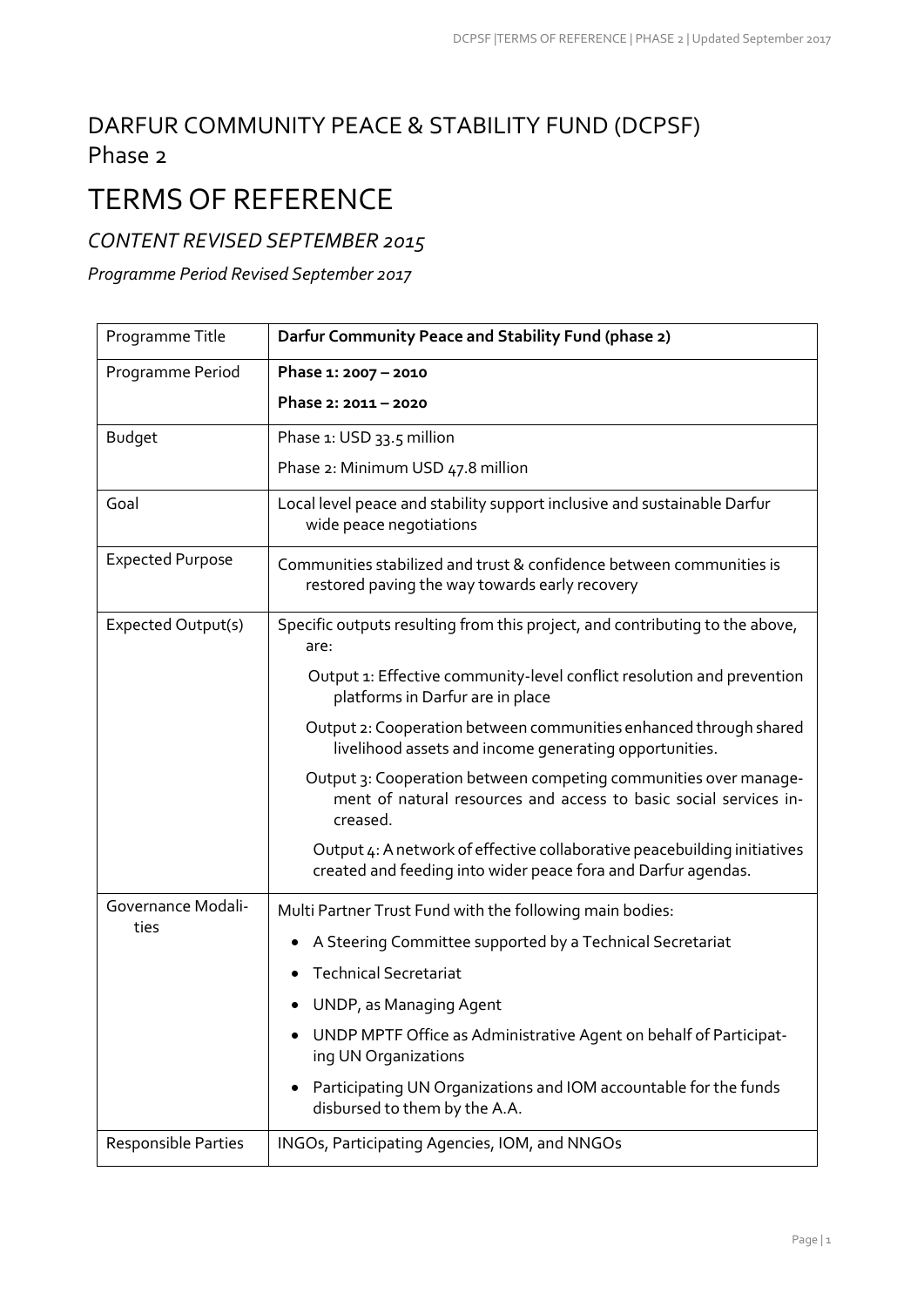# DARFUR COMMUNITY PEACE & STABILITY FUND (DCPSF)

Phase 2

# TERMS OF REFERENCE

## *CONTENT REVISED SEPTEMBER 2015*

*Programme Period Revised September 2017*

| Programme Title | **Darfur Community Peace and Stability Fund (phase 2)** |
|---|---|
| Programme Period | **Phase 1: 2007 – 2010**<br>**Phase 2: 2011 – 2020** |
| Budget | Phase 1: USD 33.5 million<br>Phase 2: Minimum USD 47.8 million |
| Goal | Local level peace and stability support inclusive and sustainable Darfur wide peace negotiations |
| Expected Purpose | Communities stabilized and trust & confidence between communities is restored paving the way towards early recovery |
| Expected Output(s) | Specific outputs resulting from this project, and contributing to the above, are:<br>Output 1: Effective community-level conflict resolution and prevention platforms in Darfur are in place<br>Output 2: Cooperation between communities enhanced through shared livelihood assets and income generating opportunities.<br>Output 3: Cooperation between competing communities over management of natural resources and access to basic social services increased.<br>Output 4: A network of effective collaborative peacebuilding initiatives created and feeding into wider peace fora and Darfur agendas. |
| Governance Modalities | Multi Partner Trust Fund with the following main bodies:<br>• A Steering Committee supported by a Technical Secretariat<br>• Technical Secretariat<br>• UNDP, as Managing Agent<br>• UNDP MPTF Office as Administrative Agent on behalf of Participating UN Organizations<br>• Participating UN Organizations and IOM accountable for the funds disbursed to them by the A.A. |
| Responsible Parties | INGOs, Participating Agencies, IOM, and NNGOs |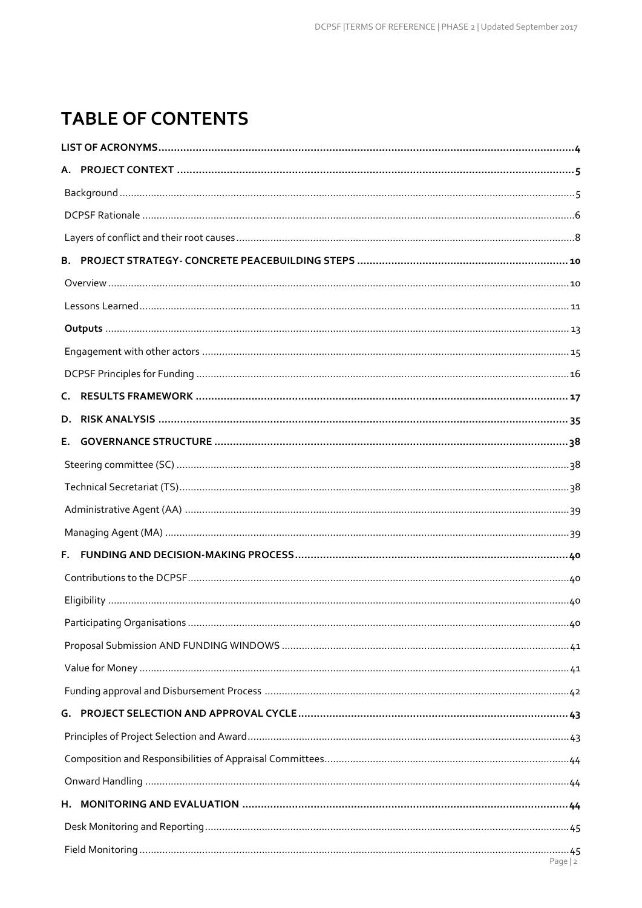# TABLE OF CONTENTS

**LIST OF ACRONYMS** .......... 4

**A. PROJECT CONTEXT** .......... 5

Background .......... 5

DCPSF Rationale .......... 6

Layers of conflict and their root causes .......... 8

**B. PROJECT STRATEGY- CONCRETE PEACEBUILDING STEPS** .......... 10

Overview .......... 10

Lessons Learned .......... 11

**Outputs** .......... 13

Engagement with other actors .......... 15

DCPSF Principles for Funding .......... 16

**C. RESULTS FRAMEWORK** .......... 17

**D. RISK ANALYSIS** .......... 35

**E. GOVERNANCE STRUCTURE** .......... 38

Steering committee (SC) .......... 38

Technical Secretariat (TS) .......... 38

Administrative Agent (AA) .......... 39

Managing Agent (MA) .......... 39

**F. FUNDING AND DECISION-MAKING PROCESS** .......... 40

Contributions to the DCPSF .......... 40

Eligibility .......... 40

Participating Organisations .......... 40

Proposal Submission AND FUNDING WINDOWS .......... 41

Value for Money .......... 41

Funding approval and Disbursement Process .......... 42

**G. PROJECT SELECTION AND APPROVAL CYCLE** .......... 43

Principles of Project Selection and Award .......... 43

Composition and Responsibilities of Appraisal Committees .......... 44

Onward Handling .......... 44

**H. MONITORING AND EVALUATION** .......... 44

Desk Monitoring and Reporting .......... 45

Field Monitoring .......... 45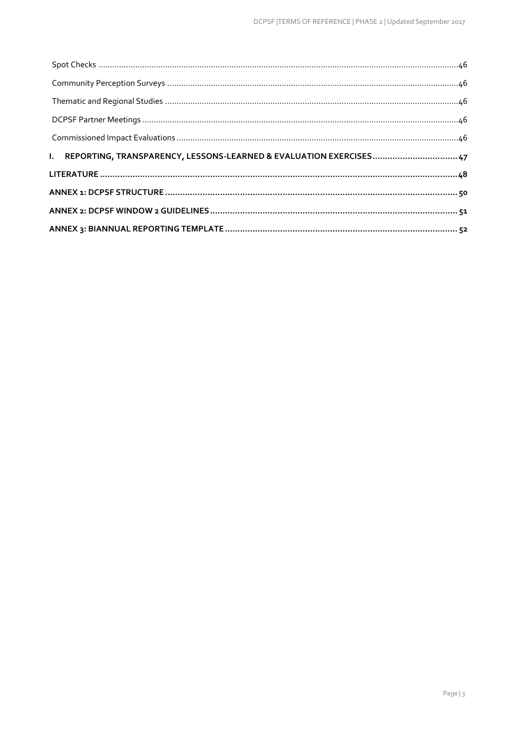Spot Checks ....................................................................................................................................................46

Community Perception Surveys ...............................................................................................................46

Thematic and Regional Studies ................................................................................................................46

DCPSF Partner Meetings ..........................................................................................................................46

Commissioned Impact Evaluations ...........................................................................................................46

**I. REPORTING, TRANSPARENCY, LESSONS-LEARNED & EVALUATION EXERCISES ..................................47**

**LITERATURE ...............................................................................................................................................48**

**ANNEX 1: DCPSF STRUCTURE ....................................................................................................................50**

**ANNEX 2: DCPSF WINDOW 2 GUIDELINES ..................................................................................................51**

**ANNEX 3: BIANNUAL REPORTING TEMPLATE .............................................................................................52**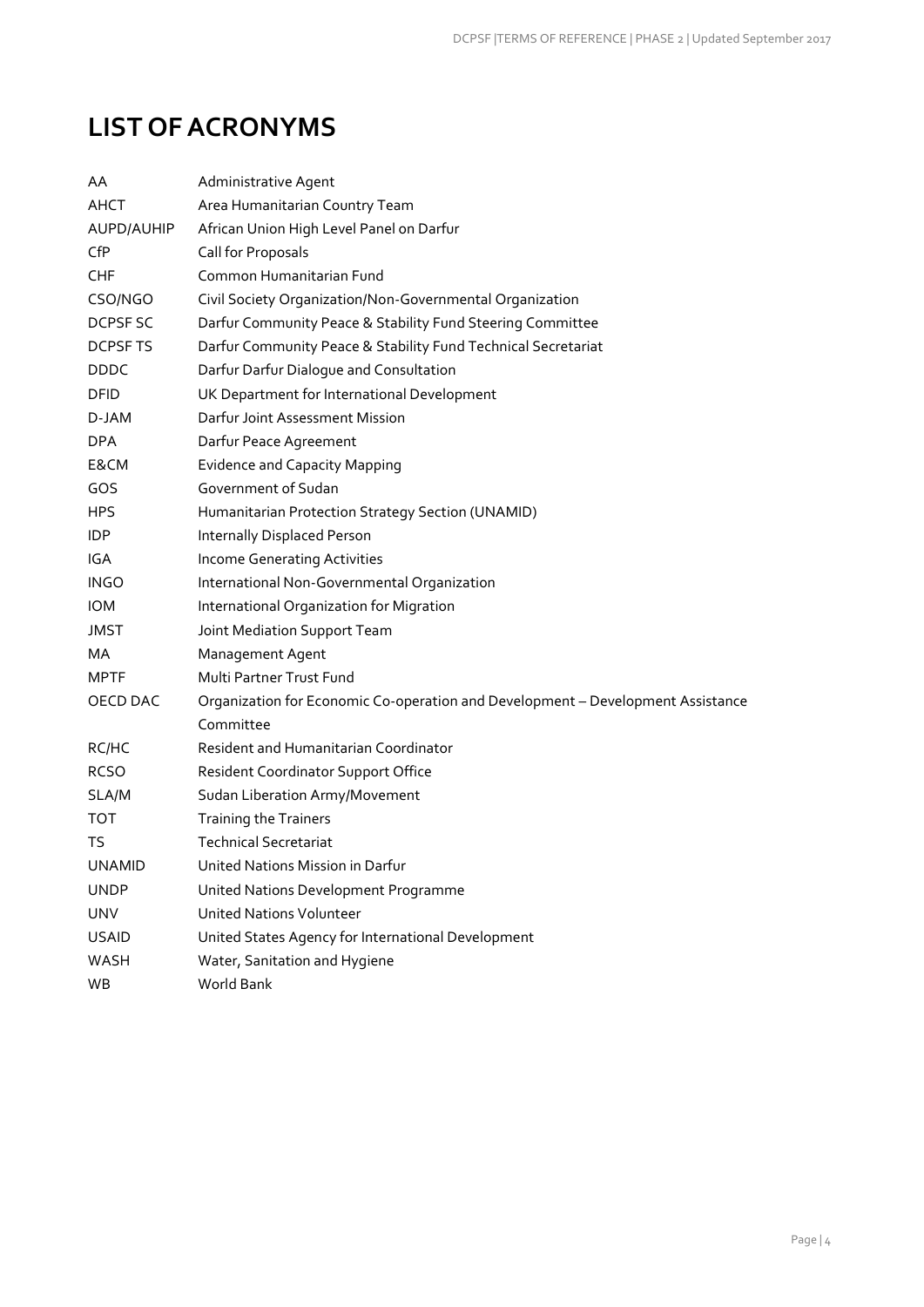# LIST OF ACRONYMS

| | |
|---|---|
| AA | Administrative Agent |
| AHCT | Area Humanitarian Country Team |
| AUPD/AUHIP | African Union High Level Panel on Darfur |
| CfP | Call for Proposals |
| CHF | Common Humanitarian Fund |
| CSO/NGO | Civil Society Organization/Non-Governmental Organization |
| DCPSF SC | Darfur Community Peace & Stability Fund Steering Committee |
| DCPSF TS | Darfur Community Peace & Stability Fund Technical Secretariat |
| DDDC | Darfur Darfur Dialogue and Consultation |
| DFID | UK Department for International Development |
| D-JAM | Darfur Joint Assessment Mission |
| DPA | Darfur Peace Agreement |
| E&CM | Evidence and Capacity Mapping |
| GOS | Government of Sudan |
| HPS | Humanitarian Protection Strategy Section (UNAMID) |
| IDP | Internally Displaced Person |
| IGA | Income Generating Activities |
| INGO | International Non-Governmental Organization |
| IOM | International Organization for Migration |
| JMST | Joint Mediation Support Team |
| MA | Management Agent |
| MPTF | Multi Partner Trust Fund |
| OECD DAC | Organization for Economic Co-operation and Development – Development Assistance Committee |
| RC/HC | Resident and Humanitarian Coordinator |
| RCSO | Resident Coordinator Support Office |
| SLA/M | Sudan Liberation Army/Movement |
| TOT | Training the Trainers |
| TS | Technical Secretariat |
| UNAMID | United Nations Mission in Darfur |
| UNDP | United Nations Development Programme |
| UNV | United Nations Volunteer |
| USAID | United States Agency for International Development |
| WASH | Water, Sanitation and Hygiene |
| WB | World Bank |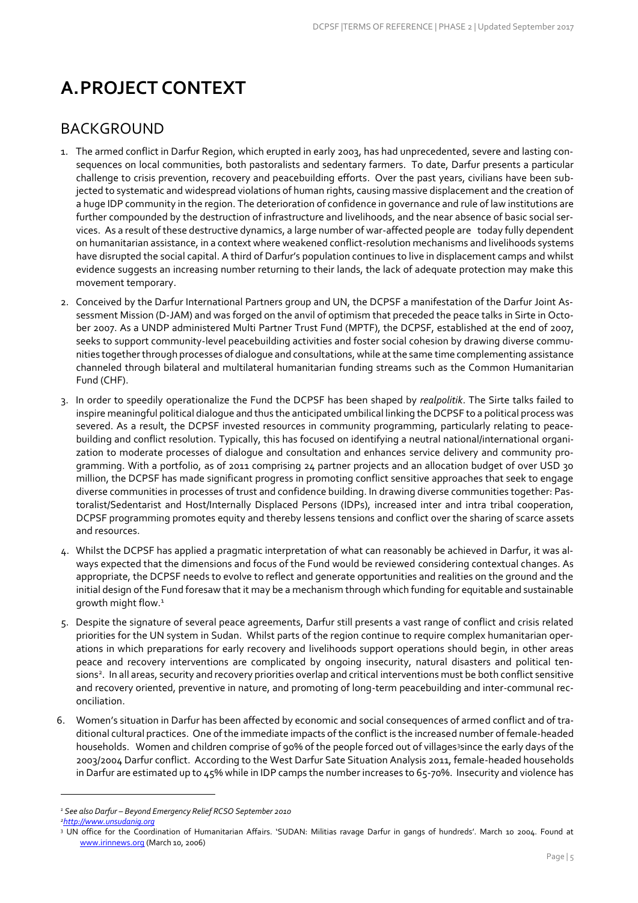# A. PROJECT CONTEXT

## BACKGROUND

1. The armed conflict in Darfur Region, which erupted in early 2003, has had unprecedented, severe and lasting consequences on local communities, both pastoralists and sedentary farmers. To date, Darfur presents a particular challenge to crisis prevention, recovery and peacebuilding efforts. Over the past years, civilians have been subjected to systematic and widespread violations of human rights, causing massive displacement and the creation of a huge IDP community in the region. The deterioration of confidence in governance and rule of law institutions are further compounded by the destruction of infrastructure and livelihoods, and the near absence of basic social services. As a result of these destructive dynamics, a large number of war-affected people are today fully dependent on humanitarian assistance, in a context where weakened conflict-resolution mechanisms and livelihoods systems have disrupted the social capital. A third of Darfur's population continues to live in displacement camps and whilst evidence suggests an increasing number returning to their lands, the lack of adequate protection may make this movement temporary.

2. Conceived by the Darfur International Partners group and UN, the DCPSF a manifestation of the Darfur Joint Assessment Mission (D-JAM) and was forged on the anvil of optimism that preceded the peace talks in Sirte in October 2007. As a UNDP administered Multi Partner Trust Fund (MPTF), the DCPSF, established at the end of 2007, seeks to support community-level peacebuilding activities and foster social cohesion by drawing diverse communities together through processes of dialogue and consultations, while at the same time complementing assistance channeled through bilateral and multilateral humanitarian funding streams such as the Common Humanitarian Fund (CHF).

3. In order to speedily operationalize the Fund the DCPSF has been shaped by *realpolitik*. The Sirte talks failed to inspire meaningful political dialogue and thus the anticipated umbilical linking the DCPSF to a political process was severed. As a result, the DCPSF invested resources in community programming, particularly relating to peacebuilding and conflict resolution. Typically, this has focused on identifying a neutral national/international organization to moderate processes of dialogue and consultation and enhances service delivery and community programming. With a portfolio, as of 2011 comprising 24 partner projects and an allocation budget of over USD 30 million, the DCPSF has made significant progress in promoting conflict sensitive approaches that seek to engage diverse communities in processes of trust and confidence building. In drawing diverse communities together: Pastoralist/Sedentarist and Host/Internally Displaced Persons (IDPs), increased inter and intra tribal cooperation, DCPSF programming promotes equity and thereby lessens tensions and conflict over the sharing of scarce assets and resources.

4. Whilst the DCPSF has applied a pragmatic interpretation of what can reasonably be achieved in Darfur, it was always expected that the dimensions and focus of the Fund would be reviewed considering contextual changes. As appropriate, the DCPSF needs to evolve to reflect and generate opportunities and realities on the ground and the initial design of the Fund foresaw that it may be a mechanism through which funding for equitable and sustainable growth might flow.[1]

5. Despite the signature of several peace agreements, Darfur still presents a vast range of conflict and crisis related priorities for the UN system in Sudan. Whilst parts of the region continue to require complex humanitarian operations in which preparations for early recovery and livelihoods support operations should begin, in other areas peace and recovery interventions are complicated by ongoing insecurity, natural disasters and political tensions[2]. In all areas, security and recovery priorities overlap and critical interventions must be both conflict sensitive and recovery oriented, preventive in nature, and promoting of long-term peacebuilding and inter-communal reconciliation.

6. Women's situation in Darfur has been affected by economic and social consequences of armed conflict and of traditional cultural practices. One of the immediate impacts of the conflict is the increased number of female-headed households. Women and children comprise of 90% of the people forced out of villages[3] since the early days of the 2003/2004 Darfur conflict. According to the West Darfur Sate Situation Analysis 2011, female-headed households in Darfur are estimated up to 45% while in IDP camps the number increases to 65-70%. Insecurity and violence has

---

[1] *See also Darfur – Beyond Emergency Relief RCSO September 2010*

[2] *http://www.unsudanig.org*

[3] UN office for the Coordination of Humanitarian Affairs. 'SUDAN: Militias ravage Darfur in gangs of hundreds'. March 10 2004. Found at www.irinnews.org (March 10, 2006)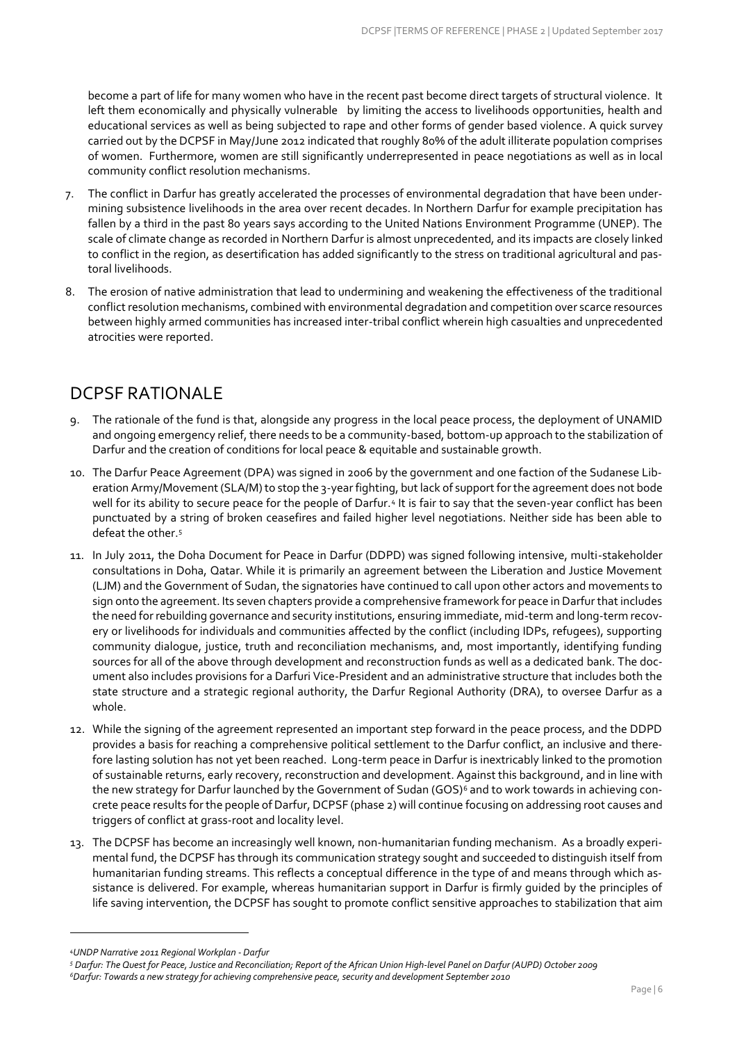become a part of life for many women who have in the recent past become direct targets of structural violence. It left them economically and physically vulnerable by limiting the access to livelihoods opportunities, health and educational services as well as being subjected to rape and other forms of gender based violence. A quick survey carried out by the DCPSF in May/June 2012 indicated that roughly 80% of the adult illiterate population comprises of women. Furthermore, women are still significantly underrepresented in peace negotiations as well as in local community conflict resolution mechanisms.

7. The conflict in Darfur has greatly accelerated the processes of environmental degradation that have been undermining subsistence livelihoods in the area over recent decades. In Northern Darfur for example precipitation has fallen by a third in the past 80 years says according to the United Nations Environment Programme (UNEP). The scale of climate change as recorded in Northern Darfur is almost unprecedented, and its impacts are closely linked to conflict in the region, as desertification has added significantly to the stress on traditional agricultural and pastoral livelihoods.

8. The erosion of native administration that lead to undermining and weakening the effectiveness of the traditional conflict resolution mechanisms, combined with environmental degradation and competition over scarce resources between highly armed communities has increased inter-tribal conflict wherein high casualties and unprecedented atrocities were reported.

## DCPSF RATIONALE

9. The rationale of the fund is that, alongside any progress in the local peace process, the deployment of UNAMID and ongoing emergency relief, there needs to be a community-based, bottom-up approach to the stabilization of Darfur and the creation of conditions for local peace & equitable and sustainable growth.

10. The Darfur Peace Agreement (DPA) was signed in 2006 by the government and one faction of the Sudanese Liberation Army/Movement (SLA/M) to stop the 3-year fighting, but lack of support for the agreement does not bode well for its ability to secure peace for the people of Darfur.[4] It is fair to say that the seven-year conflict has been punctuated by a string of broken ceasefires and failed higher level negotiations. Neither side has been able to defeat the other.[5]

11. In July 2011, the Doha Document for Peace in Darfur (DDPD) was signed following intensive, multi-stakeholder consultations in Doha, Qatar. While it is primarily an agreement between the Liberation and Justice Movement (LJM) and the Government of Sudan, the signatories have continued to call upon other actors and movements to sign onto the agreement. Its seven chapters provide a comprehensive framework for peace in Darfur that includes the need for rebuilding governance and security institutions, ensuring immediate, mid-term and long-term recovery or livelihoods for individuals and communities affected by the conflict (including IDPs, refugees), supporting community dialogue, justice, truth and reconciliation mechanisms, and, most importantly, identifying funding sources for all of the above through development and reconstruction funds as well as a dedicated bank. The document also includes provisions for a Darfuri Vice-President and an administrative structure that includes both the state structure and a strategic regional authority, the Darfur Regional Authority (DRA), to oversee Darfur as a whole.

12. While the signing of the agreement represented an important step forward in the peace process, and the DDPD provides a basis for reaching a comprehensive political settlement to the Darfur conflict, an inclusive and therefore lasting solution has not yet been reached. Long-term peace in Darfur is inextricably linked to the promotion of sustainable returns, early recovery, reconstruction and development. Against this background, and in line with the new strategy for Darfur launched by the Government of Sudan (GOS)[6] and to work towards in achieving concrete peace results for the people of Darfur, DCPSF (phase 2) will continue focusing on addressing root causes and triggers of conflict at grass-root and locality level.

13. The DCPSF has become an increasingly well known, non-humanitarian funding mechanism. As a broadly experimental fund, the DCPSF has through its communication strategy sought and succeeded to distinguish itself from humanitarian funding streams. This reflects a conceptual difference in the type of and means through which assistance is delivered. For example, whereas humanitarian support in Darfur is firmly guided by the principles of life saving intervention, the DCPSF has sought to promote conflict sensitive approaches to stabilization that aim

---

[4] *UNDP Narrative 2011 Regional Workplan - Darfur*

[5] *Darfur: The Quest for Peace, Justice and Reconciliation; Report of the African Union High-level Panel on Darfur (AUPD) October 2009*

[6] *Darfur: Towards a new strategy for achieving comprehensive peace, security and development September 2010*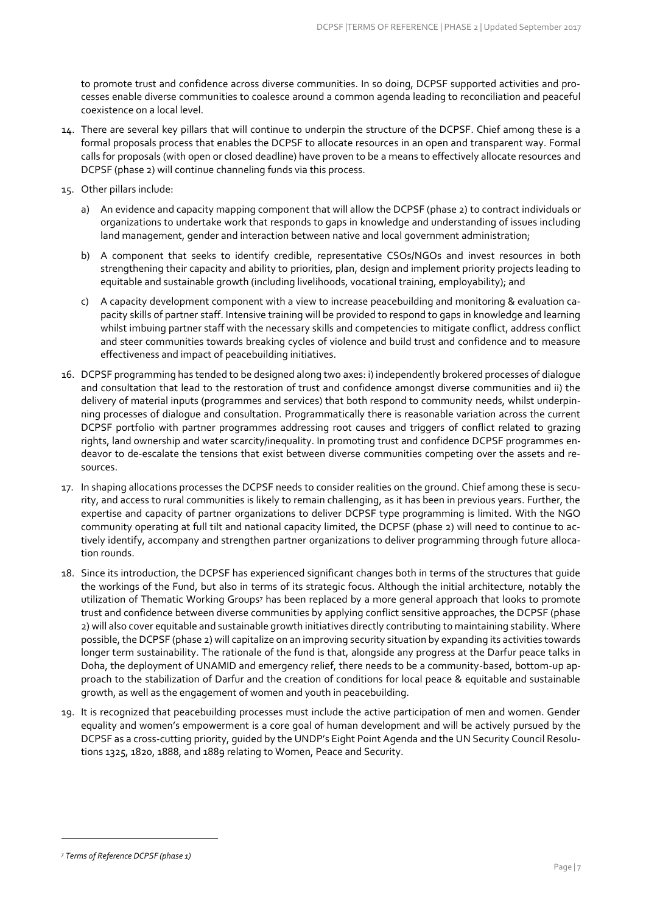to promote trust and confidence across diverse communities. In so doing, DCPSF supported activities and processes enable diverse communities to coalesce around a common agenda leading to reconciliation and peaceful coexistence on a local level.

14. There are several key pillars that will continue to underpin the structure of the DCPSF. Chief among these is a formal proposals process that enables the DCPSF to allocate resources in an open and transparent way. Formal calls for proposals (with open or closed deadline) have proven to be a means to effectively allocate resources and DCPSF (phase 2) will continue channeling funds via this process.

15. Other pillars include:

    a) An evidence and capacity mapping component that will allow the DCPSF (phase 2) to contract individuals or organizations to undertake work that responds to gaps in knowledge and understanding of issues including land management, gender and interaction between native and local government administration;

    b) A component that seeks to identify credible, representative CSOs/NGOs and invest resources in both strengthening their capacity and ability to priorities, plan, design and implement priority projects leading to equitable and sustainable growth (including livelihoods, vocational training, employability); and

    c) A capacity development component with a view to increase peacebuilding and monitoring & evaluation capacity skills of partner staff. Intensive training will be provided to respond to gaps in knowledge and learning whilst imbuing partner staff with the necessary skills and competencies to mitigate conflict, address conflict and steer communities towards breaking cycles of violence and build trust and confidence and to measure effectiveness and impact of peacebuilding initiatives.

16. DCPSF programming has tended to be designed along two axes: i) independently brokered processes of dialogue and consultation that lead to the restoration of trust and confidence amongst diverse communities and ii) the delivery of material inputs (programmes and services) that both respond to community needs, whilst underpinning processes of dialogue and consultation. Programmatically there is reasonable variation across the current DCPSF portfolio with partner programmes addressing root causes and triggers of conflict related to grazing rights, land ownership and water scarcity/inequality. In promoting trust and confidence DCPSF programmes endeavor to de-escalate the tensions that exist between diverse communities competing over the assets and resources.

17. In shaping allocations processes the DCPSF needs to consider realities on the ground. Chief among these is security, and access to rural communities is likely to remain challenging, as it has been in previous years. Further, the expertise and capacity of partner organizations to deliver DCPSF type programming is limited. With the NGO community operating at full tilt and national capacity limited, the DCPSF (phase 2) will need to continue to actively identify, accompany and strengthen partner organizations to deliver programming through future allocation rounds.

18. Since its introduction, the DCPSF has experienced significant changes both in terms of the structures that guide the workings of the Fund, but also in terms of its strategic focus. Although the initial architecture, notably the utilization of Thematic Working Groups[7] has been replaced by a more general approach that looks to promote trust and confidence between diverse communities by applying conflict sensitive approaches, the DCPSF (phase 2) will also cover equitable and sustainable growth initiatives directly contributing to maintaining stability. Where possible, the DCPSF (phase 2) will capitalize on an improving security situation by expanding its activities towards longer term sustainability. The rationale of the fund is that, alongside any progress at the Darfur peace talks in Doha, the deployment of UNAMID and emergency relief, there needs to be a community-based, bottom-up approach to the stabilization of Darfur and the creation of conditions for local peace & equitable and sustainable growth, as well as the engagement of women and youth in peacebuilding.

19. It is recognized that peacebuilding processes must include the active participation of men and women. Gender equality and women's empowerment is a core goal of human development and will be actively pursued by the DCPSF as a cross-cutting priority, guided by the UNDP's Eight Point Agenda and the UN Security Council Resolutions 1325, 1820, 1888, and 1889 relating to Women, Peace and Security.

---

[7] *Terms of Reference DCPSF (phase 1)*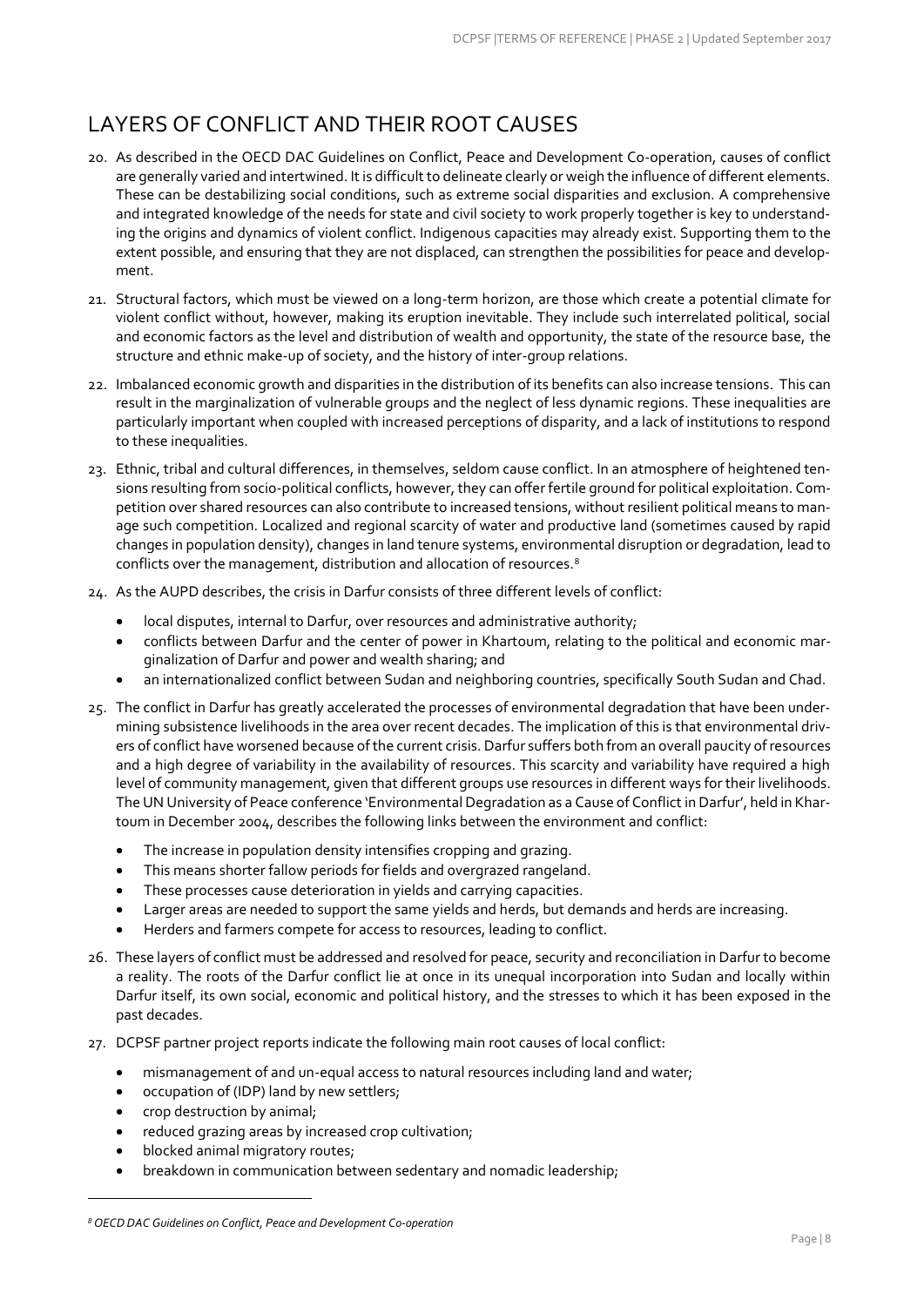## LAYERS OF CONFLICT AND THEIR ROOT CAUSES

20. As described in the OECD DAC Guidelines on Conflict, Peace and Development Co-operation, causes of conflict are generally varied and intertwined. It is difficult to delineate clearly or weigh the influence of different elements. These can be destabilizing social conditions, such as extreme social disparities and exclusion. A comprehensive and integrated knowledge of the needs for state and civil society to work properly together is key to understanding the origins and dynamics of violent conflict. Indigenous capacities may already exist. Supporting them to the extent possible, and ensuring that they are not displaced, can strengthen the possibilities for peace and development.

21. Structural factors, which must be viewed on a long-term horizon, are those which create a potential climate for violent conflict without, however, making its eruption inevitable. They include such interrelated political, social and economic factors as the level and distribution of wealth and opportunity, the state of the resource base, the structure and ethnic make-up of society, and the history of inter-group relations.

22. Imbalanced economic growth and disparities in the distribution of its benefits can also increase tensions. This can result in the marginalization of vulnerable groups and the neglect of less dynamic regions. These inequalities are particularly important when coupled with increased perceptions of disparity, and a lack of institutions to respond to these inequalities.

23. Ethnic, tribal and cultural differences, in themselves, seldom cause conflict. In an atmosphere of heightened tensions resulting from socio-political conflicts, however, they can offer fertile ground for political exploitation. Competition over shared resources can also contribute to increased tensions, without resilient political means to manage such competition. Localized and regional scarcity of water and productive land (sometimes caused by rapid changes in population density), changes in land tenure systems, environmental disruption or degradation, lead to conflicts over the management, distribution and allocation of resources.[8]

24. As the AUPD describes, the crisis in Darfur consists of three different levels of conflict:
    - local disputes, internal to Darfur, over resources and administrative authority;
    - conflicts between Darfur and the center of power in Khartoum, relating to the political and economic marginalization of Darfur and power and wealth sharing; and
    - an internationalized conflict between Sudan and neighboring countries, specifically South Sudan and Chad.

25. The conflict in Darfur has greatly accelerated the processes of environmental degradation that have been undermining subsistence livelihoods in the area over recent decades. The implication of this is that environmental drivers of conflict have worsened because of the current crisis. Darfur suffers both from an overall paucity of resources and a high degree of variability in the availability of resources. This scarcity and variability have required a high level of community management, given that different groups use resources in different ways for their livelihoods. The UN University of Peace conference 'Environmental Degradation as a Cause of Conflict in Darfur', held in Khartoum in December 2004, describes the following links between the environment and conflict:
    - The increase in population density intensifies cropping and grazing.
    - This means shorter fallow periods for fields and overgrazed rangeland.
    - These processes cause deterioration in yields and carrying capacities.
    - Larger areas are needed to support the same yields and herds, but demands and herds are increasing.
    - Herders and farmers compete for access to resources, leading to conflict.

26. These layers of conflict must be addressed and resolved for peace, security and reconciliation in Darfur to become a reality. The roots of the Darfur conflict lie at once in its unequal incorporation into Sudan and locally within Darfur itself, its own social, economic and political history, and the stresses to which it has been exposed in the past decades.

27. DCPSF partner project reports indicate the following main root causes of local conflict:
    - mismanagement of and un-equal access to natural resources including land and water;
    - occupation of (IDP) land by new settlers;
    - crop destruction by animal;
    - reduced grazing areas by increased crop cultivation;
    - blocked animal migratory routes;
    - breakdown in communication between sedentary and nomadic leadership;

---

*[8] OECD DAC Guidelines on Conflict, Peace and Development Co-operation*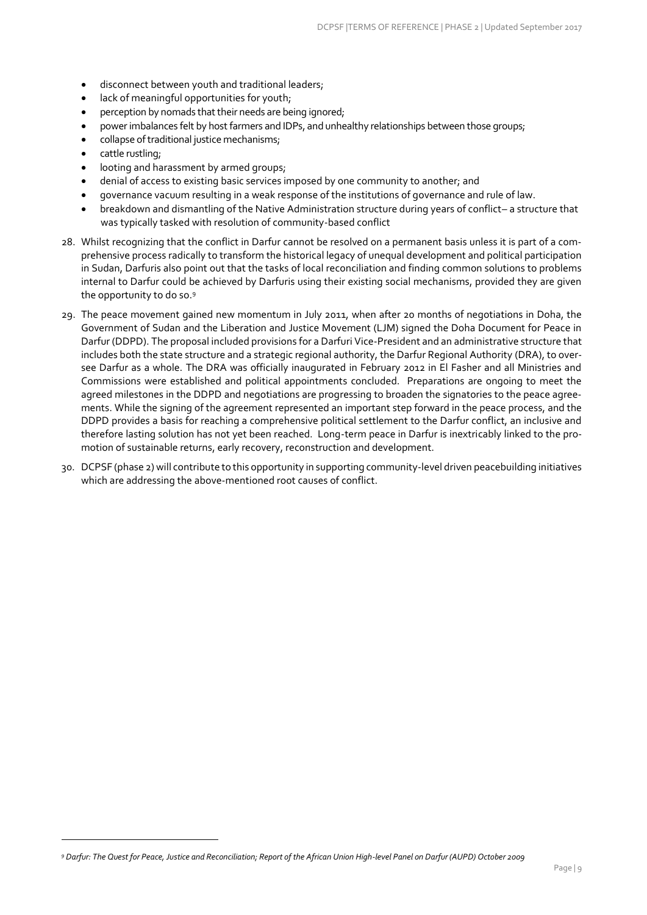- disconnect between youth and traditional leaders;
- lack of meaningful opportunities for youth;
- perception by nomads that their needs are being ignored;
- power imbalances felt by host farmers and IDPs, and unhealthy relationships between those groups;
- collapse of traditional justice mechanisms;
- cattle rustling;
- looting and harassment by armed groups;
- denial of access to existing basic services imposed by one community to another; and
- governance vacuum resulting in a weak response of the institutions of governance and rule of law.
- breakdown and dismantling of the Native Administration structure during years of conflict– a structure that was typically tasked with resolution of community-based conflict

28. Whilst recognizing that the conflict in Darfur cannot be resolved on a permanent basis unless it is part of a comprehensive process radically to transform the historical legacy of unequal development and political participation in Sudan, Darfuris also point out that the tasks of local reconciliation and finding common solutions to problems internal to Darfur could be achieved by Darfuris using their existing social mechanisms, provided they are given the opportunity to do so.[9]

29. The peace movement gained new momentum in July 2011, when after 20 months of negotiations in Doha, the Government of Sudan and the Liberation and Justice Movement (LJM) signed the Doha Document for Peace in Darfur (DDPD). The proposal included provisions for a Darfuri Vice-President and an administrative structure that includes both the state structure and a strategic regional authority, the Darfur Regional Authority (DRA), to oversee Darfur as a whole. The DRA was officially inaugurated in February 2012 in El Fasher and all Ministries and Commissions were established and political appointments concluded. Preparations are ongoing to meet the agreed milestones in the DDPD and negotiations are progressing to broaden the signatories to the peace agreements. While the signing of the agreement represented an important step forward in the peace process, and the DDPD provides a basis for reaching a comprehensive political settlement to the Darfur conflict, an inclusive and therefore lasting solution has not yet been reached. Long-term peace in Darfur is inextricably linked to the promotion of sustainable returns, early recovery, reconstruction and development.

30. DCPSF (phase 2) will contribute to this opportunity in supporting community-level driven peacebuilding initiatives which are addressing the above-mentioned root causes of conflict.

---

[9] *Darfur: The Quest for Peace, Justice and Reconciliation; Report of the African Union High-level Panel on Darfur (AUPD) October 2009*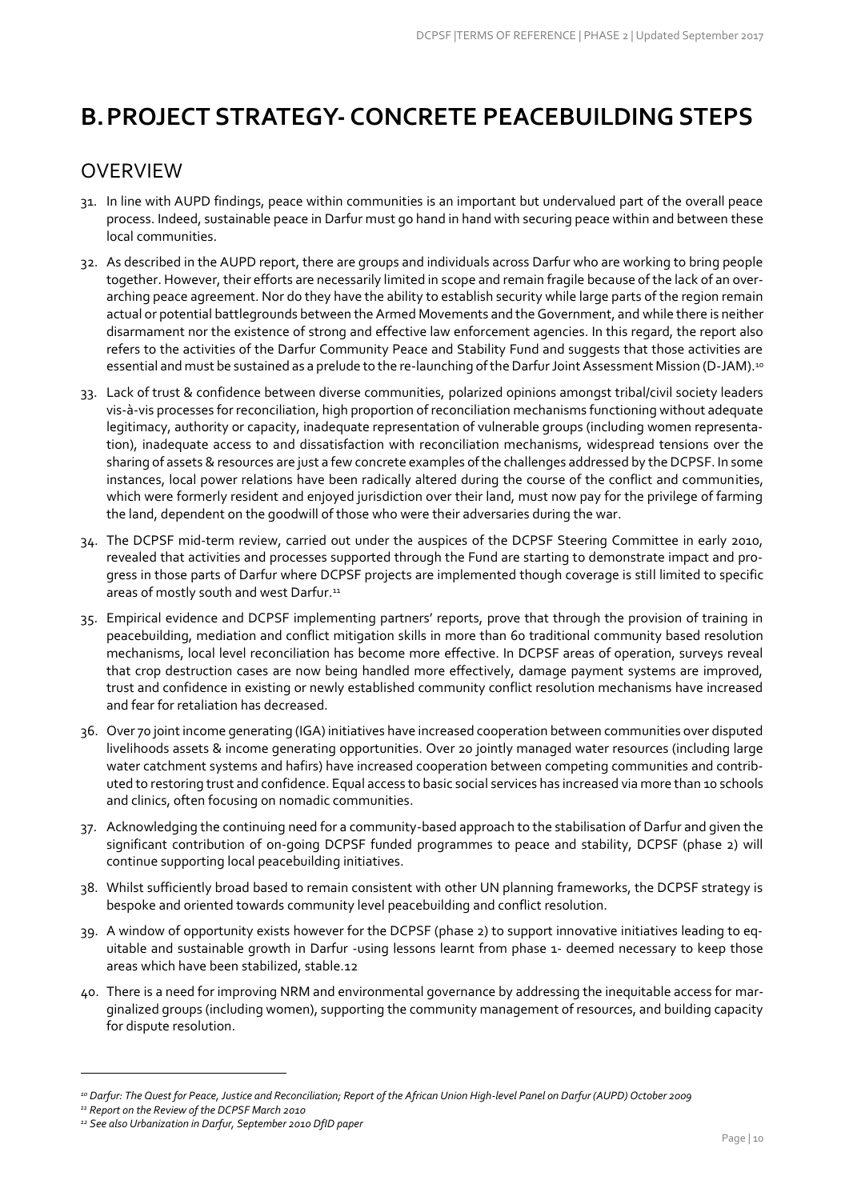# B. PROJECT STRATEGY- CONCRETE PEACEBUILDING STEPS

## OVERVIEW

31. In line with AUPD findings, peace within communities is an important but undervalued part of the overall peace process. Indeed, sustainable peace in Darfur must go hand in hand with securing peace within and between these local communities.

32. As described in the AUPD report, there are groups and individuals across Darfur who are working to bring people together. However, their efforts are necessarily limited in scope and remain fragile because of the lack of an over-arching peace agreement. Nor do they have the ability to establish security while large parts of the region remain actual or potential battlegrounds between the Armed Movements and the Government, and while there is neither disarmament nor the existence of strong and effective law enforcement agencies. In this regard, the report also refers to the activities of the Darfur Community Peace and Stability Fund and suggests that those activities are essential and must be sustained as a prelude to the re-launching of the Darfur Joint Assessment Mission (D-JAM).[10]

33. Lack of trust & confidence between diverse communities, polarized opinions amongst tribal/civil society leaders vis-à-vis processes for reconciliation, high proportion of reconciliation mechanisms functioning without adequate legitimacy, authority or capacity, inadequate representation of vulnerable groups (including women representation), inadequate access to and dissatisfaction with reconciliation mechanisms, widespread tensions over the sharing of assets & resources are just a few concrete examples of the challenges addressed by the DCPSF. In some instances, local power relations have been radically altered during the course of the conflict and communities, which were formerly resident and enjoyed jurisdiction over their land, must now pay for the privilege of farming the land, dependent on the goodwill of those who were their adversaries during the war.

34. The DCPSF mid-term review, carried out under the auspices of the DCPSF Steering Committee in early 2010, revealed that activities and processes supported through the Fund are starting to demonstrate impact and progress in those parts of Darfur where DCPSF projects are implemented though coverage is still limited to specific areas of mostly south and west Darfur.[11]

35. Empirical evidence and DCPSF implementing partners' reports, prove that through the provision of training in peacebuilding, mediation and conflict mitigation skills in more than 60 traditional community based resolution mechanisms, local level reconciliation has become more effective. In DCPSF areas of operation, surveys reveal that crop destruction cases are now being handled more effectively, damage payment systems are improved, trust and confidence in existing or newly established community conflict resolution mechanisms have increased and fear for retaliation has decreased.

36. Over 70 joint income generating (IGA) initiatives have increased cooperation between communities over disputed livelihoods assets & income generating opportunities. Over 20 jointly managed water resources (including large water catchment systems and hafirs) have increased cooperation between competing communities and contributed to restoring trust and confidence. Equal access to basic social services has increased via more than 10 schools and clinics, often focusing on nomadic communities.

37. Acknowledging the continuing need for a community-based approach to the stabilisation of Darfur and given the significant contribution of on-going DCPSF funded programmes to peace and stability, DCPSF (phase 2) will continue supporting local peacebuilding initiatives.

38. Whilst sufficiently broad based to remain consistent with other UN planning frameworks, the DCPSF strategy is bespoke and oriented towards community level peacebuilding and conflict resolution.

39. A window of opportunity exists however for the DCPSF (phase 2) to support innovative initiatives leading to equitable and sustainable growth in Darfur -using lessons learnt from phase 1- deemed necessary to keep those areas which have been stabilized, stable.12

40. There is a need for improving NRM and environmental governance by addressing the inequitable access for marginalized groups (including women), supporting the community management of resources, and building capacity for dispute resolution.

---

[10] *Darfur: The Quest for Peace, Justice and Reconciliation; Report of the African Union High-level Panel on Darfur (AUPD) October 2009*

[11] *Report on the Review of the DCPSF March 2010*

[12] *See also Urbanization in Darfur, September 2010 DfID paper*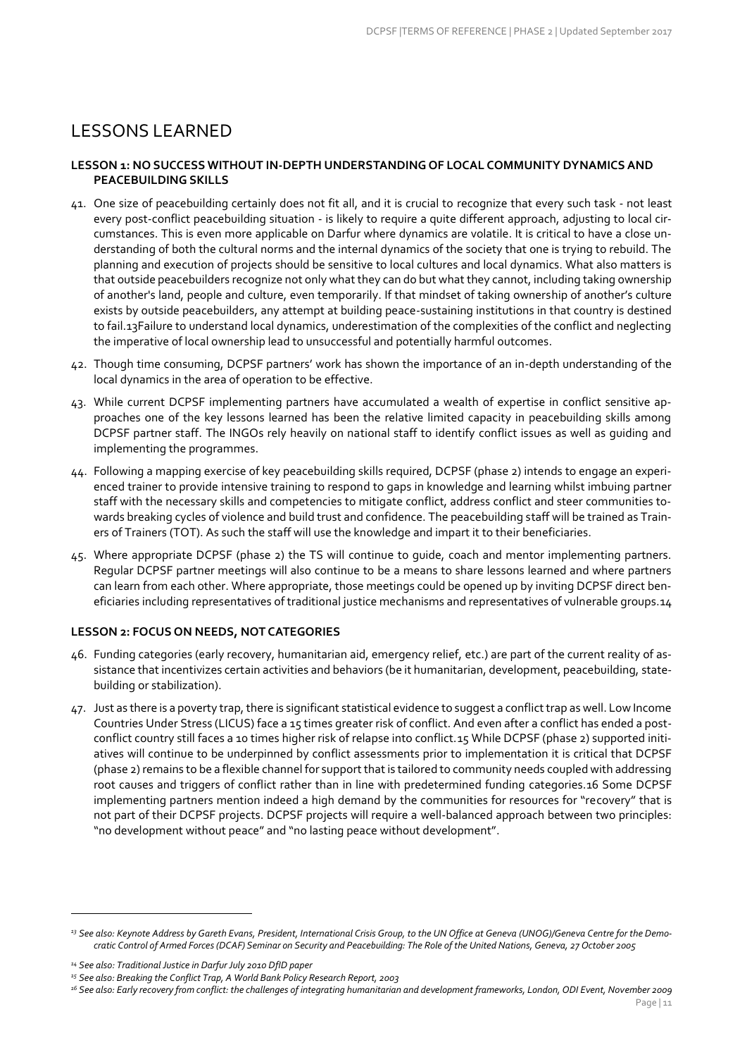# LESSONS LEARNED

**LESSON 1: NO SUCCESS WITHOUT IN-DEPTH UNDERSTANDING OF LOCAL COMMUNITY DYNAMICS AND PEACEBUILDING SKILLS**

41. One size of peacebuilding certainly does not fit all, and it is crucial to recognize that every such task - not least every post-conflict peacebuilding situation - is likely to require a quite different approach, adjusting to local circumstances. This is even more applicable on Darfur where dynamics are volatile. It is critical to have a close understanding of both the cultural norms and the internal dynamics of the society that one is trying to rebuild. The planning and execution of projects should be sensitive to local cultures and local dynamics. What also matters is that outside peacebuilders recognize not only what they can do but what they cannot, including taking ownership of another's land, people and culture, even temporarily. If that mindset of taking ownership of another's culture exists by outside peacebuilders, any attempt at building peace-sustaining institutions in that country is destined to fail.[13] Failure to understand local dynamics, underestimation of the complexities of the conflict and neglecting the imperative of local ownership lead to unsuccessful and potentially harmful outcomes.

42. Though time consuming, DCPSF partners' work has shown the importance of an in-depth understanding of the local dynamics in the area of operation to be effective.

43. While current DCPSF implementing partners have accumulated a wealth of expertise in conflict sensitive approaches one of the key lessons learned has been the relative limited capacity in peacebuilding skills among DCPSF partner staff. The INGOs rely heavily on national staff to identify conflict issues as well as guiding and implementing the programmes.

44. Following a mapping exercise of key peacebuilding skills required, DCPSF (phase 2) intends to engage an experienced trainer to provide intensive training to respond to gaps in knowledge and learning whilst imbuing partner staff with the necessary skills and competencies to mitigate conflict, address conflict and steer communities towards breaking cycles of violence and build trust and confidence. The peacebuilding staff will be trained as Trainers of Trainers (TOT). As such the staff will use the knowledge and impart it to their beneficiaries.

45. Where appropriate DCPSF (phase 2) the TS will continue to guide, coach and mentor implementing partners. Regular DCPSF partner meetings will also continue to be a means to share lessons learned and where partners can learn from each other. Where appropriate, those meetings could be opened up by inviting DCPSF direct beneficiaries including representatives of traditional justice mechanisms and representatives of vulnerable groups.[14]

**LESSON 2: FOCUS ON NEEDS, NOT CATEGORIES**

46. Funding categories (early recovery, humanitarian aid, emergency relief, etc.) are part of the current reality of assistance that incentivizes certain activities and behaviors (be it humanitarian, development, peacebuilding, statebuilding or stabilization).

47. Just as there is a poverty trap, there is significant statistical evidence to suggest a conflict trap as well. Low Income Countries Under Stress (LICUS) face a 15 times greater risk of conflict. And even after a conflict has ended a post-conflict country still faces a 10 times higher risk of relapse into conflict.[15] While DCPSF (phase 2) supported initiatives will continue to be underpinned by conflict assessments prior to implementation it is critical that DCPSF (phase 2) remains to be a flexible channel for support that is tailored to community needs coupled with addressing root causes and triggers of conflict rather than in line with predetermined funding categories.[16] Some DCPSF implementing partners mention indeed a high demand by the communities for resources for "recovery" that is not part of their DCPSF projects. DCPSF projects will require a well-balanced approach between two principles: "no development without peace" and "no lasting peace without development".

---

[13] *See also: Keynote Address by Gareth Evans, President, International Crisis Group, to the UN Office at Geneva (UNOG)/Geneva Centre for the Democratic Control of Armed Forces (DCAF) Seminar on Security and Peacebuilding: The Role of the United Nations, Geneva, 27 October 2005*

[14] *See also: Traditional Justice in Darfur July 2010 DfID paper*

[15] *See also: Breaking the Conflict Trap, A World Bank Policy Research Report, 2003*

[16] *See also: Early recovery from conflict: the challenges of integrating humanitarian and development frameworks, London, ODI Event, November 2009*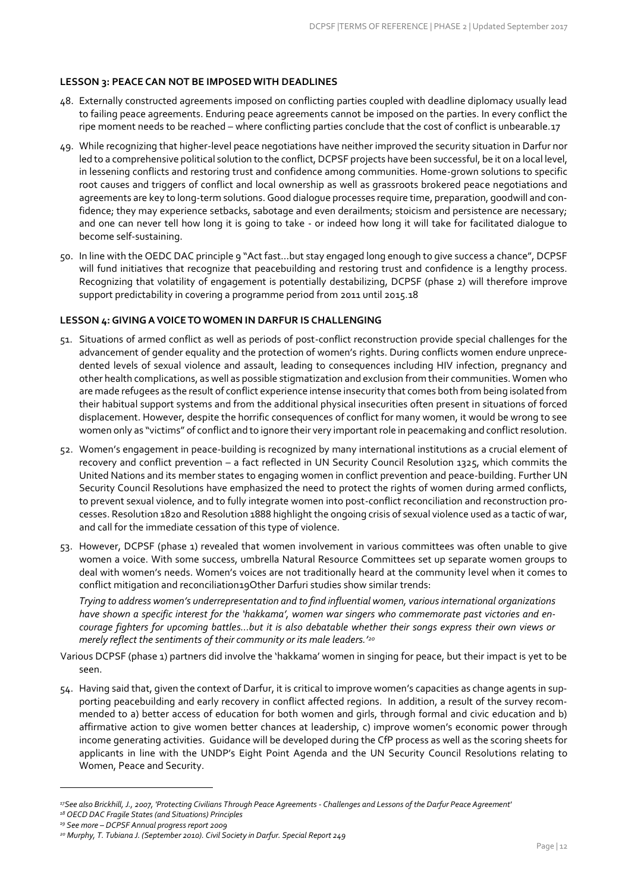#### LESSON 3: PEACE CAN NOT BE IMPOSED WITH DEADLINES

48. Externally constructed agreements imposed on conflicting parties coupled with deadline diplomacy usually lead to failing peace agreements. Enduring peace agreements cannot be imposed on the parties. In every conflict the ripe moment needs to be reached – where conflicting parties conclude that the cost of conflict is unbearable.[17]

49. While recognizing that higher-level peace negotiations have neither improved the security situation in Darfur nor led to a comprehensive political solution to the conflict, DCPSF projects have been successful, be it on a local level, in lessening conflicts and restoring trust and confidence among communities. Home-grown solutions to specific root causes and triggers of conflict and local ownership as well as grassroots brokered peace negotiations and agreements are key to long-term solutions. Good dialogue processes require time, preparation, goodwill and confidence; they may experience setbacks, sabotage and even derailments; stoicism and persistence are necessary; and one can never tell how long it is going to take - or indeed how long it will take for facilitated dialogue to become self-sustaining.

50. In line with the OEDC DAC principle 9 "Act fast…but stay engaged long enough to give success a chance", DCPSF will fund initiatives that recognize that peacebuilding and restoring trust and confidence is a lengthy process. Recognizing that volatility of engagement is potentially destabilizing, DCPSF (phase 2) will therefore improve support predictability in covering a programme period from 2011 until 2015.[18]

#### LESSON 4: GIVING A VOICE TO WOMEN IN DARFUR IS CHALLENGING

51. Situations of armed conflict as well as periods of post-conflict reconstruction provide special challenges for the advancement of gender equality and the protection of women's rights. During conflicts women endure unprecedented levels of sexual violence and assault, leading to consequences including HIV infection, pregnancy and other health complications, as well as possible stigmatization and exclusion from their communities. Women who are made refugees as the result of conflict experience intense insecurity that comes both from being isolated from their habitual support systems and from the additional physical insecurities often present in situations of forced displacement. However, despite the horrific consequences of conflict for many women, it would be wrong to see women only as "victims" of conflict and to ignore their very important role in peacemaking and conflict resolution.

52. Women's engagement in peace-building is recognized by many international institutions as a crucial element of recovery and conflict prevention – a fact reflected in UN Security Council Resolution 1325, which commits the United Nations and its member states to engaging women in conflict prevention and peace-building. Further UN Security Council Resolutions have emphasized the need to protect the rights of women during armed conflicts, to prevent sexual violence, and to fully integrate women into post-conflict reconciliation and reconstruction processes. Resolution 1820 and Resolution 1888 highlight the ongoing crisis of sexual violence used as a tactic of war, and call for the immediate cessation of this type of violence.

53. However, DCPSF (phase 1) revealed that women involvement in various committees was often unable to give women a voice. With some success, umbrella Natural Resource Committees set up separate women groups to deal with women's needs. Women's voices are not traditionally heard at the community level when it comes to conflict mitigation and reconciliation[19]Other Darfuri studies show similar trends:

    *Trying to address women's underrepresentation and to find influential women, various international organizations have shown a specific interest for the 'hakkama', women war singers who commemorate past victories and encourage fighters for upcoming battles…but it is also debatable whether their songs express their own views or merely reflect the sentiments of their community or its male leaders.'*[20]

Various DCPSF (phase 1) partners did involve the 'hakkama' women in singing for peace, but their impact is yet to be seen.

54. Having said that, given the context of Darfur, it is critical to improve women's capacities as change agents in supporting peacebuilding and early recovery in conflict affected regions. In addition, a result of the survey recommended to a) better access of education for both women and girls, through formal and civic education and b) affirmative action to give women better chances at leadership, c) improve women's economic power through income generating activities. Guidance will be developed during the CfP process as well as the scoring sheets for applicants in line with the UNDP's Eight Point Agenda and the UN Security Council Resolutions relating to Women, Peace and Security.

---

[17] *See also Brickhill, J., 2007, 'Protecting Civilians Through Peace Agreements - Challenges and Lessons of the Darfur Peace Agreement'*

[18] *OECD DAC Fragile States (and Situations) Principles*

[19] *See more – DCPSF Annual progress report 2009*

[20] *Murphy, T. Tubiana J. (September 2010). Civil Society in Darfur. Special Report 249*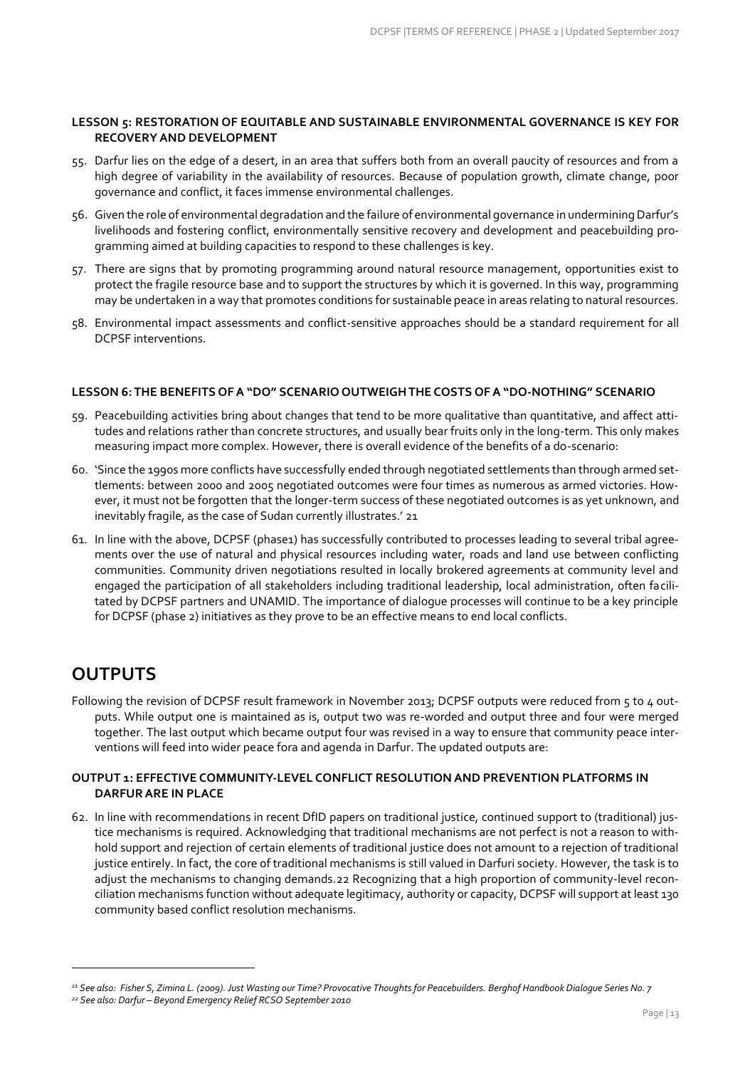#### LESSON 5: RESTORATION OF EQUITABLE AND SUSTAINABLE ENVIRONMENTAL GOVERNANCE IS KEY FOR RECOVERY AND DEVELOPMENT

55. Darfur lies on the edge of a desert, in an area that suffers both from an overall paucity of resources and from a high degree of variability in the availability of resources. Because of population growth, climate change, poor governance and conflict, it faces immense environmental challenges.
56. Given the role of environmental degradation and the failure of environmental governance in undermining Darfur's livelihoods and fostering conflict, environmentally sensitive recovery and development and peacebuilding programming aimed at building capacities to respond to these challenges is key.
57. There are signs that by promoting programming around natural resource management, opportunities exist to protect the fragile resource base and to support the structures by which it is governed. In this way, programming may be undertaken in a way that promotes conditions for sustainable peace in areas relating to natural resources.
58. Environmental impact assessments and conflict-sensitive approaches should be a standard requirement for all DCPSF interventions.

#### LESSON 6: THE BENEFITS OF A "DO" SCENARIO OUTWEIGH THE COSTS OF A "DO-NOTHING" SCENARIO

59. Peacebuilding activities bring about changes that tend to be more qualitative than quantitative, and affect attitudes and relations rather than concrete structures, and usually bear fruits only in the long-term. This only makes measuring impact more complex. However, there is overall evidence of the benefits of a do-scenario:
60. 'Since the 1990s more conflicts have successfully ended through negotiated settlements than through armed settlements: between 2000 and 2005 negotiated outcomes were four times as numerous as armed victories. However, it must not be forgotten that the longer-term success of these negotiated outcomes is as yet unknown, and inevitably fragile, as the case of Sudan currently illustrates.' 21
61. In line with the above, DCPSF (phase1) has successfully contributed to processes leading to several tribal agreements over the use of natural and physical resources including water, roads and land use between conflicting communities. Community driven negotiations resulted in locally brokered agreements at community level and engaged the participation of all stakeholders including traditional leadership, local administration, often facilitated by DCPSF partners and UNAMID. The importance of dialogue processes will continue to be a key principle for DCPSF (phase 2) initiatives as they prove to be an effective means to end local conflicts.

## OUTPUTS

Following the revision of DCPSF result framework in November 2013; DCPSF outputs were reduced from 5 to 4 outputs. While output one is maintained as is, output two was re-worded and output three and four were merged together. The last output which became output four was revised in a way to ensure that community peace interventions will feed into wider peace fora and agenda in Darfur. The updated outputs are:

#### OUTPUT 1: EFFECTIVE COMMUNITY-LEVEL CONFLICT RESOLUTION AND PREVENTION PLATFORMS IN DARFUR ARE IN PLACE

62. In line with recommendations in recent DfID papers on traditional justice, continued support to (traditional) justice mechanisms is required. Acknowledging that traditional mechanisms are not perfect is not a reason to withhold support and rejection of certain elements of traditional justice does not amount to a rejection of traditional justice entirely. In fact, the core of traditional mechanisms is still valued in Darfuri society. However, the task is to adjust the mechanisms to changing demands.22 Recognizing that a high proportion of community-level reconciliation mechanisms function without adequate legitimacy, authority or capacity, DCPSF will support at least 130 community based conflict resolution mechanisms.

---

[21] *See also: Fisher S, Zimina L. (2009). Just Wasting our Time? Provocative Thoughts for Peacebuilders. Berghof Handbook Dialogue Series No. 7*

[22] *See also: Darfur – Beyond Emergency Relief RCSO September 2010*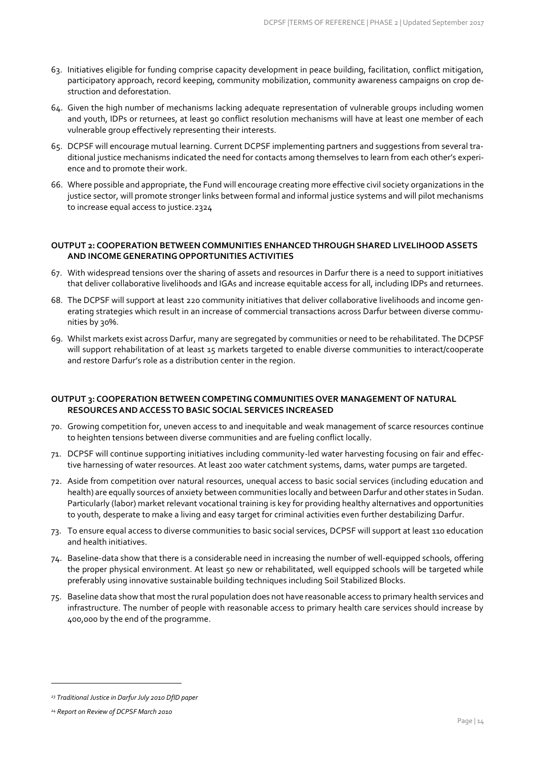63. Initiatives eligible for funding comprise capacity development in peace building, facilitation, conflict mitigation, participatory approach, record keeping, community mobilization, community awareness campaigns on crop destruction and deforestation.

64. Given the high number of mechanisms lacking adequate representation of vulnerable groups including women and youth, IDPs or returnees, at least 90 conflict resolution mechanisms will have at least one member of each vulnerable group effectively representing their interests.

65. DCPSF will encourage mutual learning. Current DCPSF implementing partners and suggestions from several traditional justice mechanisms indicated the need for contacts among themselves to learn from each other's experience and to promote their work.

66. Where possible and appropriate, the Fund will encourage creating more effective civil society organizations in the justice sector, will promote stronger links between formal and informal justice systems and will pilot mechanisms to increase equal access to justice.[23][24]

#### OUTPUT 2: COOPERATION BETWEEN COMMUNITIES ENHANCED THROUGH SHARED LIVELIHOOD ASSETS AND INCOME GENERATING OPPORTUNITIES ACTIVITIES

67. With widespread tensions over the sharing of assets and resources in Darfur there is a need to support initiatives that deliver collaborative livelihoods and IGAs and increase equitable access for all, including IDPs and returnees.

68. The DCPSF will support at least 220 community initiatives that deliver collaborative livelihoods and income generating strategies which result in an increase of commercial transactions across Darfur between diverse communities by 30%.

69. Whilst markets exist across Darfur, many are segregated by communities or need to be rehabilitated. The DCPSF will support rehabilitation of at least 15 markets targeted to enable diverse communities to interact/cooperate and restore Darfur's role as a distribution center in the region.

#### OUTPUT 3: COOPERATION BETWEEN COMPETING COMMUNITIES OVER MANAGEMENT OF NATURAL RESOURCES AND ACCESS TO BASIC SOCIAL SERVICES INCREASED

70. Growing competition for, uneven access to and inequitable and weak management of scarce resources continue to heighten tensions between diverse communities and are fueling conflict locally.

71. DCPSF will continue supporting initiatives including community-led water harvesting focusing on fair and effective harnessing of water resources. At least 200 water catchment systems, dams, water pumps are targeted.

72. Aside from competition over natural resources, unequal access to basic social services (including education and health) are equally sources of anxiety between communities locally and between Darfur and other states in Sudan. Particularly (labor) market relevant vocational training is key for providing healthy alternatives and opportunities to youth, desperate to make a living and easy target for criminal activities even further destabilizing Darfur.

73. To ensure equal access to diverse communities to basic social services, DCPSF will support at least 110 education and health initiatives.

74. Baseline-data show that there is a considerable need in increasing the number of well-equipped schools, offering the proper physical environment. At least 50 new or rehabilitated, well equipped schools will be targeted while preferably using innovative sustainable building techniques including Soil Stabilized Blocks.

75. Baseline data show that most the rural population does not have reasonable access to primary health services and infrastructure. The number of people with reasonable access to primary health care services should increase by 400,000 by the end of the programme.

---

[23] *Traditional Justice in Darfur July 2010 DfID paper*

[24] *Report on Review of DCPSF March 2010*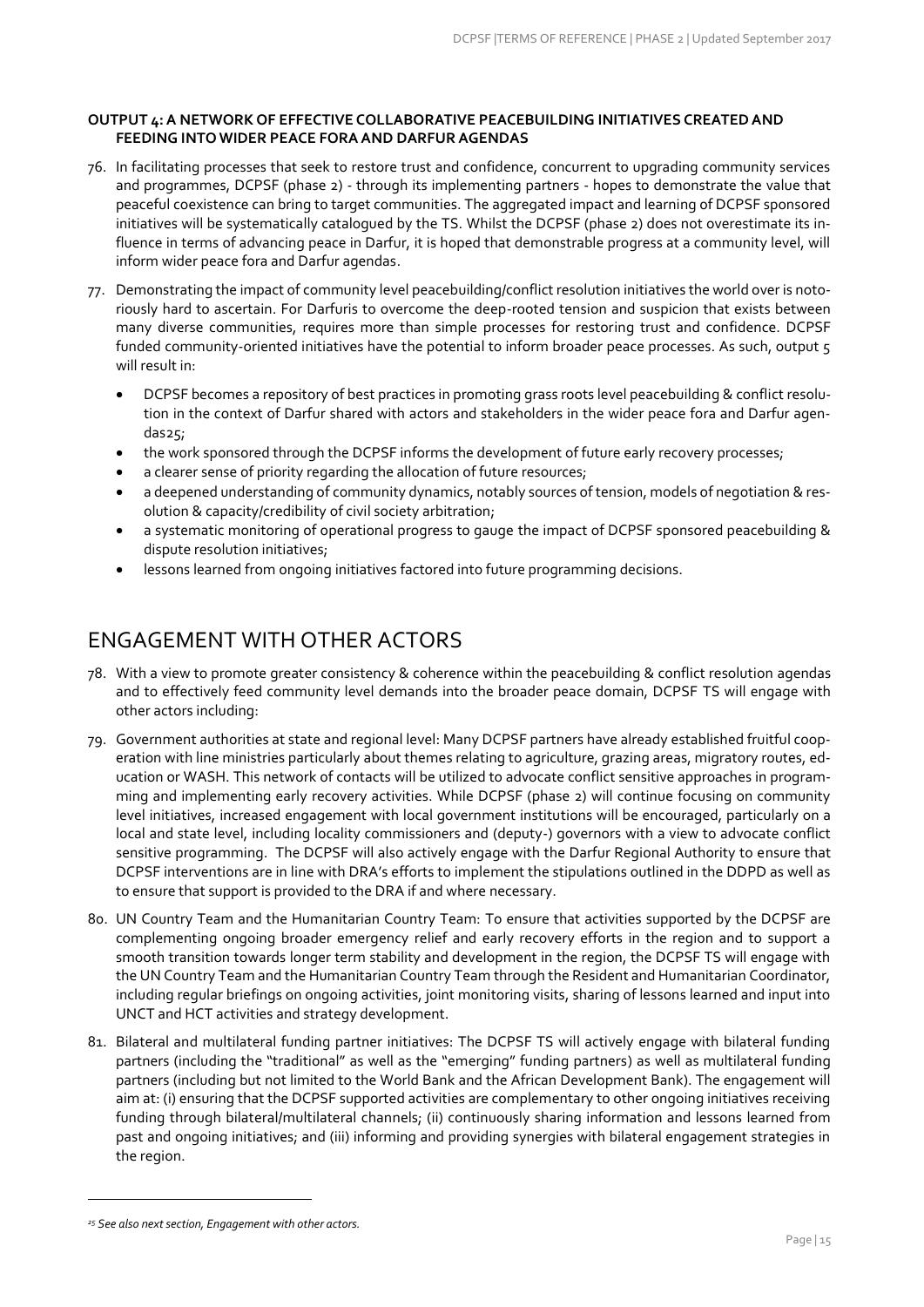#### OUTPUT 4: A NETWORK OF EFFECTIVE COLLABORATIVE PEACEBUILDING INITIATIVES CREATED AND FEEDING INTO WIDER PEACE FORA AND DARFUR AGENDAS

76. In facilitating processes that seek to restore trust and confidence, concurrent to upgrading community services and programmes, DCPSF (phase 2) - through its implementing partners - hopes to demonstrate the value that peaceful coexistence can bring to target communities. The aggregated impact and learning of DCPSF sponsored initiatives will be systematically catalogued by the TS. Whilst the DCPSF (phase 2) does not overestimate its influence in terms of advancing peace in Darfur, it is hoped that demonstrable progress at a community level, will inform wider peace fora and Darfur agendas.

77. Demonstrating the impact of community level peacebuilding/conflict resolution initiatives the world over is notoriously hard to ascertain. For Darfuris to overcome the deep-rooted tension and suspicion that exists between many diverse communities, requires more than simple processes for restoring trust and confidence. DCPSF funded community-oriented initiatives have the potential to inform broader peace processes. As such, output 5 will result in:

    - DCPSF becomes a repository of best practices in promoting grass roots level peacebuilding & conflict resolution in the context of Darfur shared with actors and stakeholders in the wider peace fora and Darfur agendas[25];
    - the work sponsored through the DCPSF informs the development of future early recovery processes;
    - a clearer sense of priority regarding the allocation of future resources;
    - a deepened understanding of community dynamics, notably sources of tension, models of negotiation & resolution & capacity/credibility of civil society arbitration;
    - a systematic monitoring of operational progress to gauge the impact of DCPSF sponsored peacebuilding & dispute resolution initiatives;
    - lessons learned from ongoing initiatives factored into future programming decisions.

## ENGAGEMENT WITH OTHER ACTORS

78. With a view to promote greater consistency & coherence within the peacebuilding & conflict resolution agendas and to effectively feed community level demands into the broader peace domain, DCPSF TS will engage with other actors including:

79. Government authorities at state and regional level: Many DCPSF partners have already established fruitful cooperation with line ministries particularly about themes relating to agriculture, grazing areas, migratory routes, education or WASH. This network of contacts will be utilized to advocate conflict sensitive approaches in programming and implementing early recovery activities. While DCPSF (phase 2) will continue focusing on community level initiatives, increased engagement with local government institutions will be encouraged, particularly on a local and state level, including locality commissioners and (deputy-) governors with a view to advocate conflict sensitive programming. The DCPSF will also actively engage with the Darfur Regional Authority to ensure that DCPSF interventions are in line with DRA's efforts to implement the stipulations outlined in the DDPD as well as to ensure that support is provided to the DRA if and where necessary.

80. UN Country Team and the Humanitarian Country Team: To ensure that activities supported by the DCPSF are complementing ongoing broader emergency relief and early recovery efforts in the region and to support a smooth transition towards longer term stability and development in the region, the DCPSF TS will engage with the UN Country Team and the Humanitarian Country Team through the Resident and Humanitarian Coordinator, including regular briefings on ongoing activities, joint monitoring visits, sharing of lessons learned and input into UNCT and HCT activities and strategy development.

81. Bilateral and multilateral funding partner initiatives: The DCPSF TS will actively engage with bilateral funding partners (including the "traditional" as well as the "emerging" funding partners) as well as multilateral funding partners (including but not limited to the World Bank and the African Development Bank). The engagement will aim at: (i) ensuring that the DCPSF supported activities are complementary to other ongoing initiatives receiving funding through bilateral/multilateral channels; (ii) continuously sharing information and lessons learned from past and ongoing initiatives; and (iii) informing and providing synergies with bilateral engagement strategies in the region.

---

[25] *See also next section, Engagement with other actors.*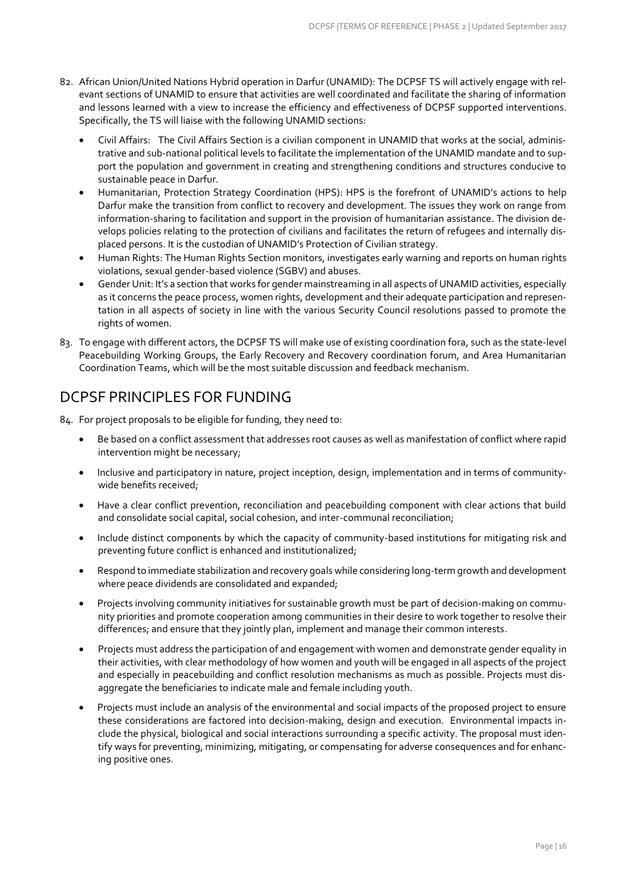82. African Union/United Nations Hybrid operation in Darfur (UNAMID): The DCPSF TS will actively engage with relevant sections of UNAMID to ensure that activities are well coordinated and facilitate the sharing of information and lessons learned with a view to increase the efficiency and effectiveness of DCPSF supported interventions. Specifically, the TS will liaise with the following UNAMID sections:

    - Civil Affairs: The Civil Affairs Section is a civilian component in UNAMID that works at the social, administrative and sub-national political levels to facilitate the implementation of the UNAMID mandate and to support the population and government in creating and strengthening conditions and structures conducive to sustainable peace in Darfur.
    - Humanitarian, Protection Strategy Coordination (HPS): HPS is the forefront of UNAMID's actions to help Darfur make the transition from conflict to recovery and development. The issues they work on range from information-sharing to facilitation and support in the provision of humanitarian assistance. The division develops policies relating to the protection of civilians and facilitates the return of refugees and internally displaced persons. It is the custodian of UNAMID's Protection of Civilian strategy.
    - Human Rights: The Human Rights Section monitors, investigates early warning and reports on human rights violations, sexual gender-based violence (SGBV) and abuses.
    - Gender Unit: It's a section that works for gender mainstreaming in all aspects of UNAMID activities, especially as it concerns the peace process, women rights, development and their adequate participation and representation in all aspects of society in line with the various Security Council resolutions passed to promote the rights of women.

83. To engage with different actors, the DCPSF TS will make use of existing coordination fora, such as the state-level Peacebuilding Working Groups, the Early Recovery and Recovery coordination forum, and Area Humanitarian Coordination Teams, which will be the most suitable discussion and feedback mechanism.

## DCPSF PRINCIPLES FOR FUNDING

84. For project proposals to be eligible for funding, they need to:

    - Be based on a conflict assessment that addresses root causes as well as manifestation of conflict where rapid intervention might be necessary;
    - Inclusive and participatory in nature, project inception, design, implementation and in terms of community-wide benefits received;
    - Have a clear conflict prevention, reconciliation and peacebuilding component with clear actions that build and consolidate social capital, social cohesion, and inter-communal reconciliation;
    - Include distinct components by which the capacity of community-based institutions for mitigating risk and preventing future conflict is enhanced and institutionalized;
    - Respond to immediate stabilization and recovery goals while considering long-term growth and development where peace dividends are consolidated and expanded;
    - Projects involving community initiatives for sustainable growth must be part of decision-making on community priorities and promote cooperation among communities in their desire to work together to resolve their differences; and ensure that they jointly plan, implement and manage their common interests.
    - Projects must address the participation of and engagement with women and demonstrate gender equality in their activities, with clear methodology of how women and youth will be engaged in all aspects of the project and especially in peacebuilding and conflict resolution mechanisms as much as possible. Projects must disaggregate the beneficiaries to indicate male and female including youth.
    - Projects must include an analysis of the environmental and social impacts of the proposed project to ensure these considerations are factored into decision-making, design and execution. Environmental impacts include the physical, biological and social interactions surrounding a specific activity. The proposal must identify ways for preventing, minimizing, mitigating, or compensating for adverse consequences and for enhancing positive ones.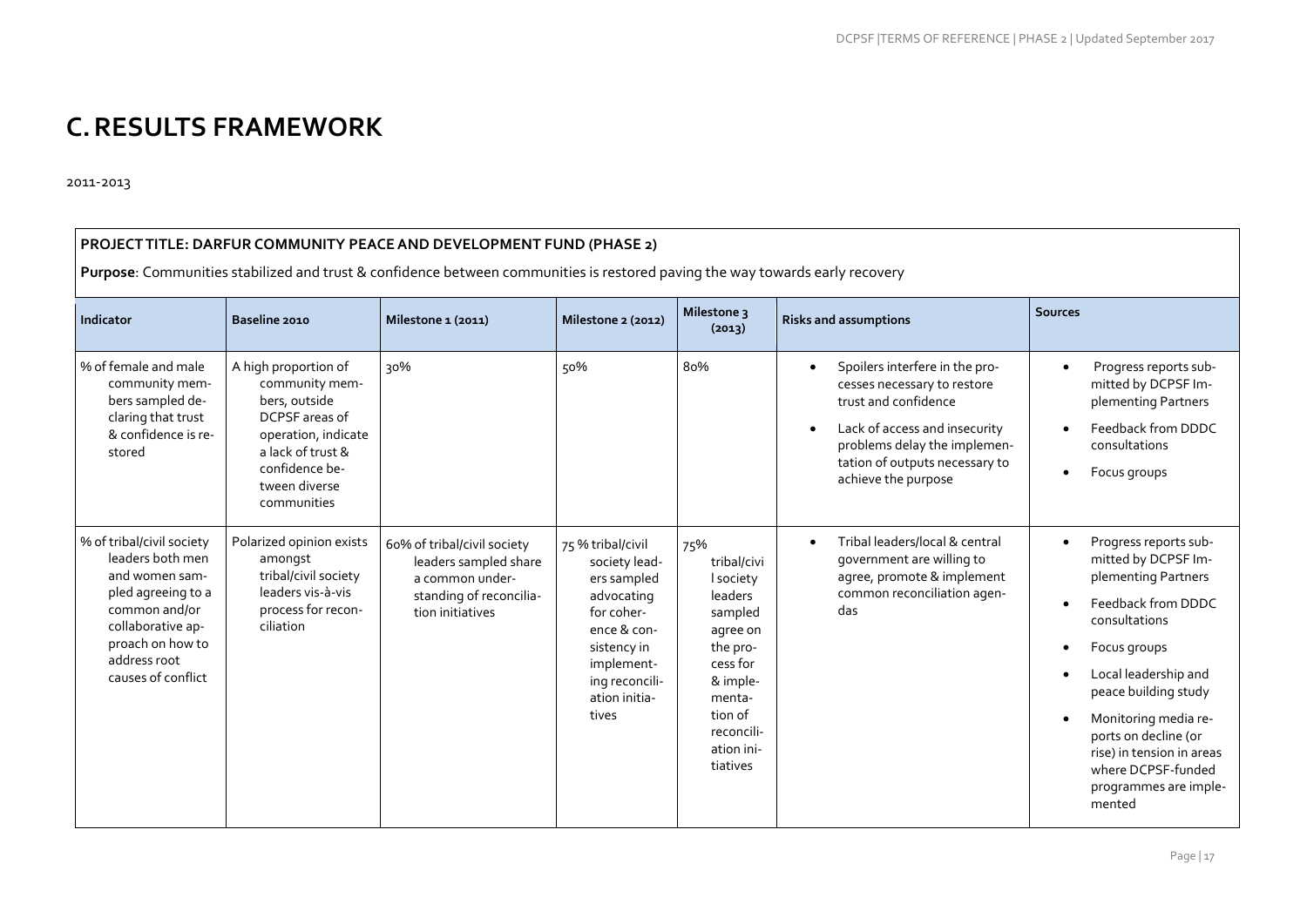# C. RESULTS FRAMEWORK

2011-2013

**PROJECT TITLE: DARFUR COMMUNITY PEACE AND DEVELOPMENT FUND (PHASE 2)**

**Purpose**: Communities stabilized and trust & confidence between communities is restored paving the way towards early recovery

| Indicator | Baseline 2010 | Milestone 1 (2011) | Milestone 2 (2012) | Milestone 3 (2013) | Risks and assumptions | Sources |
|---|---|---|---|---|---|---|
| % of female and male community members sampled declaring that trust & confidence is restored | A high proportion of community members, outside DCPSF areas of operation, indicate a lack of trust & confidence between diverse communities | 30% | 50% | 80% | • Spoilers interfere in the processes necessary to restore trust and confidence<br>• Lack of access and insecurity problems delay the implementation of outputs necessary to achieve the purpose | • Progress reports submitted by DCPSF Implementing Partners<br>• Feedback from DDDC consultations<br>• Focus groups |
| % of tribal/civil society leaders both men and women sampled agreeing to a common and/or collaborative approach on how to address root causes of conflict | Polarized opinion exists amongst tribal/civil society leaders vis-à-vis process for reconciliation | 60% of tribal/civil society leaders sampled share a common understanding of reconciliation initiatives | 75 % tribal/civil society leaders sampled advocating for coherence & consistency in implementing reconciliation initiatives | 75% tribal/civil society leaders sampled agree on the process for & implementation of reconciliation initiatives | • Tribal leaders/local & central government are willing to agree, promote & implement common reconciliation agendas | • Progress reports submitted by DCPSF Implementing Partners<br>• Feedback from DDDC consultations<br>• Focus groups<br>• Local leadership and peace building study<br>• Monitoring media reports on decline (or rise) in tension in areas where DCPSF-funded programmes are implemented |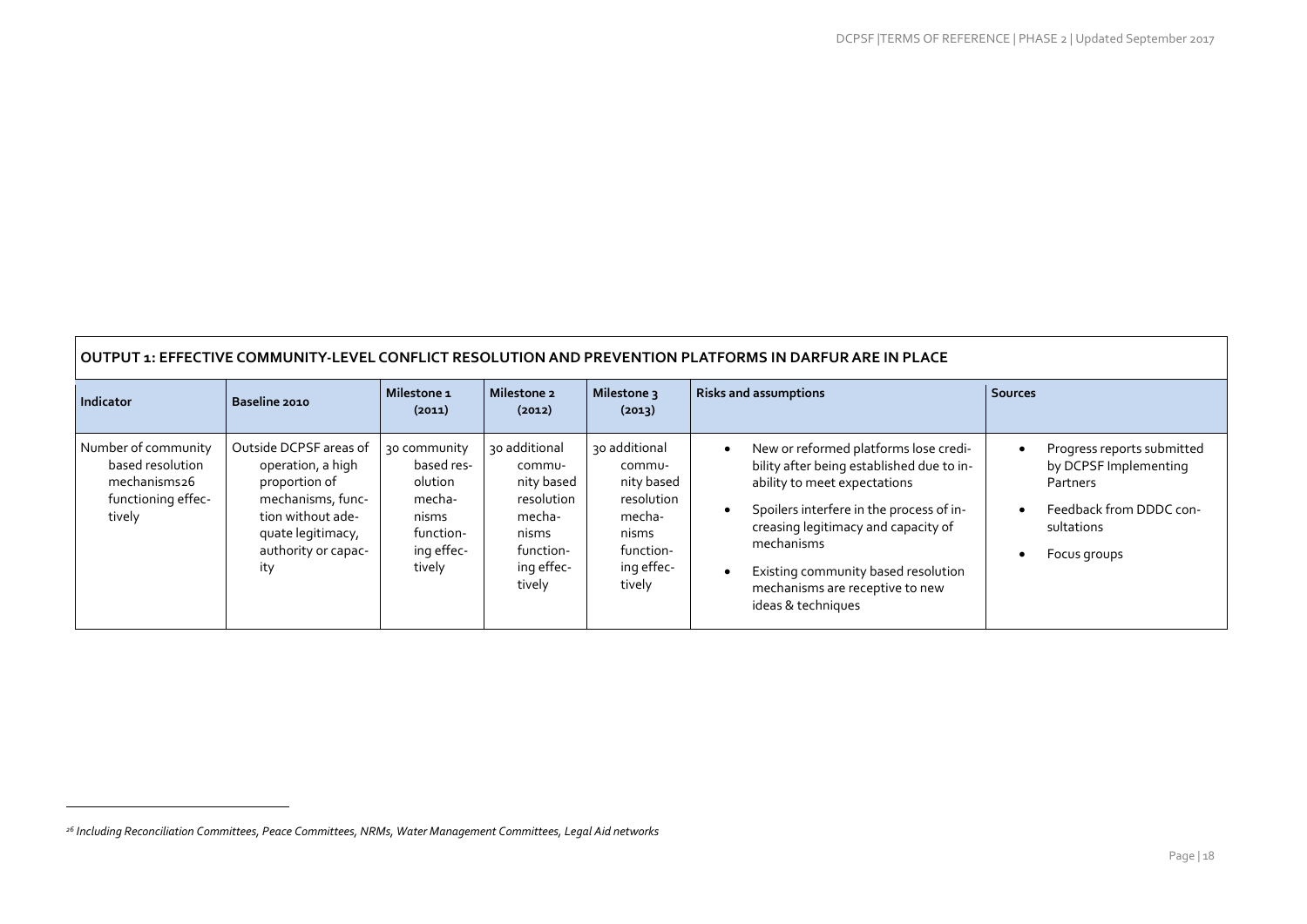| OUTPUT 1: EFFECTIVE COMMUNITY-LEVEL CONFLICT RESOLUTION AND PREVENTION PLATFORMS IN DARFUR ARE IN PLACE | | | | | | |
|---|---|---|---|---|---|---|
| **Indicator** | **Baseline 2010** | **Milestone 1 (2011)** | **Milestone 2 (2012)** | **Milestone 3 (2013)** | **Risks and assumptions** | **Sources** |
| Number of community based resolution mechanisms[26] functioning effectively | Outside DCPSF areas of operation, a high proportion of mechanisms, function without adequate legitimacy, authority or capacity | 30 community based resolution mechanisms functioning effectively | 30 additional community based resolution mechanisms functioning effectively | 30 additional community based resolution mechanisms functioning effectively | • New or reformed platforms lose credibility after being established due to inability to meet expectations<br>• Spoilers interfere in the process of increasing legitimacy and capacity of mechanisms<br>• Existing community based resolution mechanisms are receptive to new ideas & techniques | • Progress reports submitted by DCPSF Implementing Partners<br>• Feedback from DDDC consultations<br>• Focus groups |

[26] *Including Reconciliation Committees, Peace Committees, NRMs, Water Management Committees, Legal Aid networks*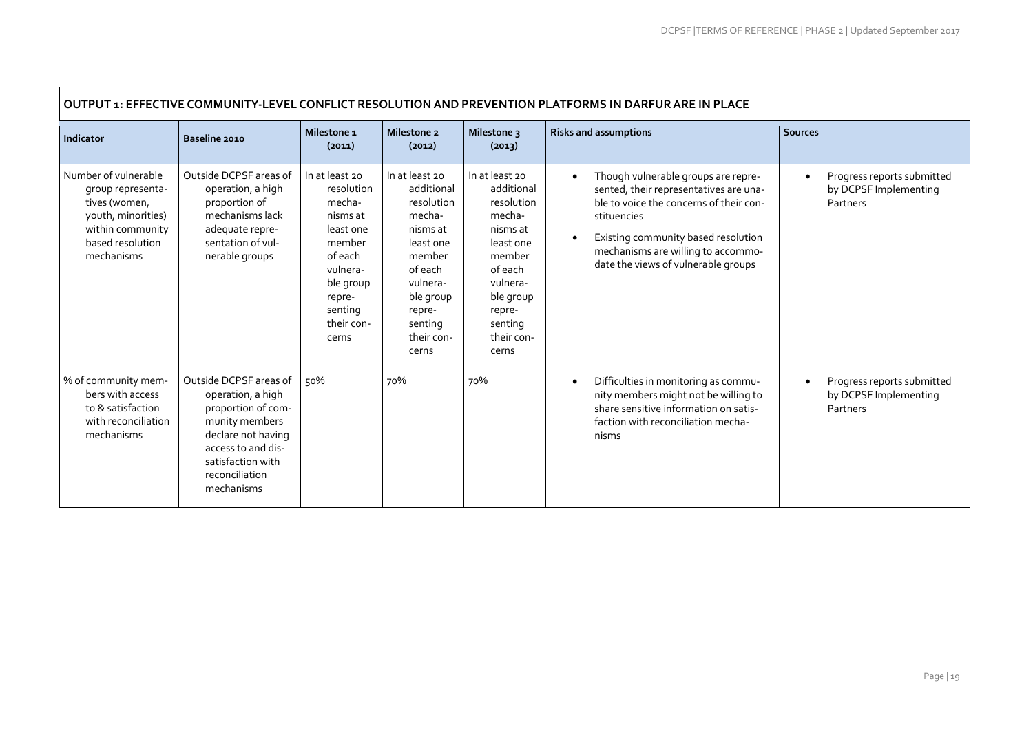| OUTPUT 1: EFFECTIVE COMMUNITY-LEVEL CONFLICT RESOLUTION AND PREVENTION PLATFORMS IN DARFUR ARE IN PLACE | | | | | | |
|---|---|---|---|---|---|---|
| **Indicator** | **Baseline 2010** | **Milestone 1 (2011)** | **Milestone 2 (2012)** | **Milestone 3 (2013)** | **Risks and assumptions** | **Sources** |
| Number of vulnerable group representatives (women, youth, minorities) within community based resolution mechanisms | Outside DCPSF areas of operation, a high proportion of mechanisms lack adequate representation of vulnerable groups | In at least 20 resolution mechanisms at least one member of each vulnerable group representing their concerns | In at least 20 additional resolution mechanisms at least one member of each vulnerable group representing their concerns | In at least 20 additional resolution mechanisms at least one member of each vulnerable group representing their concerns | • Though vulnerable groups are represented, their representatives are unable to voice the concerns of their constituencies<br>• Existing community based resolution mechanisms are willing to accommodate the views of vulnerable groups | • Progress reports submitted by DCPSF Implementing Partners |
| % of community members with access to & satisfaction with reconciliation mechanisms | Outside DCPSF areas of operation, a high proportion of community members declare not having access to and dissatisfaction with reconciliation mechanisms | 50% | 70% | 70% | • Difficulties in monitoring as community members might not be willing to share sensitive information on satisfaction with reconciliation mechanisms | • Progress reports submitted by DCPSF Implementing Partners |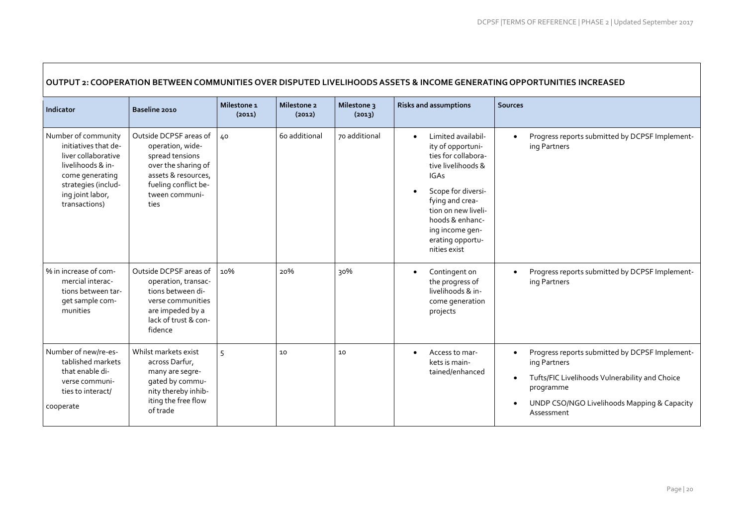| OUTPUT 2: COOPERATION BETWEEN COMMUNITIES OVER DISPUTED LIVELIHOODS ASSETS & INCOME GENERATING OPPORTUNITIES INCREASED | | | | | | |
|---|---|---|---|---|---|---|
| **Indicator** | **Baseline 2010** | **Milestone 1 (2011)** | **Milestone 2 (2012)** | **Milestone 3 (2013)** | **Risks and assumptions** | **Sources** |
| Number of community initiatives that deliver collaborative livelihoods & income generating strategies (including joint labor, transactions) | Outside DCPSF areas of operation, widespread tensions over the sharing of assets & resources, fueling conflict between communities | 40 | 60 additional | 70 additional | • Limited availability of opportunities for collaborative livelihoods & IGAs<br>• Scope for diversifying and creation on new livelihoods & enhancing income generating opportunities exist | • Progress reports submitted by DCPSF Implementing Partners |
| % in increase of commercial interactions between target sample communities | Outside DCPSF areas of operation, transactions between diverse communities are impeded by a lack of trust & confidence | 10% | 20% | 30% | • Contingent on the progress of livelihoods & income generation projects | • Progress reports submitted by DCPSF Implementing Partners |
| Number of new/re-established markets that enable diverse communities to interact/ cooperate | Whilst markets exist across Darfur, many are segregated by community thereby inhibiting the free flow of trade | 5 | 10 | 10 | • Access to markets is maintained/enhanced | • Progress reports submitted by DCPSF Implementing Partners<br>• Tufts/FIC Livelihoods Vulnerability and Choice programme<br>• UNDP CSO/NGO Livelihoods Mapping & Capacity Assessment |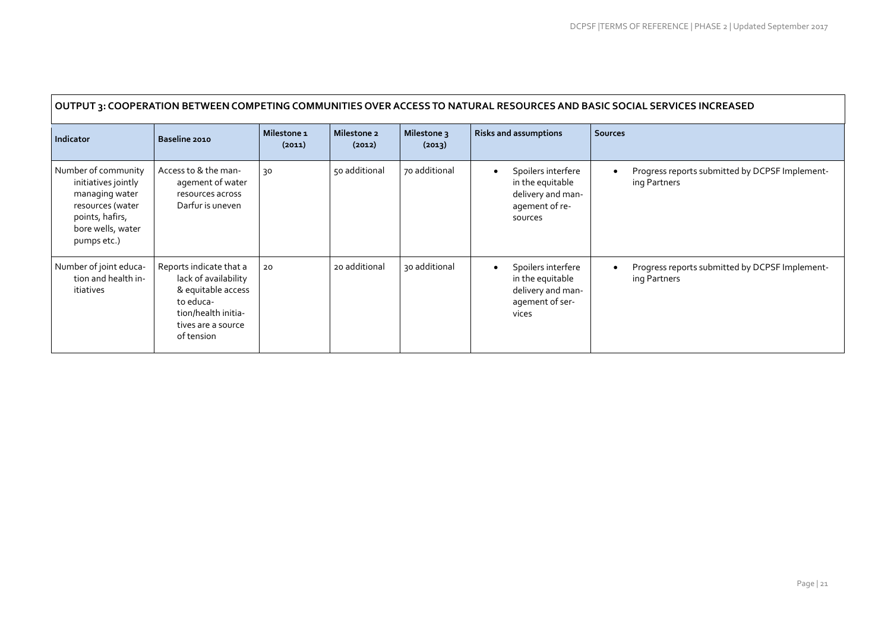| OUTPUT 3: COOPERATION BETWEEN COMPETING COMMUNITIES OVER ACCESS TO NATURAL RESOURCES AND BASIC SOCIAL SERVICES INCREASED | | | | | | |
|---|---|---|---|---|---|---|
| **Indicator** | **Baseline 2010** | **Milestone 1 (2011)** | **Milestone 2 (2012)** | **Milestone 3 (2013)** | **Risks and assumptions** | **Sources** |
| Number of community initiatives jointly managing water resources (water points, hafirs, bore wells, water pumps etc.) | Access to & the management of water resources across Darfur is uneven | 30 | 50 additional | 70 additional | • Spoilers interfere in the equitable delivery and management of resources | • Progress reports submitted by DCPSF Implementing Partners |
| Number of joint education and health initiatives | Reports indicate that a lack of availability & equitable access to education/health initiatives are a source of tension | 20 | 20 additional | 30 additional | • Spoilers interfere in the equitable delivery and management of services | • Progress reports submitted by DCPSF Implementing Partners |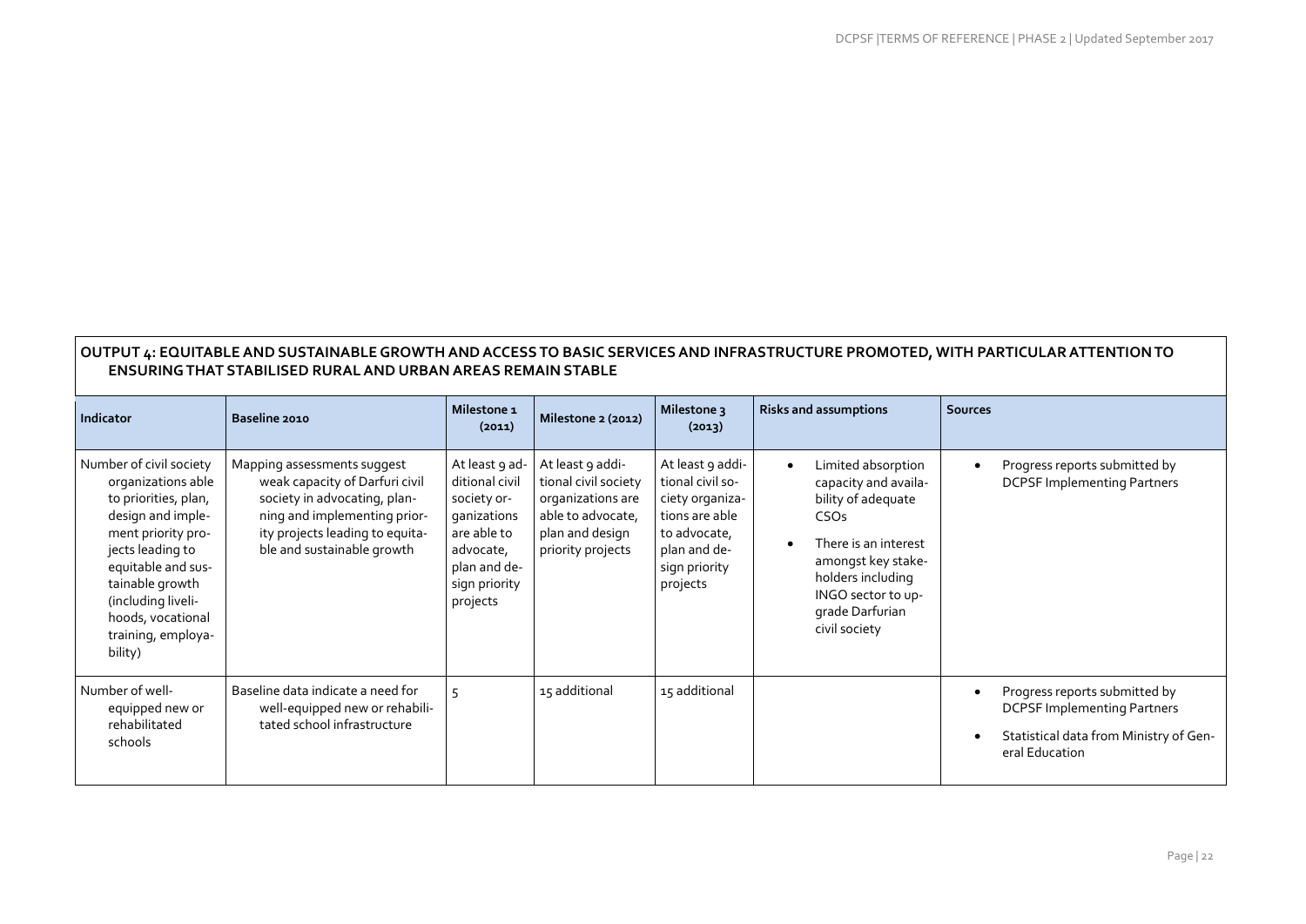**OUTPUT 4: EQUITABLE AND SUSTAINABLE GROWTH AND ACCESS TO BASIC SERVICES AND INFRASTRUCTURE PROMOTED, WITH PARTICULAR ATTENTION TO ENSURING THAT STABILISED RURAL AND URBAN AREAS REMAIN STABLE**

| Indicator | Baseline 2010 | Milestone 1 (2011) | Milestone 2 (2012) | Milestone 3 (2013) | Risks and assumptions | Sources |
|---|---|---|---|---|---|---|
| Number of civil society organizations able to priorities, plan, design and implement priority projects leading to equitable and sustainable growth (including livelihoods, vocational training, employability) | Mapping assessments suggest weak capacity of Darfuri civil society in advocating, planning and implementing priority projects leading to equitable and sustainable growth | At least 9 additional civil society organizations are able to advocate, plan and design priority projects | At least 9 additional civil society organizations are able to advocate, plan and design priority projects | At least 9 additional civil society organizations are able to advocate, plan and design priority projects | • Limited absorption capacity and availability of adequate CSOs<br>• There is an interest amongst key stakeholders including INGO sector to upgrade Darfurian civil society | • Progress reports submitted by DCPSF Implementing Partners |
| Number of well-equipped new or rehabilitated schools | Baseline data indicate a need for well-equipped new or rehabilitated school infrastructure | 5 | 15 additional | 15 additional | | • Progress reports submitted by DCPSF Implementing Partners<br>• Statistical data from Ministry of General Education |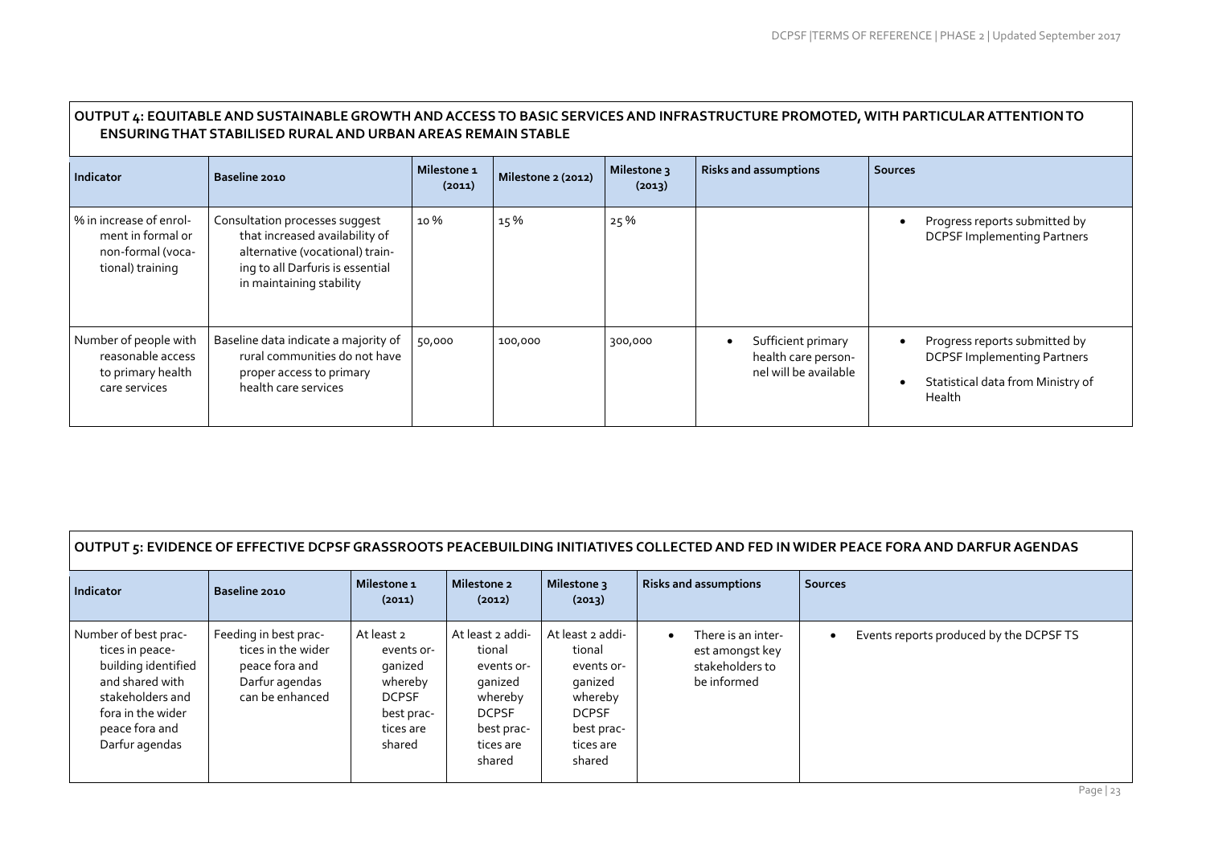## OUTPUT 4: EQUITABLE AND SUSTAINABLE GROWTH AND ACCESS TO BASIC SERVICES AND INFRASTRUCTURE PROMOTED, WITH PARTICULAR ATTENTION TO ENSURING THAT STABILISED RURAL AND URBAN AREAS REMAIN STABLE

| Indicator | Baseline 2010 | Milestone 1 (2011) | Milestone 2 (2012) | Milestone 3 (2013) | Risks and assumptions | Sources |
|---|---|---|---|---|---|---|
| % in increase of enrolment in formal or non-formal (vocational) training | Consultation processes suggest that increased availability of alternative (vocational) training to all Darfuris is essential in maintaining stability | 10 % | 15 % | 25 % | | • Progress reports submitted by DCPSF Implementing Partners |
| Number of people with reasonable access to primary health care services | Baseline data indicate a majority of rural communities do not have proper access to primary health care services | 50,000 | 100,000 | 300,000 | • Sufficient primary health care personnel will be available | • Progress reports submitted by DCPSF Implementing Partners<br>• Statistical data from Ministry of Health |

## OUTPUT 5: EVIDENCE OF EFFECTIVE DCPSF GRASSROOTS PEACEBUILDING INITIATIVES COLLECTED AND FED IN WIDER PEACE FORA AND DARFUR AGENDAS

| Indicator | Baseline 2010 | Milestone 1 (2011) | Milestone 2 (2012) | Milestone 3 (2013) | Risks and assumptions | Sources |
|---|---|---|---|---|---|---|
| Number of best practices in peacebuilding identified and shared with stakeholders and fora in the wider peace fora and Darfur agendas | Feeding in best practices in the wider peace fora and Darfur agendas can be enhanced | At least 2 events organized whereby DCPSF best practices are shared | At least 2 additional events organized whereby DCPSF best practices are shared | At least 2 additional events organized whereby DCPSF best practices are shared | • There is an interest amongst key stakeholders to be informed | • Events reports produced by the DCPSF TS |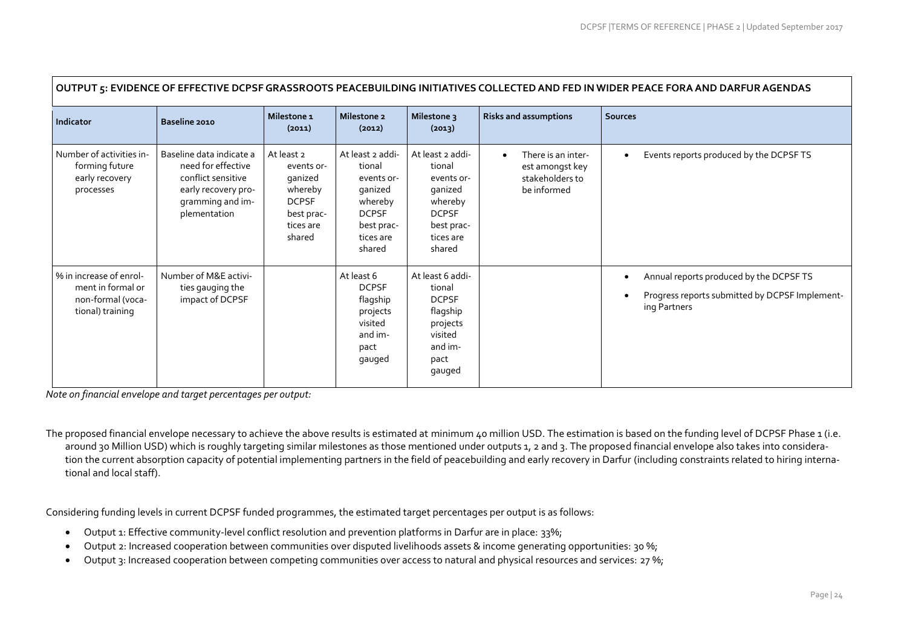| **OUTPUT 5: EVIDENCE OF EFFECTIVE DCPSF GRASSROOTS PEACEBUILDING INITIATIVES COLLECTED AND FED IN WIDER PEACE FORA AND DARFUR AGENDAS** | | | | | | |
|---|---|---|---|---|---|---|
| **Indicator** | **Baseline 2010** | **Milestone 1 (2011)** | **Milestone 2 (2012)** | **Milestone 3 (2013)** | **Risks and assumptions** | **Sources** |
| Number of activities informing future early recovery processes | Baseline data indicate a need for effective conflict sensitive early recovery programming and implementation | At least 2 events organized whereby DCPSF best practices are shared | At least 2 additional events organized whereby DCPSF best practices are shared | At least 2 additional events organized whereby DCPSF best practices are shared | • There is an interest amongst key stakeholders to be informed | • Events reports produced by the DCPSF TS |
| % in increase of enrolment in formal or non-formal (vocational) training | Number of M&E activities gauging the impact of DCPSF | | At least 6 DCPSF flagship projects visited and impact gauged | At least 6 additional DCPSF flagship projects visited and impact gauged | | • Annual reports produced by the DCPSF TS<br>• Progress reports submitted by DCPSF Implementing Partners |

*Note on financial envelope and target percentages per output:*

The proposed financial envelope necessary to achieve the above results is estimated at minimum 40 million USD. The estimation is based on the funding level of DCPSF Phase 1 (i.e. around 30 Million USD) which is roughly targeting similar milestones as those mentioned under outputs 1, 2 and 3. The proposed financial envelope also takes into consideration the current absorption capacity of potential implementing partners in the field of peacebuilding and early recovery in Darfur (including constraints related to hiring international and local staff).

Considering funding levels in current DCPSF funded programmes, the estimated target percentages per output is as follows:

- Output 1: Effective community-level conflict resolution and prevention platforms in Darfur are in place: 33%;
- Output 2: Increased cooperation between communities over disputed livelihoods assets & income generating opportunities: 30 %;
- Output 3: Increased cooperation between competing communities over access to natural and physical resources and services: 27 %;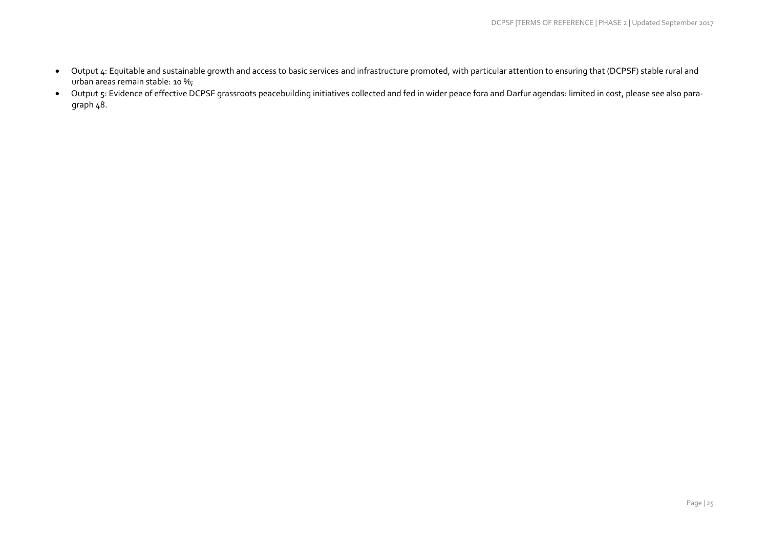- Output 4: Equitable and sustainable growth and access to basic services and infrastructure promoted, with particular attention to ensuring that (DCPSF) stable rural and urban areas remain stable: 10 %;
- Output 5: Evidence of effective DCPSF grassroots peacebuilding initiatives collected and fed in wider peace fora and Darfur agendas: limited in cost, please see also paragraph 48.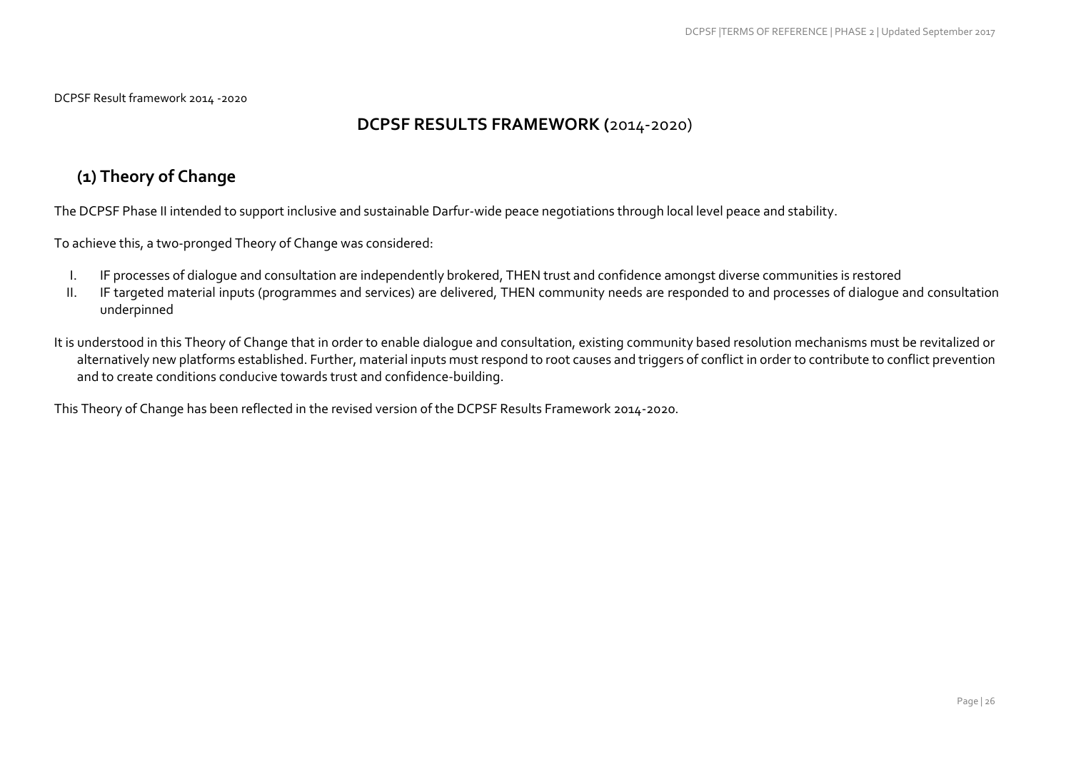DCPSF Result framework 2014 -2020

# DCPSF RESULTS FRAMEWORK (2014-2020)

## (1) Theory of Change

The DCPSF Phase II intended to support inclusive and sustainable Darfur-wide peace negotiations through local level peace and stability.

To achieve this, a two-pronged Theory of Change was considered:

I. IF processes of dialogue and consultation are independently brokered, THEN trust and confidence amongst diverse communities is restored
II. IF targeted material inputs (programmes and services) are delivered, THEN community needs are responded to and processes of dialogue and consultation underpinned

It is understood in this Theory of Change that in order to enable dialogue and consultation, existing community based resolution mechanisms must be revitalized or alternatively new platforms established. Further, material inputs must respond to root causes and triggers of conflict in order to contribute to conflict prevention and to create conditions conducive towards trust and confidence-building.

This Theory of Change has been reflected in the revised version of the DCPSF Results Framework 2014-2020.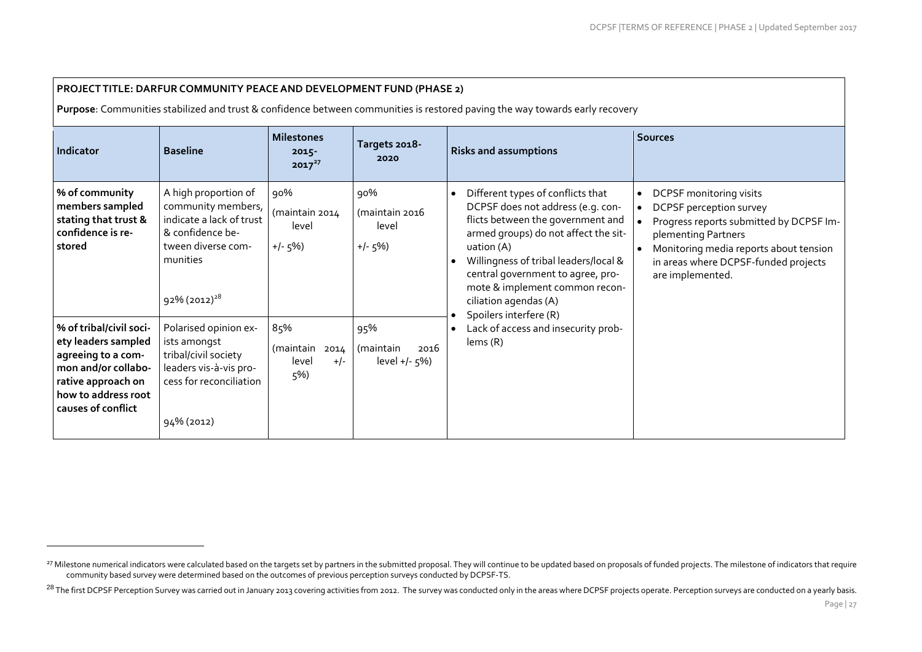**PROJECT TITLE: DARFUR COMMUNITY PEACE AND DEVELOPMENT FUND (PHASE 2)**

**Purpose**: Communities stabilized and trust & confidence between communities is restored paving the way towards early recovery

| Indicator | Baseline | Milestones 2015-2017[27] | Targets 2018-2020 | Risks and assumptions | Sources |
|---|---|---|---|---|---|
| **% of community members sampled stating that trust & confidence is restored** | A high proportion of community members, indicate a lack of trust & confidence between diverse communities<br><br>92% (2012)[28] | 90%<br>(maintain 2014 level<br>+/- 5%) | 90%<br>(maintain 2016 level<br>+/- 5%) | • Different types of conflicts that DCPSF does not address (e.g. conflicts between the government and armed groups) do not affect the situation (A)<br>• Willingness of tribal leaders/local & central government to agree, promote & implement common reconciliation agendas (A)<br>• Spoilers interfere (R)<br>• Lack of access and insecurity problems (R) | • DCPSF monitoring visits<br>• DCPSF perception survey<br>• Progress reports submitted by DCPSF Implementing Partners<br>• Monitoring media reports about tension in areas where DCPSF-funded projects are implemented. |
| **% of tribal/civil society leaders sampled agreeing to a common and/or collaborative approach on how to address root causes of conflict** | Polarised opinion exists amongst tribal/civil society leaders vis-à-vis process for reconciliation<br><br>94% (2012) | 85%<br>(maintain 2014 level +/- 5%) | 95%<br>(maintain 2016 level +/- 5%) | | |

[27] Milestone numerical indicators were calculated based on the targets set by partners in the submitted proposal. They will continue to be updated based on proposals of funded projects. The milestone of indicators that require community based survey were determined based on the outcomes of previous perception surveys conducted by DCPSF-TS.

[28] The first DCPSF Perception Survey was carried out in January 2013 covering activities from 2012. The survey was conducted only in the areas where DCPSF projects operate. Perception surveys are conducted on a yearly basis.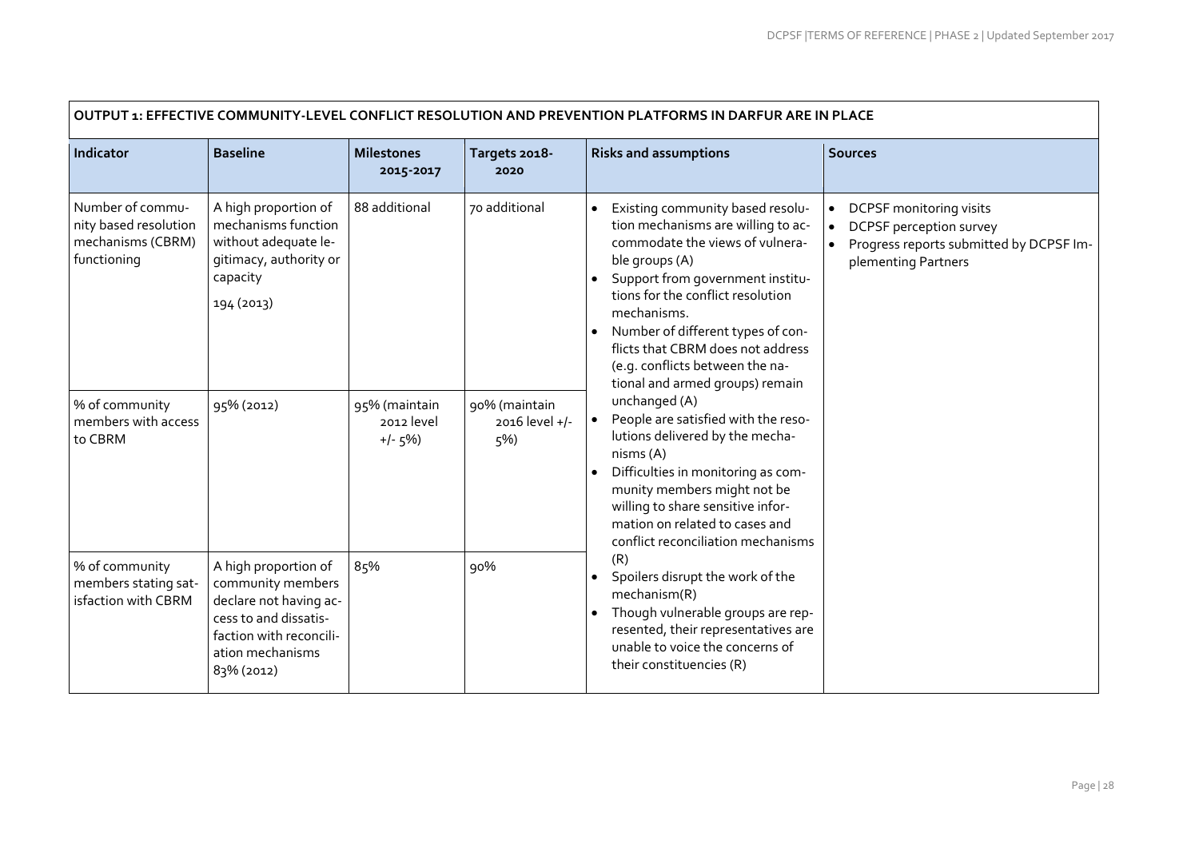| OUTPUT 1: EFFECTIVE COMMUNITY-LEVEL CONFLICT RESOLUTION AND PREVENTION PLATFORMS IN DARFUR ARE IN PLACE | | | | | |
|---|---|---|---|---|---|
| **Indicator** | **Baseline** | **Milestones 2015-2017** | **Targets 2018-2020** | **Risks and assumptions** | **Sources** |
| Number of community based resolution mechanisms (CBRM) functioning | A high proportion of mechanisms function without adequate legitimacy, authority or capacity<br>194 (2013) | 88 additional | 70 additional | • Existing community based resolution mechanisms are willing to accommodate the views of vulnerable groups (A)<br>• Support from government institutions for the conflict resolution mechanisms.<br>• Number of different types of conflicts that CBRM does not address (e.g. conflicts between the national and armed groups) remain unchanged (A)<br>• People are satisfied with the resolutions delivered by the mechanisms (A)<br>• Difficulties in monitoring as community members might not be willing to share sensitive information on related to cases and conflict reconciliation mechanisms (R)<br>• Spoilers disrupt the work of the mechanism(R)<br>• Though vulnerable groups are represented, their representatives are unable to voice the concerns of their constituencies (R) | • DCPSF monitoring visits<br>• DCPSF perception survey<br>• Progress reports submitted by DCPSF Implementing Partners |
| % of community members with access to CBRM | 95% (2012) | 95% (maintain 2012 level +/- 5%) | 90% (maintain 2016 level +/- 5%) | | |
| % of community members stating satisfaction with CBRM | A high proportion of community members declare not having access to and dissatisfaction with reconciliation mechanisms<br>83% (2012) | 85% | 90% | | |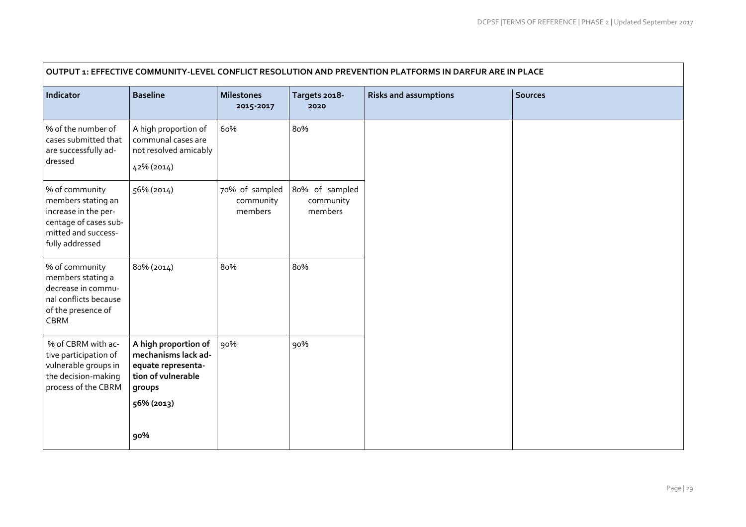| OUTPUT 1: EFFECTIVE COMMUNITY-LEVEL CONFLICT RESOLUTION AND PREVENTION PLATFORMS IN DARFUR ARE IN PLACE | | | | | |
|---|---|---|---|---|---|
| **Indicator** | **Baseline** | **Milestones 2015-2017** | **Targets 2018-2020** | **Risks and assumptions** | **Sources** |
| % of the number of cases submitted that are successfully addressed | A high proportion of communal cases are not resolved amicably<br><br>42% (2014) | 60% | 80% | | |
| % of community members stating an increase in the percentage of cases submitted and successfully addressed | 56% (2014) | 70% of sampled community members | 80% of sampled community members | | |
| % of community members stating a decrease in communal conflicts because of the presence of CBRM | 80% (2014) | 80% | 80% | | |
| % of CBRM with active participation of vulnerable groups in the decision-making process of the CBRM | **A high proportion of mechanisms lack adequate representation of vulnerable groups**<br><br>**56% (2013)**<br><br>**90%** | 90% | 90% | | |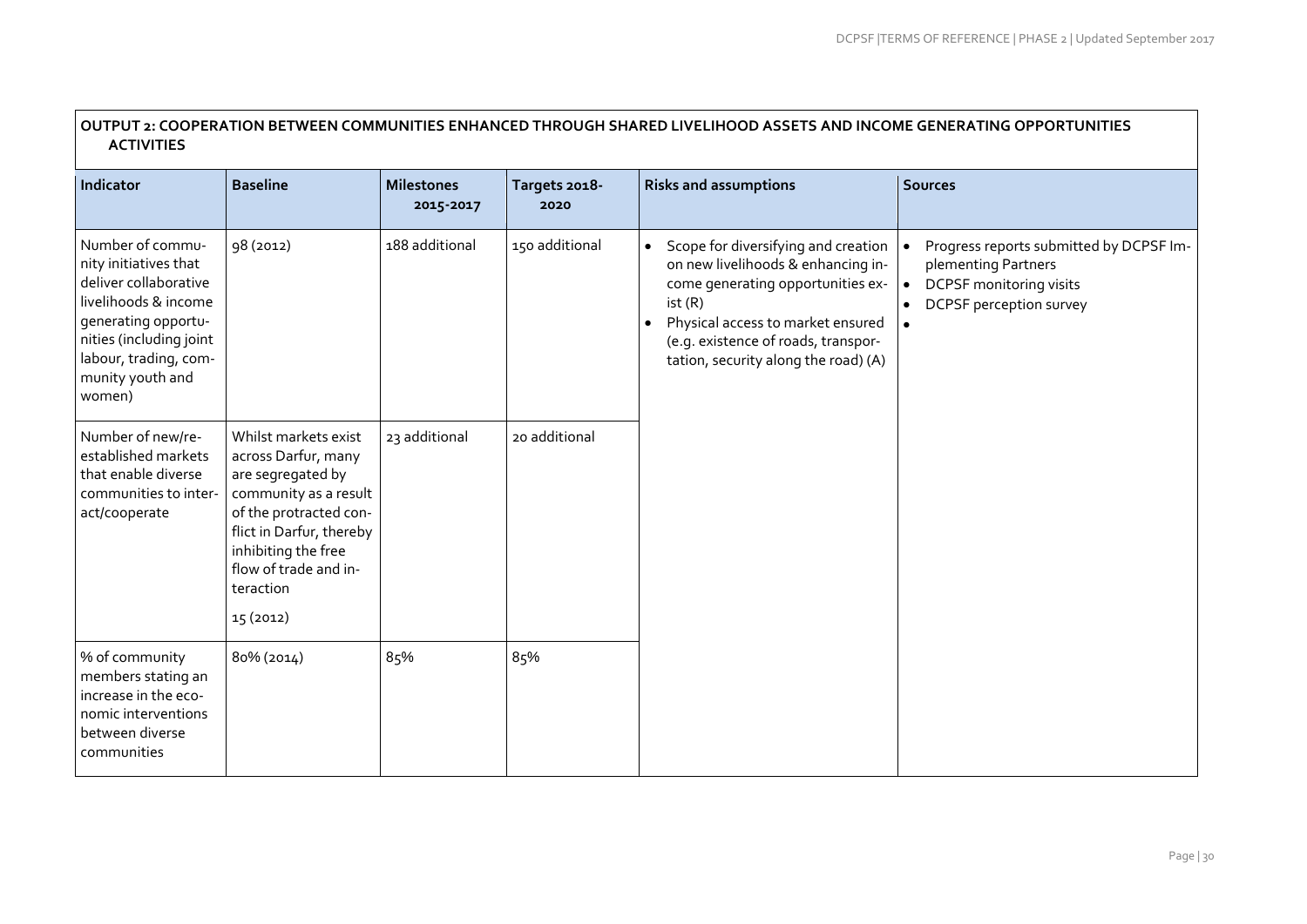**OUTPUT 2: COOPERATION BETWEEN COMMUNITIES ENHANCED THROUGH SHARED LIVELIHOOD ASSETS AND INCOME GENERATING OPPORTUNITIES ACTIVITIES**

| Indicator | Baseline | Milestones 2015-2017 | Targets 2018-2020 | Risks and assumptions | Sources |
|---|---|---|---|---|---|
| Number of community initiatives that deliver collaborative livelihoods & income generating opportunities (including joint labour, trading, community youth and women) | 98 (2012) | 188 additional | 150 additional | • Scope for diversifying and creation on new livelihoods & enhancing income generating opportunities exist (R)<br>• Physical access to market ensured (e.g. existence of roads, transportation, security along the road) (A) | • Progress reports submitted by DCPSF Implementing Partners<br>• DCPSF monitoring visits<br>• DCPSF perception survey<br>• |
| Number of new/re-established markets that enable diverse communities to interact/cooperate | Whilst markets exist across Darfur, many are segregated by community as a result of the protracted conflict in Darfur, thereby inhibiting the free flow of trade and interaction<br><br>15 (2012) | 23 additional | 20 additional | | |
| % of community members stating an increase in the economic interventions between diverse communities | 80% (2014) | 85% | 85% | | |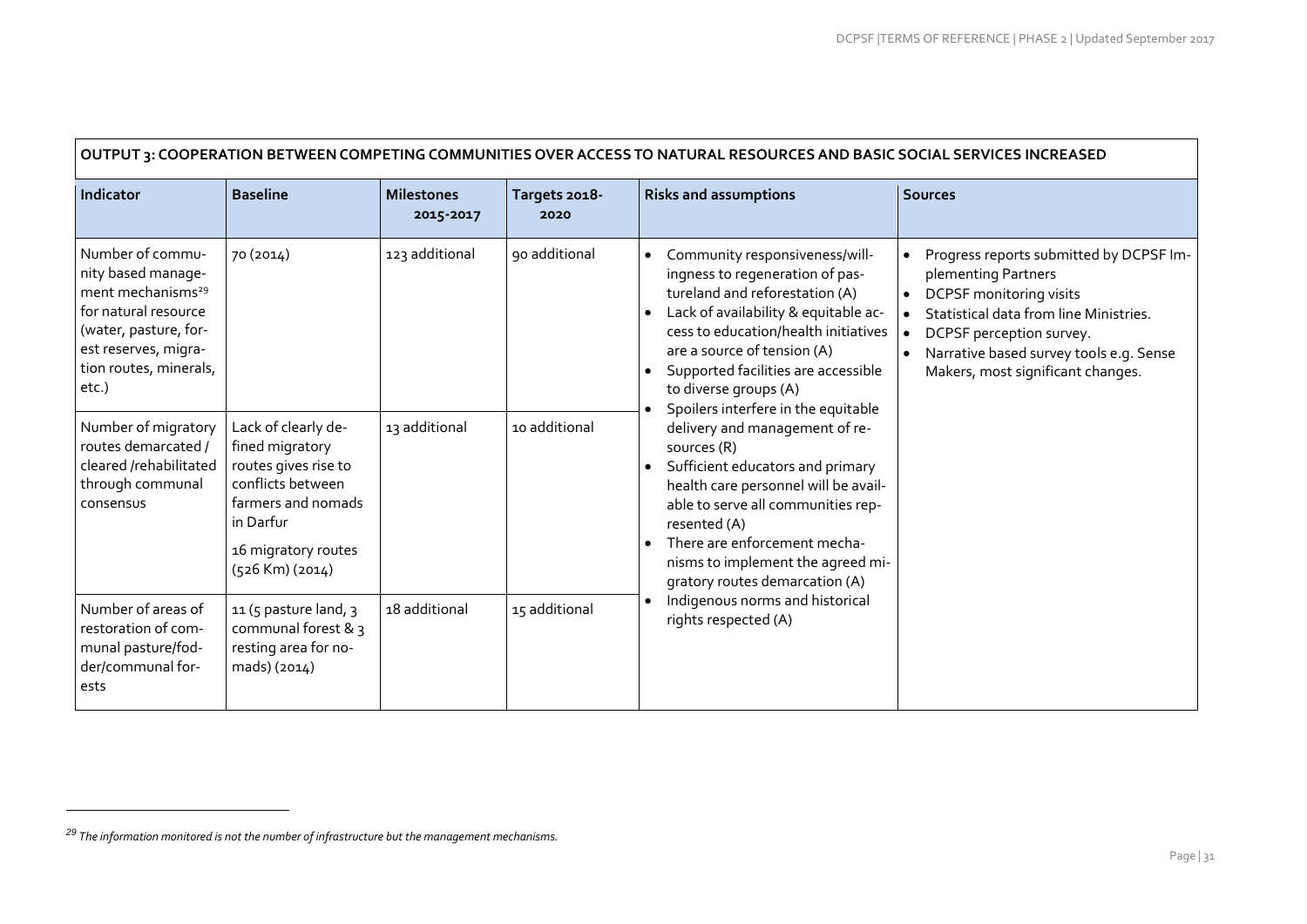| OUTPUT 3: COOPERATION BETWEEN COMPETING COMMUNITIES OVER ACCESS TO NATURAL RESOURCES AND BASIC SOCIAL SERVICES INCREASED | | | | | |
|---|---|---|---|---|---|
| **Indicator** | **Baseline** | **Milestones 2015-2017** | **Targets 2018-2020** | **Risks and assumptions** | **Sources** |
| Number of community based management mechanisms[29] for natural resource (water, pasture, forest reserves, migration routes, minerals, etc.) | 70 (2014) | 123 additional | 90 additional | • Community responsiveness/willingness to regeneration of pastureland and reforestation (A)<br>• Lack of availability & equitable access to education/health initiatives are a source of tension (A)<br>• Supported facilities are accessible to diverse groups (A)<br>• Spoilers interfere in the equitable delivery and management of resources (R)<br>• Sufficient educators and primary health care personnel will be available to serve all communities represented (A)<br>• There are enforcement mechanisms to implement the agreed migratory routes demarcation (A)<br>• Indigenous norms and historical rights respected (A) | • Progress reports submitted by DCPSF Implementing Partners<br>• DCPSF monitoring visits<br>• Statistical data from line Ministries.<br>• DCPSF perception survey.<br>• Narrative based survey tools e.g. Sense Makers, most significant changes. |
| Number of migratory routes demarcated / cleared /rehabilitated through communal consensus | Lack of clearly defined migratory routes gives rise to conflicts between farmers and nomads in Darfur<br><br>16 migratory routes (526 Km) (2014) | 13 additional | 10 additional | | |
| Number of areas of restoration of communal pasture/fodder/communal forests | 11 (5 pasture land, 3 communal forest & 3 resting area for nomads) (2014) | 18 additional | 15 additional | | |

[29] *The information monitored is not the number of infrastructure but the management mechanisms.*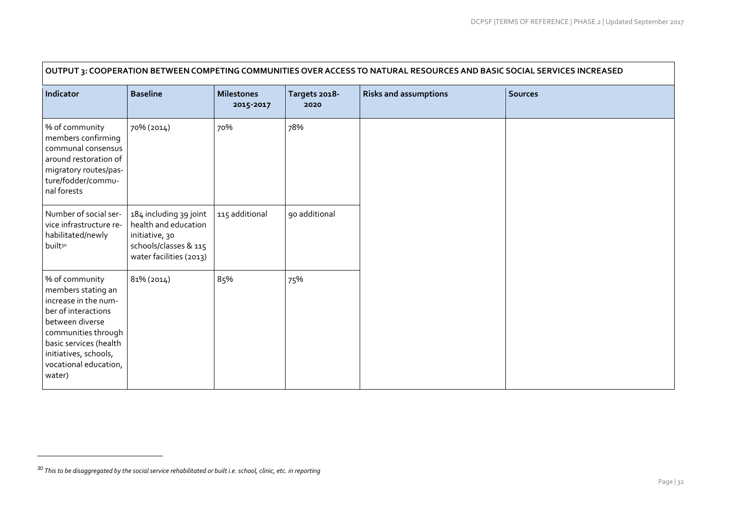| OUTPUT 3: COOPERATION BETWEEN COMPETING COMMUNITIES OVER ACCESS TO NATURAL RESOURCES AND BASIC SOCIAL SERVICES INCREASED | | | | | |
|---|---|---|---|---|---|
| **Indicator** | **Baseline** | **Milestones 2015-2017** | **Targets 2018-2020** | **Risks and assumptions** | **Sources** |
| % of community members confirming communal consensus around restoration of migratory routes/pasture/fodder/communal forests | 70% (2014) | 70% | 78% | | |
| Number of social service infrastructure rehabilitated/newly built[30] | 184 including 39 joint health and education initiative, 30 schools/classes & 115 water facilities (2013) | 115 additional | 90 additional | | |
| % of community members stating an increase in the number of interactions between diverse communities through basic services (health initiatives, schools, vocational education, water) | 81% (2014) | 85% | 75% | | |

[30] *This to be disaggregated by the social service rehabilitated or built i.e. school, clinic, etc. in reporting*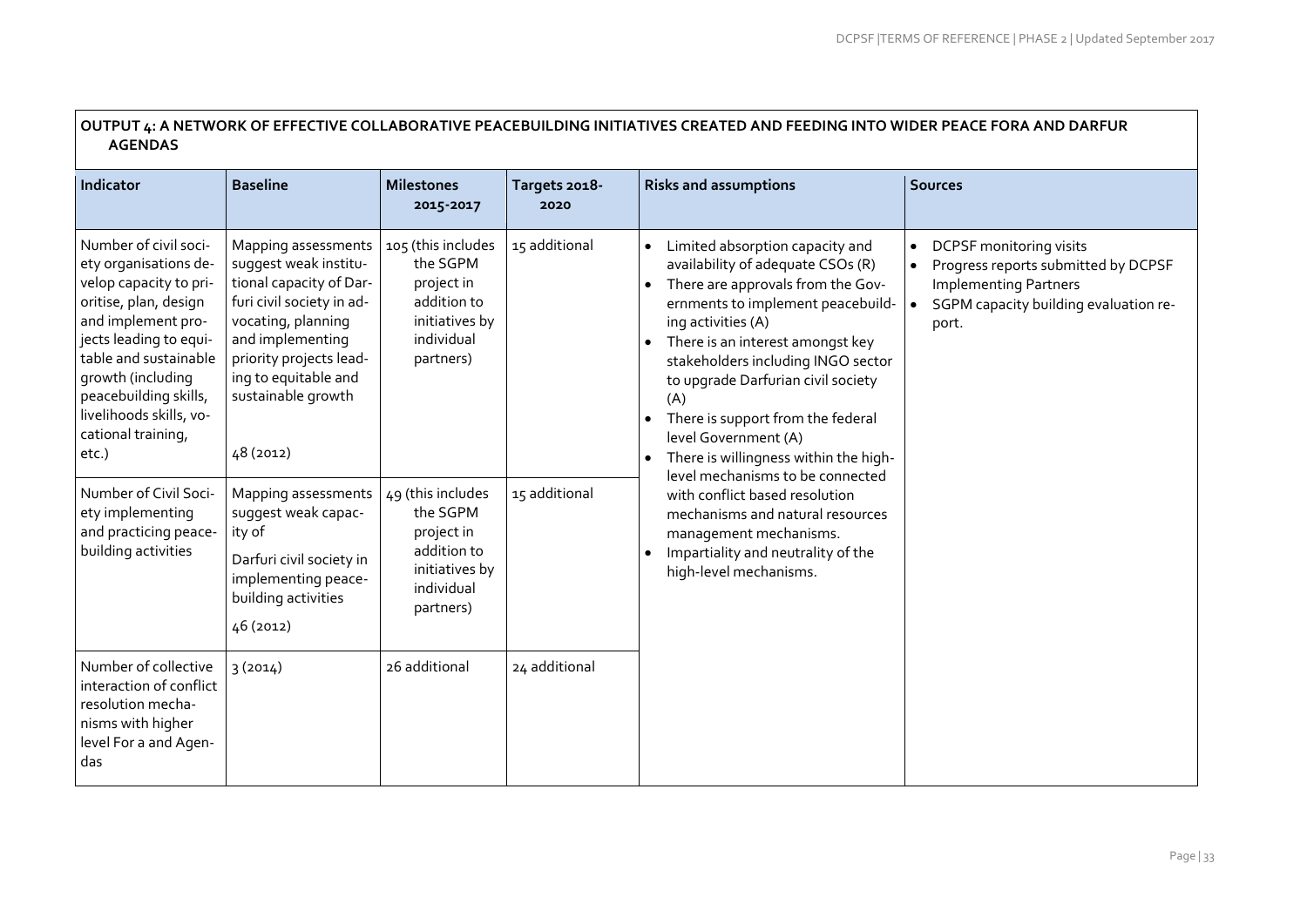**OUTPUT 4: A NETWORK OF EFFECTIVE COLLABORATIVE PEACEBUILDING INITIATIVES CREATED AND FEEDING INTO WIDER PEACE FORA AND DARFUR AGENDAS**

| Indicator | Baseline | Milestones 2015-2017 | Targets 2018-2020 | Risks and assumptions | Sources |
|---|---|---|---|---|---|
| Number of civil society organisations develop capacity to prioritise, plan, design and implement projects leading to equitable and sustainable growth (including peacebuilding skills, livelihoods skills, vocational training, etc.) | Mapping assessments suggest weak institutional capacity of Darfuri civil society in advocating, planning and implementing priority projects leading to equitable and sustainable growth<br><br>48 (2012) | 105 (this includes the SGPM project in addition to initiatives by individual partners) | 15 additional | • Limited absorption capacity and availability of adequate CSOs (R)<br>• There are approvals from the Governments to implement peacebuilding activities (A)<br>• There is an interest amongst key stakeholders including INGO sector to upgrade Darfurian civil society (A)<br>• There is support from the federal level Government (A)<br>• There is willingness within the high-level mechanisms to be connected with conflict based resolution mechanisms and natural resources management mechanisms.<br>• Impartiality and neutrality of the high-level mechanisms. | • DCPSF monitoring visits<br>• Progress reports submitted by DCPSF Implementing Partners<br>• SGPM capacity building evaluation report. |
| Number of Civil Society implementing and practicing peacebuilding activities | Mapping assessments suggest weak capacity of Darfuri civil society in implementing peacebuilding activities<br><br>46 (2012) | 49 (this includes the SGPM project in addition to initiatives by individual partners) | 15 additional | | |
| Number of collective interaction of conflict resolution mechanisms with higher level For a and Agendas | 3 (2014) | 26 additional | 24 additional | | |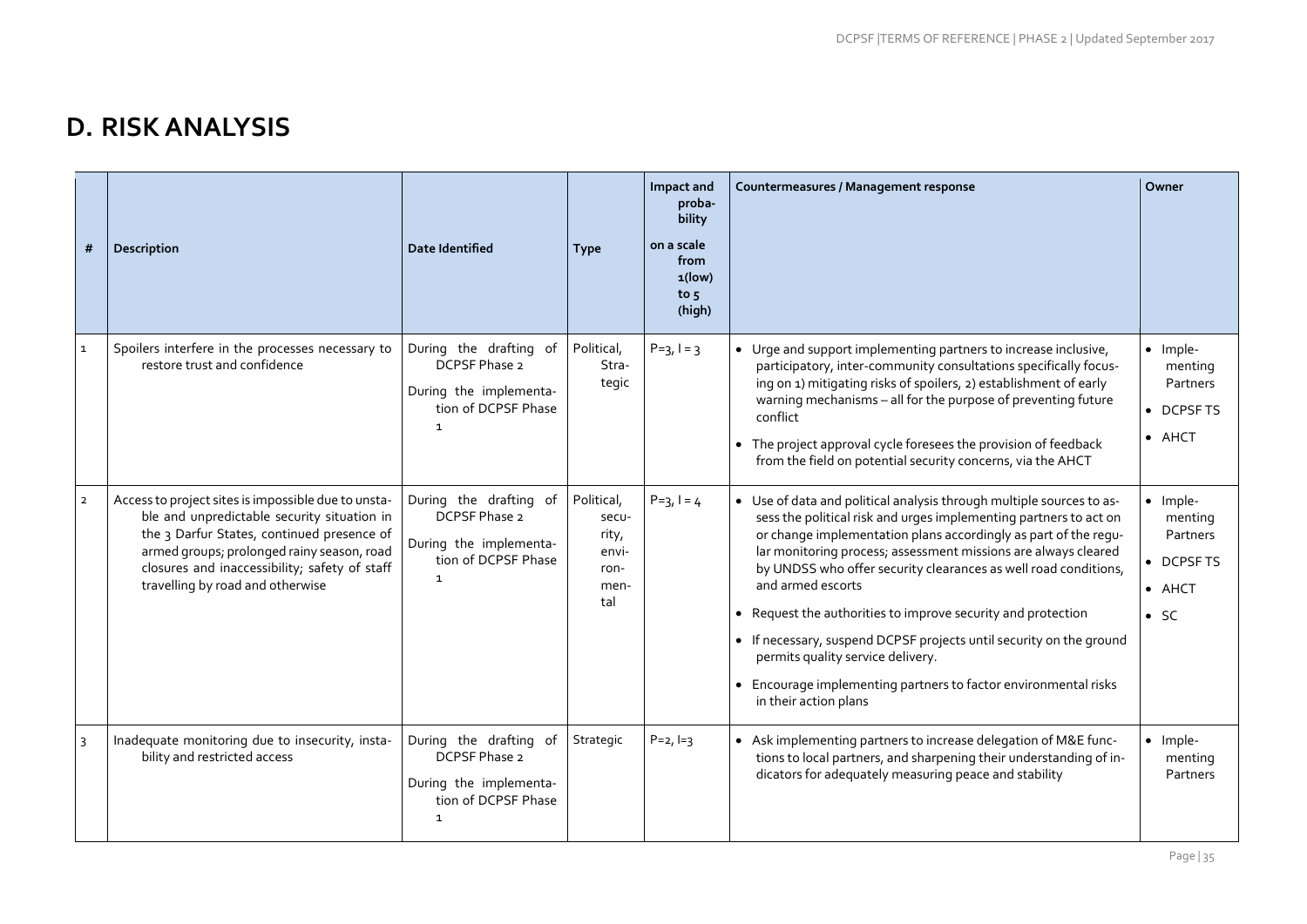# D. RISK ANALYSIS

| # | Description | Date Identified | Type | Impact and probability on a scale from 1(low) to 5 (high) | Countermeasures / Management response | Owner |
|---|---|---|---|---|---|---|
| 1 | Spoilers interfere in the processes necessary to restore trust and confidence | During the drafting of DCPSF Phase 2<br>During the implementation of DCPSF Phase 1 | Political, Strategic | P=3, I = 3 | • Urge and support implementing partners to increase inclusive, participatory, inter-community consultations specifically focusing on 1) mitigating risks of spoilers, 2) establishment of early warning mechanisms – all for the purpose of preventing future conflict<br>• The project approval cycle foresees the provision of feedback from the field on potential security concerns, via the AHCT | • Implementing Partners<br>• DCPSF TS<br>• AHCT |
| 2 | Access to project sites is impossible due to unstable and unpredictable security situation in the 3 Darfur States, continued presence of armed groups; prolonged rainy season, road closures and inaccessibility; safety of staff travelling by road and otherwise | During the drafting of DCPSF Phase 2<br>During the implementation of DCPSF Phase 1 | Political, security, environmental | P=3, I = 4 | • Use of data and political analysis through multiple sources to assess the political risk and urges implementing partners to act on or change implementation plans accordingly as part of the regular monitoring process; assessment missions are always cleared by UNDSS who offer security clearances as well road conditions, and armed escorts<br>• Request the authorities to improve security and protection<br>• If necessary, suspend DCPSF projects until security on the ground permits quality service delivery.<br>• Encourage implementing partners to factor environmental risks in their action plans | • Implementing Partners<br>• DCPSF TS<br>• AHCT<br>• SC |
| 3 | Inadequate monitoring due to insecurity, instability and restricted access | During the drafting of DCPSF Phase 2<br>During the implementation of DCPSF Phase 1 | Strategic | P=2, I=3 | • Ask implementing partners to increase delegation of M&E functions to local partners, and sharpening their understanding of indicators for adequately measuring peace and stability | • Implementing Partners |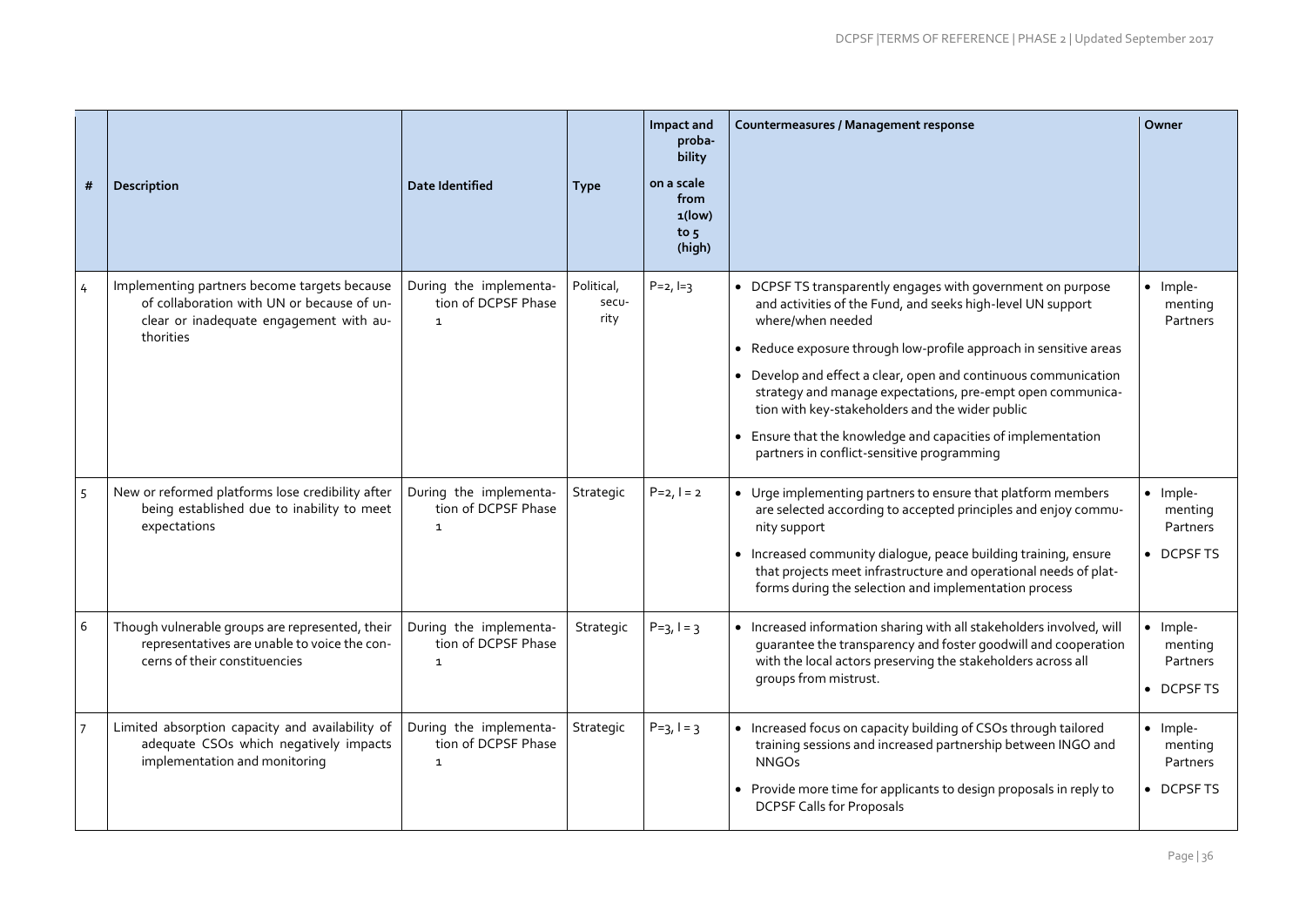| # | Description | Date Identified | Type | Impact and probability on a scale from 1(low) to 5 (high) | Countermeasures / Management response | Owner |
|---|---|---|---|---|---|---|
| 4 | Implementing partners become targets because of collaboration with UN or because of unclear or inadequate engagement with authorities | During the implementation of DCPSF Phase 1 | Political, security | P=2, I=3 | • DCPSF TS transparently engages with government on purpose and activities of the Fund, and seeks high-level UN support where/when needed<br>• Reduce exposure through low-profile approach in sensitive areas<br>• Develop and effect a clear, open and continuous communication strategy and manage expectations, pre-empt open communication with key-stakeholders and the wider public<br>• Ensure that the knowledge and capacities of implementation partners in conflict-sensitive programming | • Implementing Partners |
| 5 | New or reformed platforms lose credibility after being established due to inability to meet expectations | During the implementation of DCPSF Phase 1 | Strategic | P=2, I = 2 | • Urge implementing partners to ensure that platform members are selected according to accepted principles and enjoy community support<br>• Increased community dialogue, peace building training, ensure that projects meet infrastructure and operational needs of platforms during the selection and implementation process | • Implementing Partners<br>• DCPSF TS |
| 6 | Though vulnerable groups are represented, their representatives are unable to voice the concerns of their constituencies | During the implementation of DCPSF Phase 1 | Strategic | P=3, I = 3 | • Increased information sharing with all stakeholders involved, will guarantee the transparency and foster goodwill and cooperation with the local actors preserving the stakeholders across all groups from mistrust. | • Implementing Partners<br>• DCPSF TS |
| 7 | Limited absorption capacity and availability of adequate CSOs which negatively impacts implementation and monitoring | During the implementation of DCPSF Phase 1 | Strategic | P=3, I = 3 | • Increased focus on capacity building of CSOs through tailored training sessions and increased partnership between INGO and NNGOs<br>• Provide more time for applicants to design proposals in reply to DCPSF Calls for Proposals | • Implementing Partners<br>• DCPSF TS |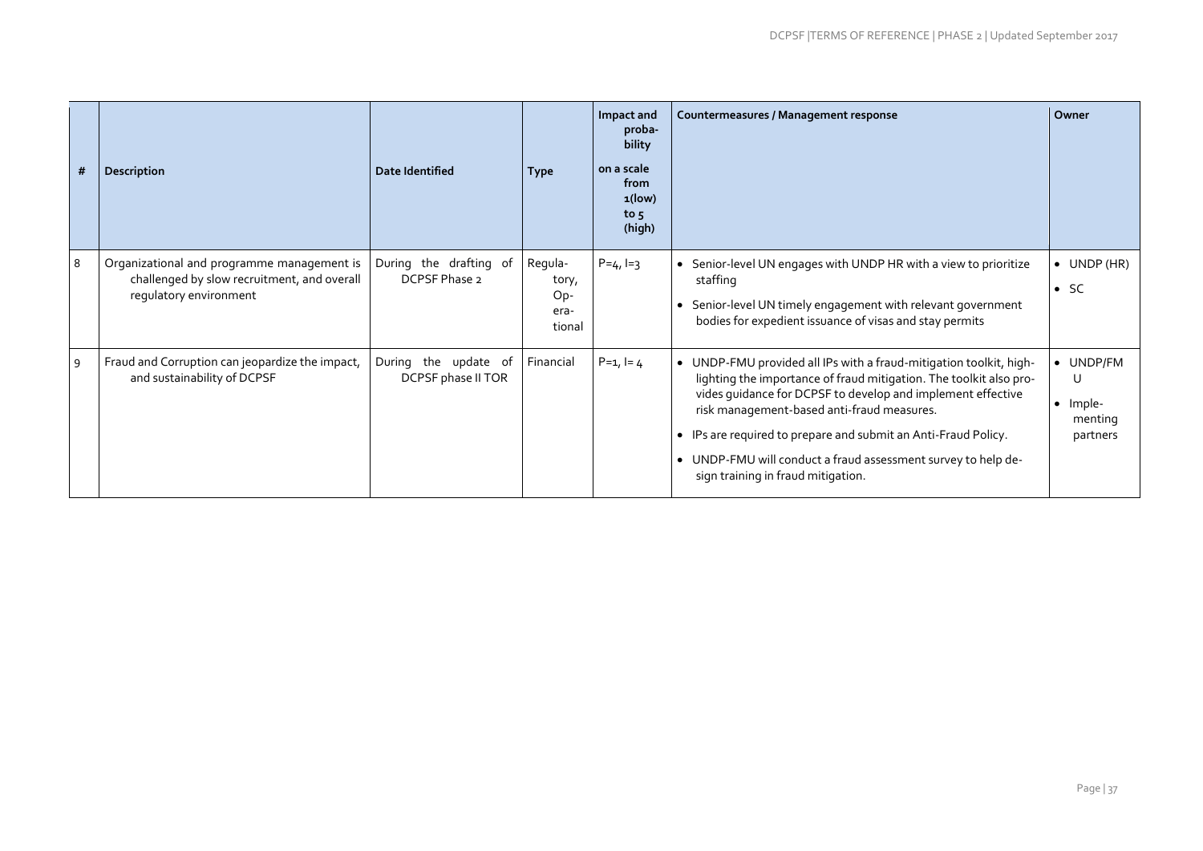| # | Description | Date Identified | Type | Impact and probability on a scale from 1(low) to 5 (high) | Countermeasures / Management response | Owner |
|---|---|---|---|---|---|---|
| 8 | Organizational and programme management is challenged by slow recruitment, and overall regulatory environment | During the drafting of DCPSF Phase 2 | Regulatory, Operational | P=4, I=3 | • Senior-level UN engages with UNDP HR with a view to prioritize staffing<br>• Senior-level UN timely engagement with relevant government bodies for expedient issuance of visas and stay permits | • UNDP (HR)<br>• SC |
| 9 | Fraud and Corruption can jeopardize the impact, and sustainability of DCPSF | During the update of DCPSF phase II TOR | Financial | P=1, I= 4 | • UNDP-FMU provided all IPs with a fraud-mitigation toolkit, highlighting the importance of fraud mitigation. The toolkit also provides guidance for DCPSF to develop and implement effective risk management-based anti-fraud measures.<br>• IPs are required to prepare and submit an Anti-Fraud Policy.<br>• UNDP-FMU will conduct a fraud assessment survey to help design training in fraud mitigation. | • UNDP/FMU<br>• Implementing partners |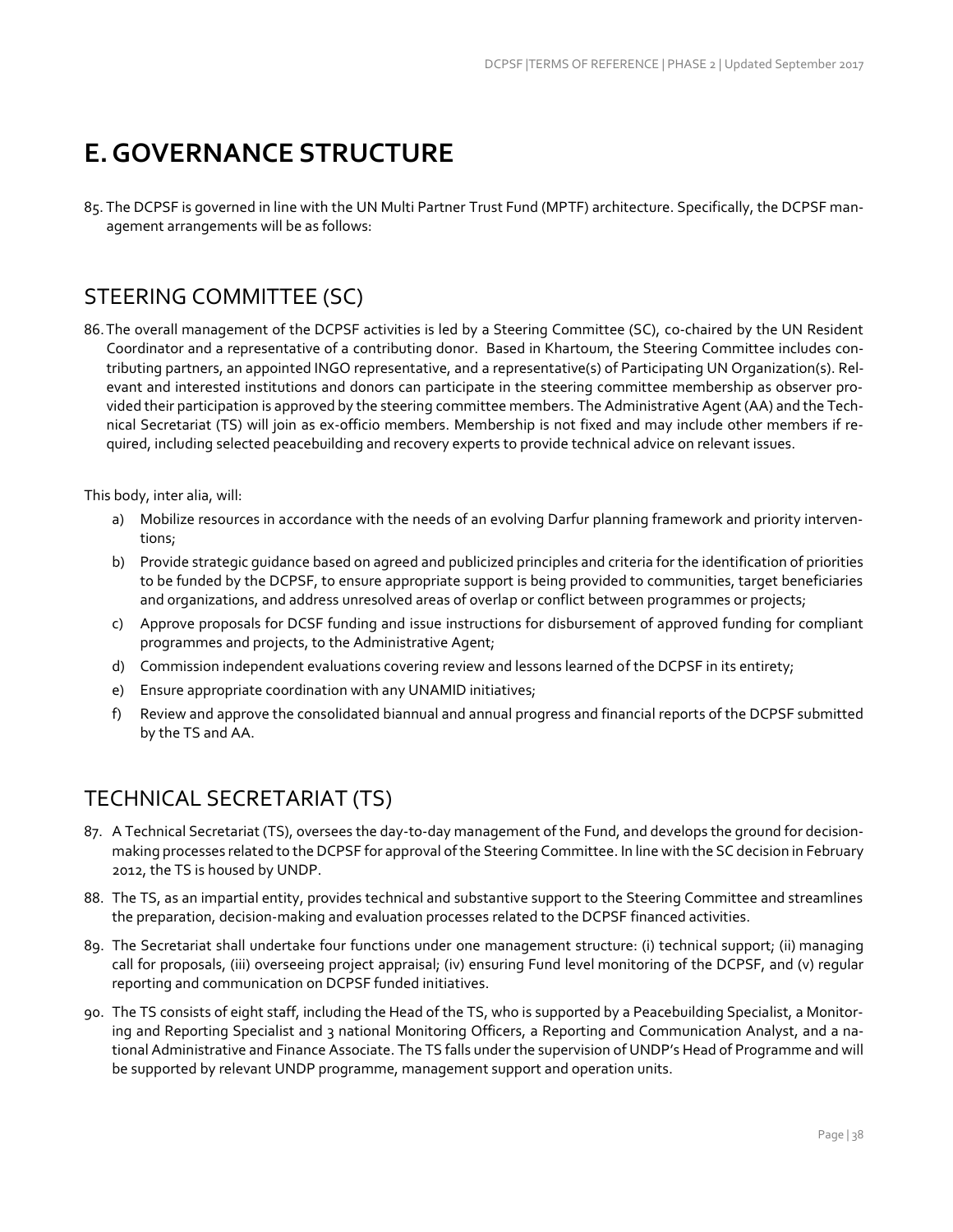# E. GOVERNANCE STRUCTURE

85. The DCPSF is governed in line with the UN Multi Partner Trust Fund (MPTF) architecture. Specifically, the DCPSF management arrangements will be as follows:

## STEERING COMMITTEE (SC)

86. The overall management of the DCPSF activities is led by a Steering Committee (SC), co-chaired by the UN Resident Coordinator and a representative of a contributing donor. Based in Khartoum, the Steering Committee includes contributing partners, an appointed INGO representative, and a representative(s) of Participating UN Organization(s). Relevant and interested institutions and donors can participate in the steering committee membership as observer provided their participation is approved by the steering committee members. The Administrative Agent (AA) and the Technical Secretariat (TS) will join as ex-officio members. Membership is not fixed and may include other members if required, including selected peacebuilding and recovery experts to provide technical advice on relevant issues.

This body, inter alia, will:

a) Mobilize resources in accordance with the needs of an evolving Darfur planning framework and priority interventions;
b) Provide strategic guidance based on agreed and publicized principles and criteria for the identification of priorities to be funded by the DCPSF, to ensure appropriate support is being provided to communities, target beneficiaries and organizations, and address unresolved areas of overlap or conflict between programmes or projects;
c) Approve proposals for DCSF funding and issue instructions for disbursement of approved funding for compliant programmes and projects, to the Administrative Agent;
d) Commission independent evaluations covering review and lessons learned of the DCPSF in its entirety;
e) Ensure appropriate coordination with any UNAMID initiatives;
f) Review and approve the consolidated biannual and annual progress and financial reports of the DCPSF submitted by the TS and AA.

## TECHNICAL SECRETARIAT (TS)

87. A Technical Secretariat (TS), oversees the day-to-day management of the Fund, and develops the ground for decision-making processes related to the DCPSF for approval of the Steering Committee. In line with the SC decision in February 2012, the TS is housed by UNDP.

88. The TS, as an impartial entity, provides technical and substantive support to the Steering Committee and streamlines the preparation, decision-making and evaluation processes related to the DCPSF financed activities.

89. The Secretariat shall undertake four functions under one management structure: (i) technical support; (ii) managing call for proposals, (iii) overseeing project appraisal; (iv) ensuring Fund level monitoring of the DCPSF, and (v) regular reporting and communication on DCPSF funded initiatives.

90. The TS consists of eight staff, including the Head of the TS, who is supported by a Peacebuilding Specialist, a Monitoring and Reporting Specialist and 3 national Monitoring Officers, a Reporting and Communication Analyst, and a national Administrative and Finance Associate. The TS falls under the supervision of UNDP's Head of Programme and will be supported by relevant UNDP programme, management support and operation units.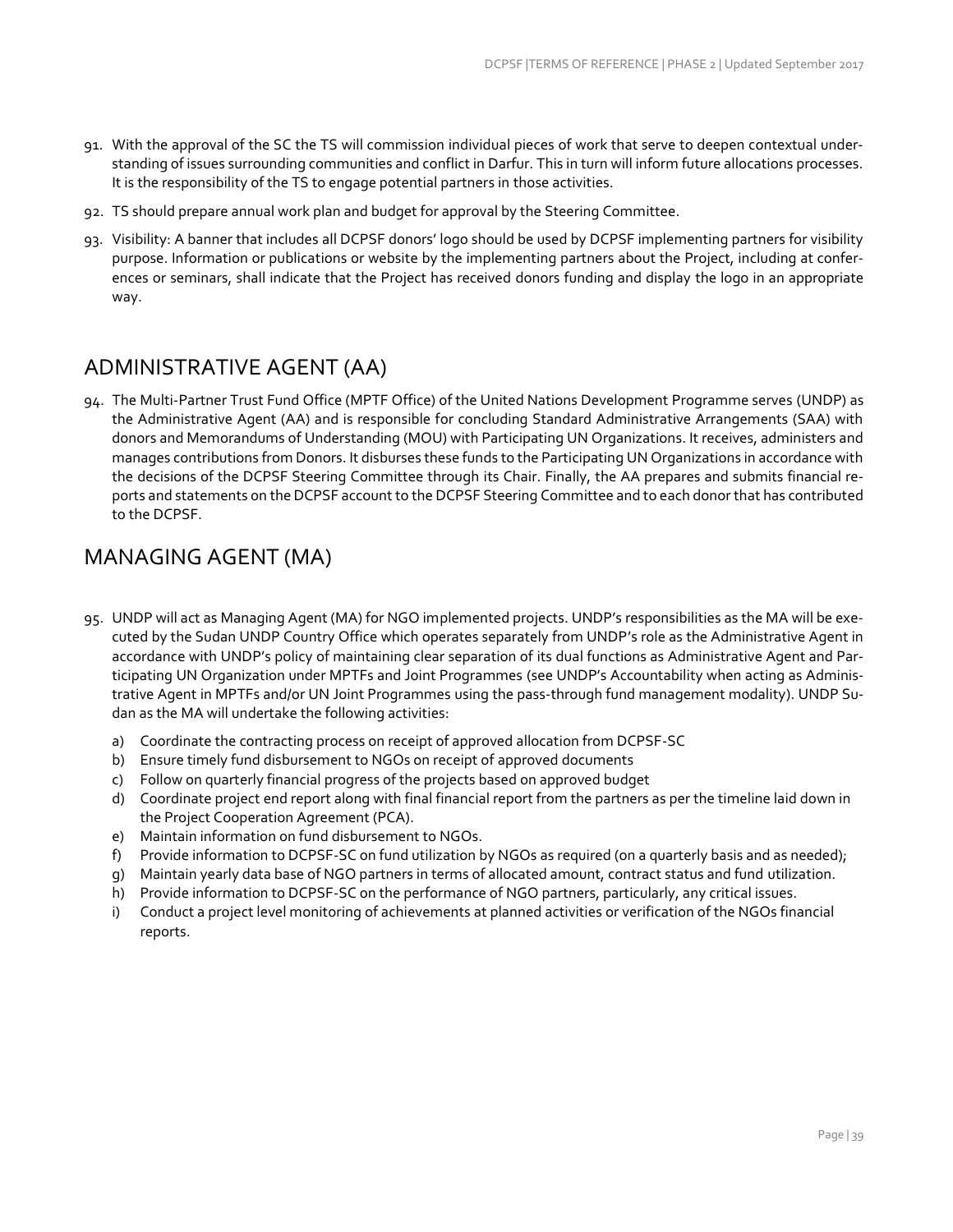91. With the approval of the SC the TS will commission individual pieces of work that serve to deepen contextual understanding of issues surrounding communities and conflict in Darfur. This in turn will inform future allocations processes. It is the responsibility of the TS to engage potential partners in those activities.

92. TS should prepare annual work plan and budget for approval by the Steering Committee.

93. Visibility: A banner that includes all DCPSF donors' logo should be used by DCPSF implementing partners for visibility purpose. Information or publications or website by the implementing partners about the Project, including at conferences or seminars, shall indicate that the Project has received donors funding and display the logo in an appropriate way.

## ADMINISTRATIVE AGENT (AA)

94. The Multi-Partner Trust Fund Office (MPTF Office) of the United Nations Development Programme serves (UNDP) as the Administrative Agent (AA) and is responsible for concluding Standard Administrative Arrangements (SAA) with donors and Memorandums of Understanding (MOU) with Participating UN Organizations. It receives, administers and manages contributions from Donors. It disburses these funds to the Participating UN Organizations in accordance with the decisions of the DCPSF Steering Committee through its Chair. Finally, the AA prepares and submits financial reports and statements on the DCPSF account to the DCPSF Steering Committee and to each donor that has contributed to the DCPSF.

## MANAGING AGENT (MA)

95. UNDP will act as Managing Agent (MA) for NGO implemented projects. UNDP's responsibilities as the MA will be executed by the Sudan UNDP Country Office which operates separately from UNDP's role as the Administrative Agent in accordance with UNDP's policy of maintaining clear separation of its dual functions as Administrative Agent and Participating UN Organization under MPTFs and Joint Programmes (see UNDP's Accountability when acting as Administrative Agent in MPTFs and/or UN Joint Programmes using the pass-through fund management modality). UNDP Sudan as the MA will undertake the following activities:

    a) Coordinate the contracting process on receipt of approved allocation from DCPSF-SC
    b) Ensure timely fund disbursement to NGOs on receipt of approved documents
    c) Follow on quarterly financial progress of the projects based on approved budget
    d) Coordinate project end report along with final financial report from the partners as per the timeline laid down in the Project Cooperation Agreement (PCA).
    e) Maintain information on fund disbursement to NGOs.
    f) Provide information to DCPSF-SC on fund utilization by NGOs as required (on a quarterly basis and as needed);
    g) Maintain yearly data base of NGO partners in terms of allocated amount, contract status and fund utilization.
    h) Provide information to DCPSF-SC on the performance of NGO partners, particularly, any critical issues.
    i) Conduct a project level monitoring of achievements at planned activities or verification of the NGOs financial reports.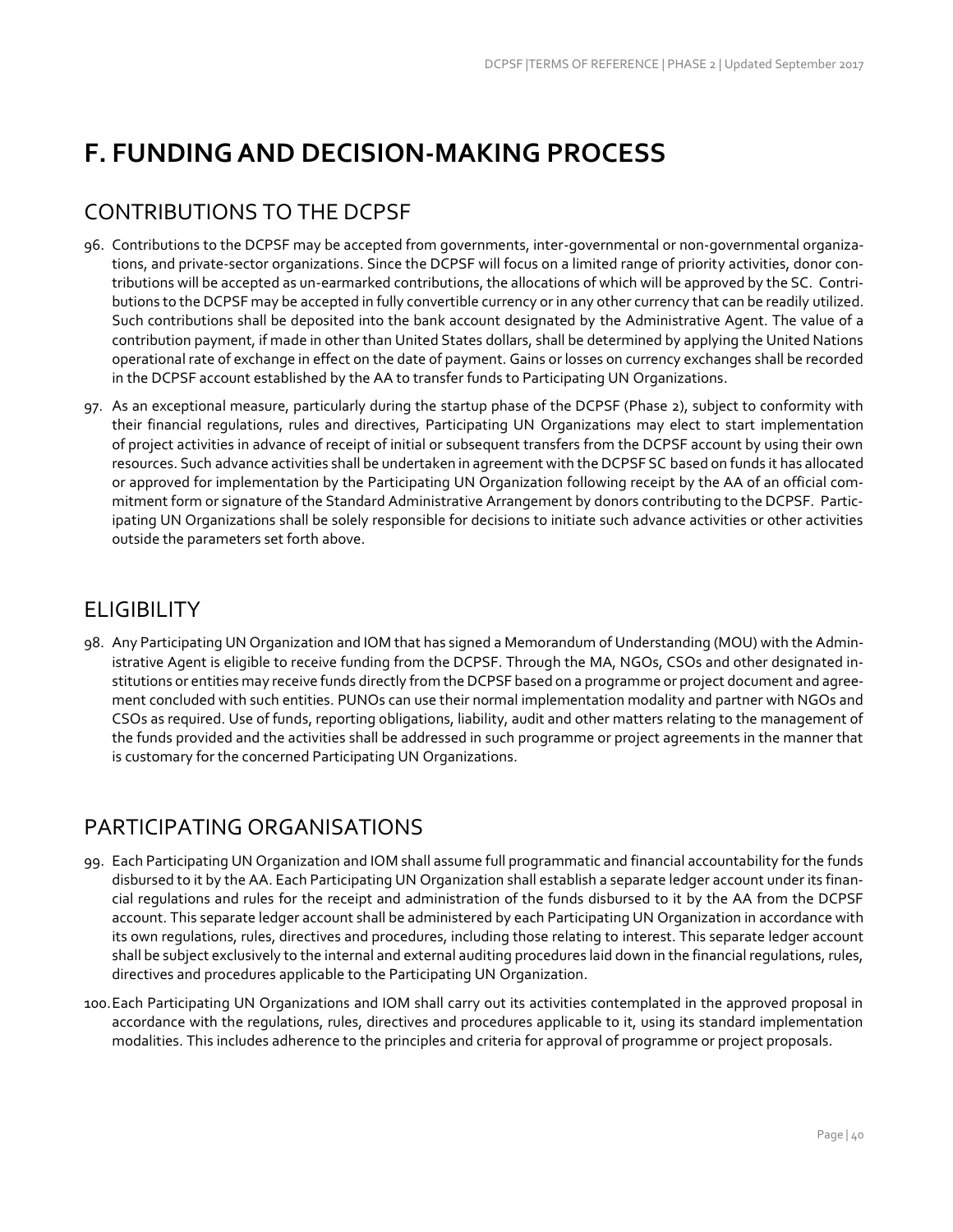# F. FUNDING AND DECISION-MAKING PROCESS

## CONTRIBUTIONS TO THE DCPSF

96. Contributions to the DCPSF may be accepted from governments, inter-governmental or non-governmental organizations, and private-sector organizations. Since the DCPSF will focus on a limited range of priority activities, donor contributions will be accepted as un-earmarked contributions, the allocations of which will be approved by the SC. Contributions to the DCPSF may be accepted in fully convertible currency or in any other currency that can be readily utilized. Such contributions shall be deposited into the bank account designated by the Administrative Agent. The value of a contribution payment, if made in other than United States dollars, shall be determined by applying the United Nations operational rate of exchange in effect on the date of payment. Gains or losses on currency exchanges shall be recorded in the DCPSF account established by the AA to transfer funds to Participating UN Organizations.

97. As an exceptional measure, particularly during the startup phase of the DCPSF (Phase 2), subject to conformity with their financial regulations, rules and directives, Participating UN Organizations may elect to start implementation of project activities in advance of receipt of initial or subsequent transfers from the DCPSF account by using their own resources. Such advance activities shall be undertaken in agreement with the DCPSF SC based on funds it has allocated or approved for implementation by the Participating UN Organization following receipt by the AA of an official commitment form or signature of the Standard Administrative Arrangement by donors contributing to the DCPSF. Participating UN Organizations shall be solely responsible for decisions to initiate such advance activities or other activities outside the parameters set forth above.

## ELIGIBILITY

98. Any Participating UN Organization and IOM that has signed a Memorandum of Understanding (MOU) with the Administrative Agent is eligible to receive funding from the DCPSF. Through the MA, NGOs, CSOs and other designated institutions or entities may receive funds directly from the DCPSF based on a programme or project document and agreement concluded with such entities. PUNOs can use their normal implementation modality and partner with NGOs and CSOs as required. Use of funds, reporting obligations, liability, audit and other matters relating to the management of the funds provided and the activities shall be addressed in such programme or project agreements in the manner that is customary for the concerned Participating UN Organizations.

## PARTICIPATING ORGANISATIONS

99. Each Participating UN Organization and IOM shall assume full programmatic and financial accountability for the funds disbursed to it by the AA. Each Participating UN Organization shall establish a separate ledger account under its financial regulations and rules for the receipt and administration of the funds disbursed to it by the AA from the DCPSF account. This separate ledger account shall be administered by each Participating UN Organization in accordance with its own regulations, rules, directives and procedures, including those relating to interest. This separate ledger account shall be subject exclusively to the internal and external auditing procedures laid down in the financial regulations, rules, directives and procedures applicable to the Participating UN Organization.

100. Each Participating UN Organizations and IOM shall carry out its activities contemplated in the approved proposal in accordance with the regulations, rules, directives and procedures applicable to it, using its standard implementation modalities. This includes adherence to the principles and criteria for approval of programme or project proposals.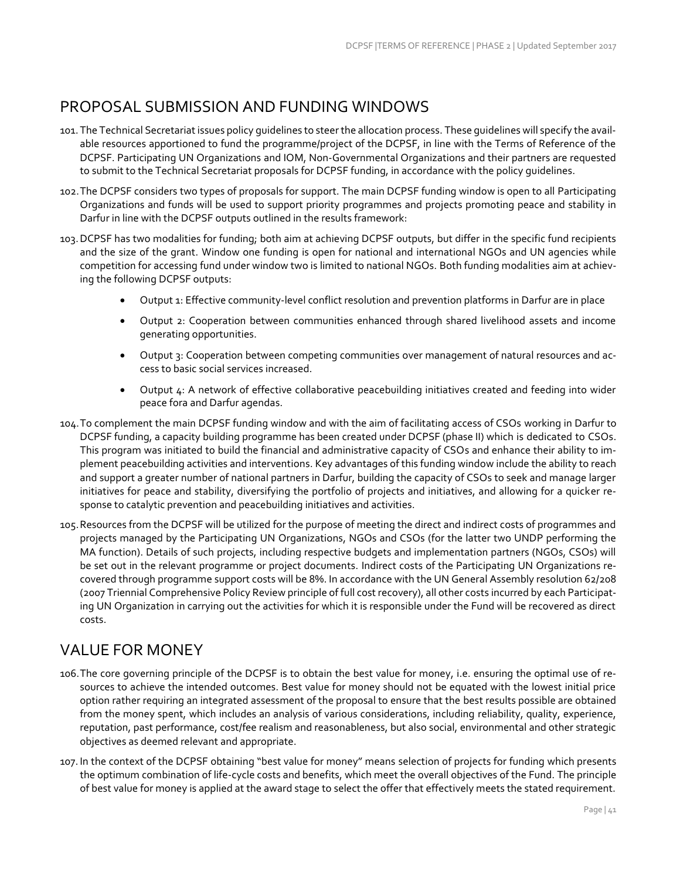## PROPOSAL SUBMISSION AND FUNDING WINDOWS

101. The Technical Secretariat issues policy guidelines to steer the allocation process. These guidelines will specify the available resources apportioned to fund the programme/project of the DCPSF, in line with the Terms of Reference of the DCPSF. Participating UN Organizations and IOM, Non-Governmental Organizations and their partners are requested to submit to the Technical Secretariat proposals for DCPSF funding, in accordance with the policy guidelines.

102. The DCPSF considers two types of proposals for support. The main DCPSF funding window is open to all Participating Organizations and funds will be used to support priority programmes and projects promoting peace and stability in Darfur in line with the DCPSF outputs outlined in the results framework:

103. DCPSF has two modalities for funding; both aim at achieving DCPSF outputs, but differ in the specific fund recipients and the size of the grant. Window one funding is open for national and international NGOs and UN agencies while competition for accessing fund under window two is limited to national NGOs. Both funding modalities aim at achieving the following DCPSF outputs:

- Output 1: Effective community-level conflict resolution and prevention platforms in Darfur are in place
- Output 2: Cooperation between communities enhanced through shared livelihood assets and income generating opportunities.
- Output 3: Cooperation between competing communities over management of natural resources and access to basic social services increased.
- Output 4: A network of effective collaborative peacebuilding initiatives created and feeding into wider peace fora and Darfur agendas.

104. To complement the main DCPSF funding window and with the aim of facilitating access of CSOs working in Darfur to DCPSF funding, a capacity building programme has been created under DCPSF (phase II) which is dedicated to CSOs. This program was initiated to build the financial and administrative capacity of CSOs and enhance their ability to implement peacebuilding activities and interventions. Key advantages of this funding window include the ability to reach and support a greater number of national partners in Darfur, building the capacity of CSOs to seek and manage larger initiatives for peace and stability, diversifying the portfolio of projects and initiatives, and allowing for a quicker response to catalytic prevention and peacebuilding initiatives and activities.

105. Resources from the DCPSF will be utilized for the purpose of meeting the direct and indirect costs of programmes and projects managed by the Participating UN Organizations, NGOs and CSOs (for the latter two UNDP performing the MA function). Details of such projects, including respective budgets and implementation partners (NGOs, CSOs) will be set out in the relevant programme or project documents. Indirect costs of the Participating UN Organizations recovered through programme support costs will be 8%. In accordance with the UN General Assembly resolution 62/208 (2007 Triennial Comprehensive Policy Review principle of full cost recovery), all other costs incurred by each Participating UN Organization in carrying out the activities for which it is responsible under the Fund will be recovered as direct costs.

## VALUE FOR MONEY

106. The core governing principle of the DCPSF is to obtain the best value for money, i.e. ensuring the optimal use of resources to achieve the intended outcomes. Best value for money should not be equated with the lowest initial price option rather requiring an integrated assessment of the proposal to ensure that the best results possible are obtained from the money spent, which includes an analysis of various considerations, including reliability, quality, experience, reputation, past performance, cost/fee realism and reasonableness, but also social, environmental and other strategic objectives as deemed relevant and appropriate.

107. In the context of the DCPSF obtaining "best value for money" means selection of projects for funding which presents the optimum combination of life-cycle costs and benefits, which meet the overall objectives of the Fund. The principle of best value for money is applied at the award stage to select the offer that effectively meets the stated requirement.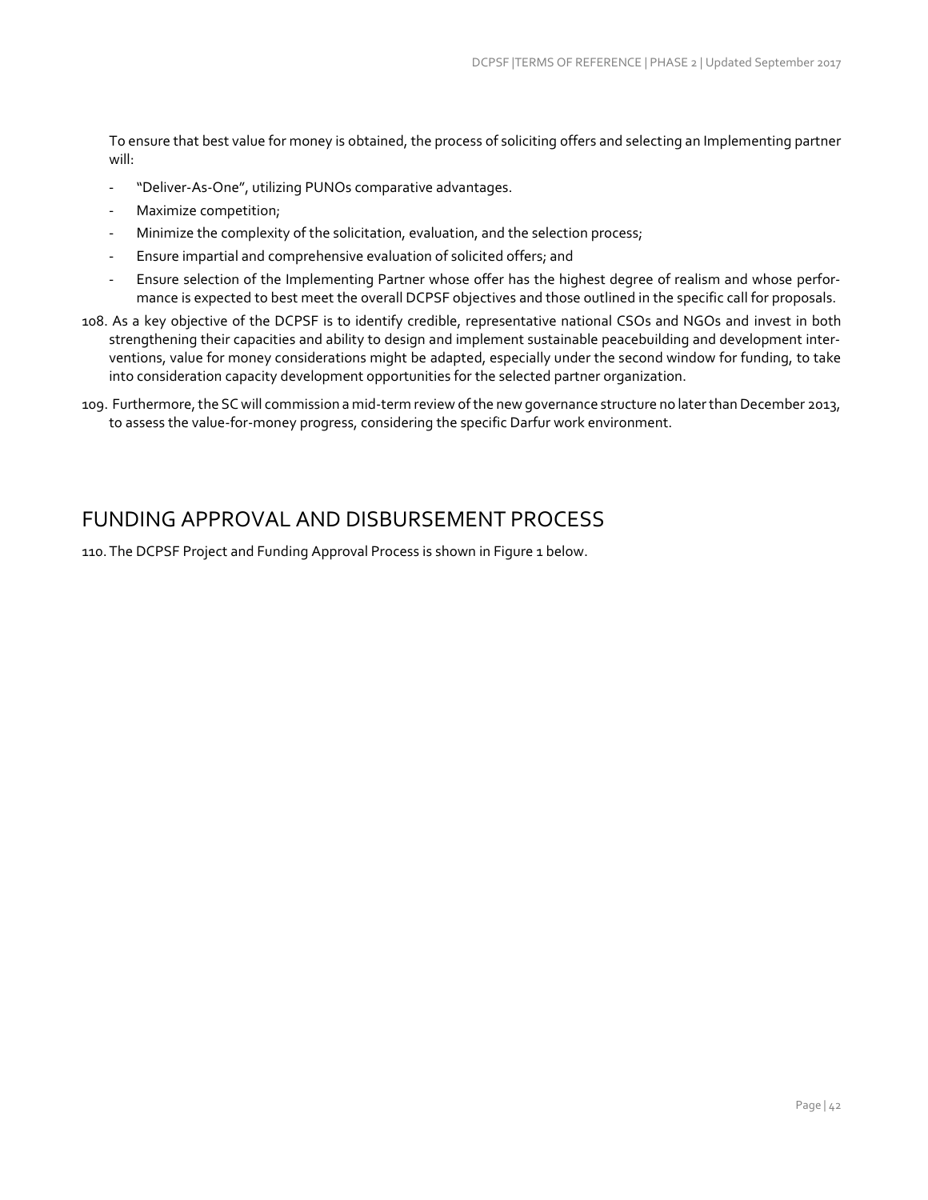To ensure that best value for money is obtained, the process of soliciting offers and selecting an Implementing partner will:

- "Deliver-As-One", utilizing PUNOs comparative advantages.
- Maximize competition;
- Minimize the complexity of the solicitation, evaluation, and the selection process;
- Ensure impartial and comprehensive evaluation of solicited offers; and
- Ensure selection of the Implementing Partner whose offer has the highest degree of realism and whose performance is expected to best meet the overall DCPSF objectives and those outlined in the specific call for proposals.

108. As a key objective of the DCPSF is to identify credible, representative national CSOs and NGOs and invest in both strengthening their capacities and ability to design and implement sustainable peacebuilding and development interventions, value for money considerations might be adapted, especially under the second window for funding, to take into consideration capacity development opportunities for the selected partner organization.

109. Furthermore, the SC will commission a mid-term review of the new governance structure no later than December 2013, to assess the value-for-money progress, considering the specific Darfur work environment.

# FUNDING APPROVAL AND DISBURSEMENT PROCESS

110. The DCPSF Project and Funding Approval Process is shown in Figure 1 below.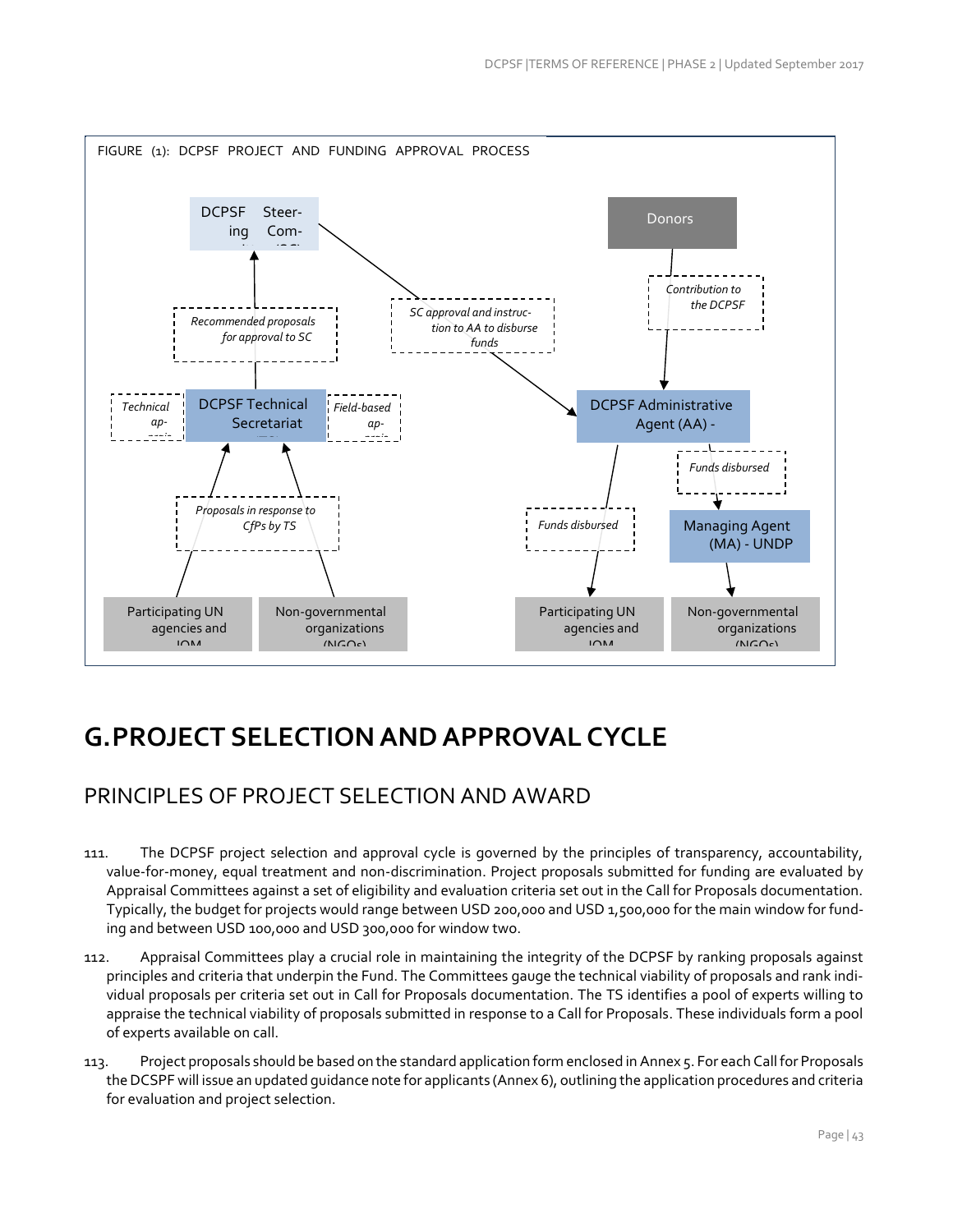FIGURE (1): DCPSF PROJECT AND FUNDING APPROVAL PROCESS

DCPSF Steering Com-

Donors

Contribution to the DCPSF

Recommended proposals for approval to SC

SC approval and instruction to AA to disburse funds

Technical ap-

DCPSF Technical Secretariat

Field-based ap-

DCPSF Administrative Agent (AA) -

Funds disbursed

Proposals in response to CfPs by TS

Funds disbursed

Managing Agent (MA) - UNDP

Participating UN agencies and IOM

Non-governmental organizations (NGOs)

Participating UN agencies and IOM

Non-governmental organizations (NGOs)

# G. PROJECT SELECTION AND APPROVAL CYCLE

## PRINCIPLES OF PROJECT SELECTION AND AWARD

111. The DCPSF project selection and approval cycle is governed by the principles of transparency, accountability, value-for-money, equal treatment and non-discrimination. Project proposals submitted for funding are evaluated by Appraisal Committees against a set of eligibility and evaluation criteria set out in the Call for Proposals documentation. Typically, the budget for projects would range between USD 200,000 and USD 1,500,000 for the main window for funding and between USD 100,000 and USD 300,000 for window two.

112. Appraisal Committees play a crucial role in maintaining the integrity of the DCPSF by ranking proposals against principles and criteria that underpin the Fund. The Committees gauge the technical viability of proposals and rank individual proposals per criteria set out in Call for Proposals documentation. The TS identifies a pool of experts willing to appraise the technical viability of proposals submitted in response to a Call for Proposals. These individuals form a pool of experts available on call.

113. Project proposals should be based on the standard application form enclosed in Annex 5. For each Call for Proposals the DCSPF will issue an updated guidance note for applicants (Annex 6), outlining the application procedures and criteria for evaluation and project selection.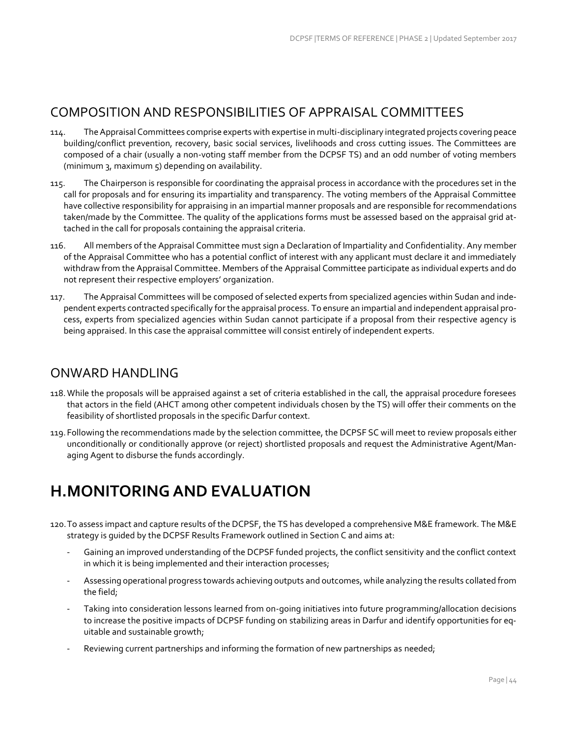## COMPOSITION AND RESPONSIBILITIES OF APPRAISAL COMMITTEES

114. The Appraisal Committees comprise experts with expertise in multi-disciplinary integrated projects covering peace building/conflict prevention, recovery, basic social services, livelihoods and cross cutting issues. The Committees are composed of a chair (usually a non-voting staff member from the DCPSF TS) and an odd number of voting members (minimum 3, maximum 5) depending on availability.

115. The Chairperson is responsible for coordinating the appraisal process in accordance with the procedures set in the call for proposals and for ensuring its impartiality and transparency. The voting members of the Appraisal Committee have collective responsibility for appraising in an impartial manner proposals and are responsible for recommendations taken/made by the Committee. The quality of the applications forms must be assessed based on the appraisal grid attached in the call for proposals containing the appraisal criteria.

116. All members of the Appraisal Committee must sign a Declaration of Impartiality and Confidentiality. Any member of the Appraisal Committee who has a potential conflict of interest with any applicant must declare it and immediately withdraw from the Appraisal Committee. Members of the Appraisal Committee participate as individual experts and do not represent their respective employers' organization.

117. The Appraisal Committees will be composed of selected experts from specialized agencies within Sudan and independent experts contracted specifically for the appraisal process. To ensure an impartial and independent appraisal process, experts from specialized agencies within Sudan cannot participate if a proposal from their respective agency is being appraised. In this case the appraisal committee will consist entirely of independent experts.

## ONWARD HANDLING

118. While the proposals will be appraised against a set of criteria established in the call, the appraisal procedure foresees that actors in the field (AHCT among other competent individuals chosen by the TS) will offer their comments on the feasibility of shortlisted proposals in the specific Darfur context.

119. Following the recommendations made by the selection committee, the DCPSF SC will meet to review proposals either unconditionally or conditionally approve (or reject) shortlisted proposals and request the Administrative Agent/Managing Agent to disburse the funds accordingly.

# H. MONITORING AND EVALUATION

120. To assess impact and capture results of the DCPSF, the TS has developed a comprehensive M&E framework. The M&E strategy is guided by the DCPSF Results Framework outlined in Section C and aims at:

- Gaining an improved understanding of the DCPSF funded projects, the conflict sensitivity and the conflict context in which it is being implemented and their interaction processes;
- Assessing operational progress towards achieving outputs and outcomes, while analyzing the results collated from the field;
- Taking into consideration lessons learned from on-going initiatives into future programming/allocation decisions to increase the positive impacts of DCPSF funding on stabilizing areas in Darfur and identify opportunities for equitable and sustainable growth;
- Reviewing current partnerships and informing the formation of new partnerships as needed;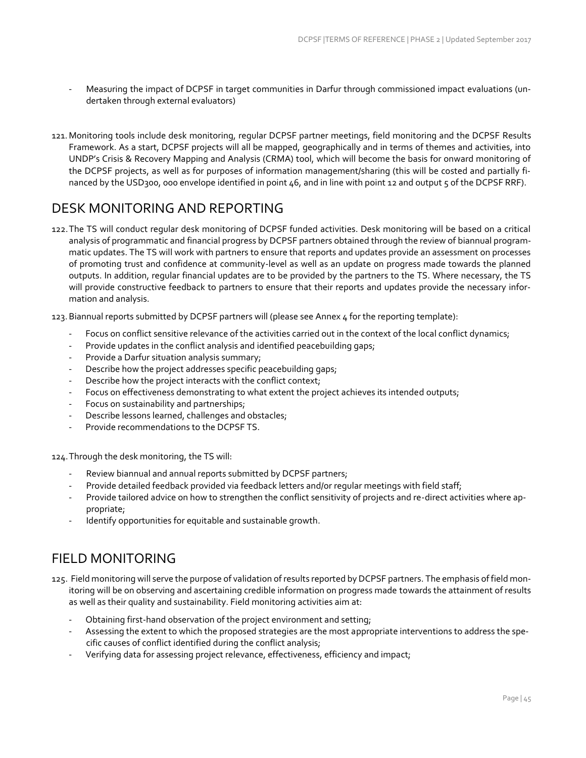- Measuring the impact of DCPSF in target communities in Darfur through commissioned impact evaluations (undertaken through external evaluators)

121. Monitoring tools include desk monitoring, regular DCPSF partner meetings, field monitoring and the DCPSF Results Framework. As a start, DCPSF projects will all be mapped, geographically and in terms of themes and activities, into UNDP's Crisis & Recovery Mapping and Analysis (CRMA) tool, which will become the basis for onward monitoring of the DCPSF projects, as well as for purposes of information management/sharing (this will be costed and partially financed by the USD300, 000 envelope identified in point 46, and in line with point 12 and output 5 of the DCPSF RRF).

## DESK MONITORING AND REPORTING

122. The TS will conduct regular desk monitoring of DCPSF funded activities. Desk monitoring will be based on a critical analysis of programmatic and financial progress by DCPSF partners obtained through the review of biannual programmatic updates. The TS will work with partners to ensure that reports and updates provide an assessment on processes of promoting trust and confidence at community-level as well as an update on progress made towards the planned outputs. In addition, regular financial updates are to be provided by the partners to the TS. Where necessary, the TS will provide constructive feedback to partners to ensure that their reports and updates provide the necessary information and analysis.

123. Biannual reports submitted by DCPSF partners will (please see Annex 4 for the reporting template):

- Focus on conflict sensitive relevance of the activities carried out in the context of the local conflict dynamics;
- Provide updates in the conflict analysis and identified peacebuilding gaps;
- Provide a Darfur situation analysis summary;
- Describe how the project addresses specific peacebuilding gaps;
- Describe how the project interacts with the conflict context;
- Focus on effectiveness demonstrating to what extent the project achieves its intended outputs;
- Focus on sustainability and partnerships;
- Describe lessons learned, challenges and obstacles;
- Provide recommendations to the DCPSF TS.

124. Through the desk monitoring, the TS will:

- Review biannual and annual reports submitted by DCPSF partners;
- Provide detailed feedback provided via feedback letters and/or regular meetings with field staff;
- Provide tailored advice on how to strengthen the conflict sensitivity of projects and re-direct activities where appropriate;
- Identify opportunities for equitable and sustainable growth.

## FIELD MONITORING

125. Field monitoring will serve the purpose of validation of results reported by DCPSF partners. The emphasis of field monitoring will be on observing and ascertaining credible information on progress made towards the attainment of results as well as their quality and sustainability. Field monitoring activities aim at:

- Obtaining first-hand observation of the project environment and setting;
- Assessing the extent to which the proposed strategies are the most appropriate interventions to address the specific causes of conflict identified during the conflict analysis;
- Verifying data for assessing project relevance, effectiveness, efficiency and impact;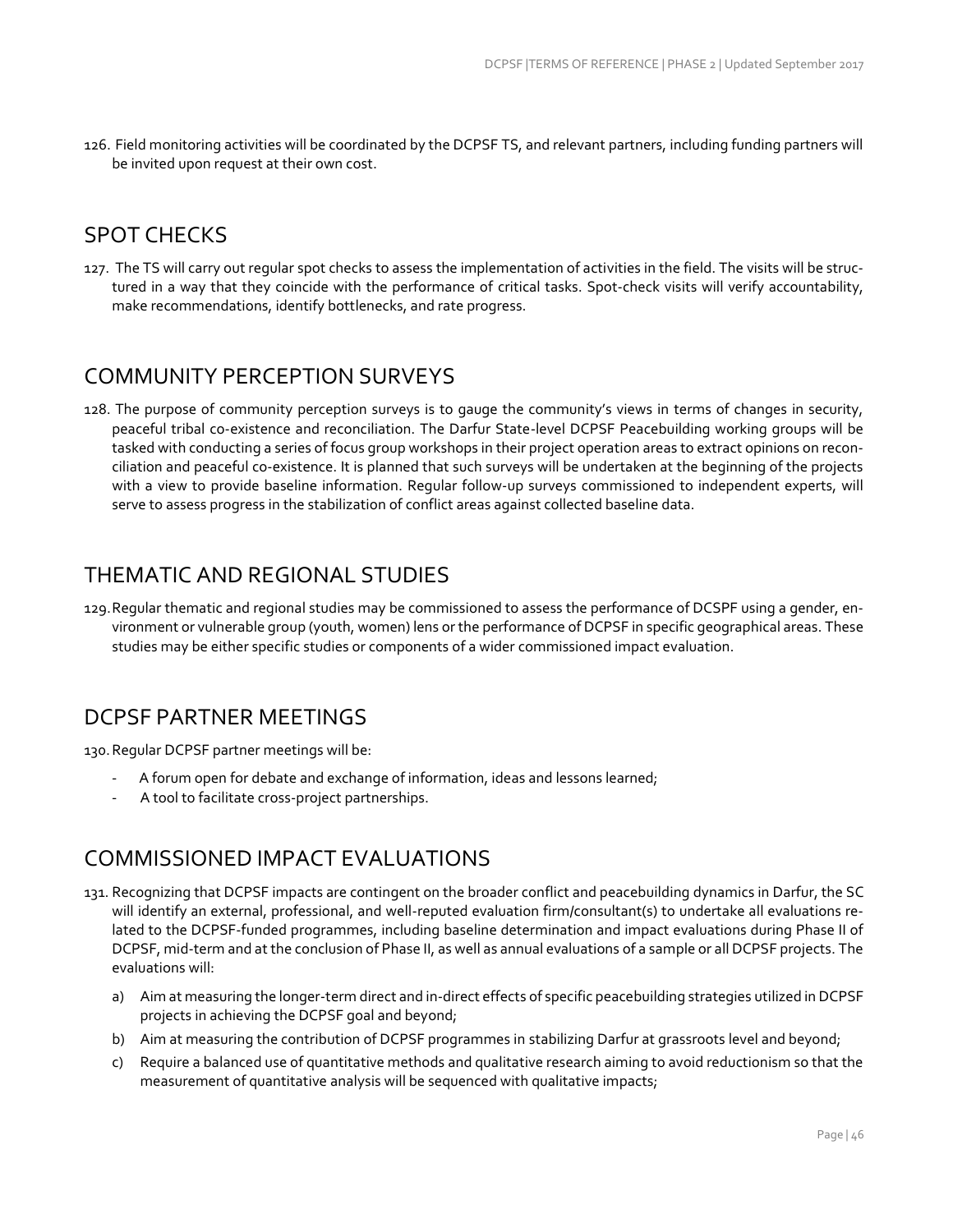126. Field monitoring activities will be coordinated by the DCPSF TS, and relevant partners, including funding partners will be invited upon request at their own cost.

## SPOT CHECKS

127. The TS will carry out regular spot checks to assess the implementation of activities in the field. The visits will be structured in a way that they coincide with the performance of critical tasks. Spot-check visits will verify accountability, make recommendations, identify bottlenecks, and rate progress.

## COMMUNITY PERCEPTION SURVEYS

128. The purpose of community perception surveys is to gauge the community's views in terms of changes in security, peaceful tribal co-existence and reconciliation. The Darfur State-level DCPSF Peacebuilding working groups will be tasked with conducting a series of focus group workshops in their project operation areas to extract opinions on reconciliation and peaceful co-existence. It is planned that such surveys will be undertaken at the beginning of the projects with a view to provide baseline information. Regular follow-up surveys commissioned to independent experts, will serve to assess progress in the stabilization of conflict areas against collected baseline data.

## THEMATIC AND REGIONAL STUDIES

129. Regular thematic and regional studies may be commissioned to assess the performance of DCSPF using a gender, environment or vulnerable group (youth, women) lens or the performance of DCPSF in specific geographical areas. These studies may be either specific studies or components of a wider commissioned impact evaluation.

## DCPSF PARTNER MEETINGS

130. Regular DCPSF partner meetings will be:

- A forum open for debate and exchange of information, ideas and lessons learned;
- A tool to facilitate cross-project partnerships.

## COMMISSIONED IMPACT EVALUATIONS

131. Recognizing that DCPSF impacts are contingent on the broader conflict and peacebuilding dynamics in Darfur, the SC will identify an external, professional, and well-reputed evaluation firm/consultant(s) to undertake all evaluations related to the DCPSF-funded programmes, including baseline determination and impact evaluations during Phase II of DCPSF, mid-term and at the conclusion of Phase II, as well as annual evaluations of a sample or all DCPSF projects. The evaluations will:

   a) Aim at measuring the longer-term direct and in-direct effects of specific peacebuilding strategies utilized in DCPSF projects in achieving the DCPSF goal and beyond;
   b) Aim at measuring the contribution of DCPSF programmes in stabilizing Darfur at grassroots level and beyond;
   c) Require a balanced use of quantitative methods and qualitative research aiming to avoid reductionism so that the measurement of quantitative analysis will be sequenced with qualitative impacts;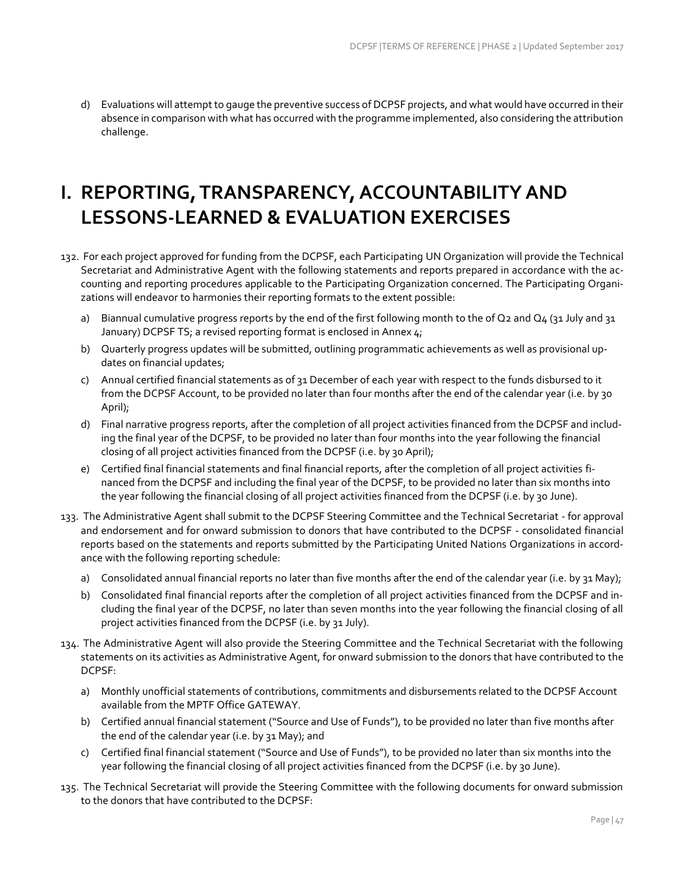d) Evaluations will attempt to gauge the preventive success of DCPSF projects, and what would have occurred in their absence in comparison with what has occurred with the programme implemented, also considering the attribution challenge.

# I. REPORTING, TRANSPARENCY, ACCOUNTABILITY AND LESSONS-LEARNED & EVALUATION EXERCISES

132. For each project approved for funding from the DCPSF, each Participating UN Organization will provide the Technical Secretariat and Administrative Agent with the following statements and reports prepared in accordance with the accounting and reporting procedures applicable to the Participating Organization concerned. The Participating Organizations will endeavor to harmonies their reporting formats to the extent possible:
    a) Biannual cumulative progress reports by the end of the first following month to the of Q2 and Q4 (31 July and 31 January) DCPSF TS; a revised reporting format is enclosed in Annex 4;
    b) Quarterly progress updates will be submitted, outlining programmatic achievements as well as provisional updates on financial updates;
    c) Annual certified financial statements as of 31 December of each year with respect to the funds disbursed to it from the DCPSF Account, to be provided no later than four months after the end of the calendar year (i.e. by 30 April);
    d) Final narrative progress reports, after the completion of all project activities financed from the DCPSF and including the final year of the DCPSF, to be provided no later than four months into the year following the financial closing of all project activities financed from the DCPSF (i.e. by 30 April);
    e) Certified final financial statements and final financial reports, after the completion of all project activities financed from the DCPSF and including the final year of the DCPSF, to be provided no later than six months into the year following the financial closing of all project activities financed from the DCPSF (i.e. by 30 June).
133. The Administrative Agent shall submit to the DCPSF Steering Committee and the Technical Secretariat - for approval and endorsement and for onward submission to donors that have contributed to the DCPSF - consolidated financial reports based on the statements and reports submitted by the Participating United Nations Organizations in accordance with the following reporting schedule:
    a) Consolidated annual financial reports no later than five months after the end of the calendar year (i.e. by 31 May);
    b) Consolidated final financial reports after the completion of all project activities financed from the DCPSF and including the final year of the DCPSF, no later than seven months into the year following the financial closing of all project activities financed from the DCPSF (i.e. by 31 July).
134. The Administrative Agent will also provide the Steering Committee and the Technical Secretariat with the following statements on its activities as Administrative Agent, for onward submission to the donors that have contributed to the DCPSF:
    a) Monthly unofficial statements of contributions, commitments and disbursements related to the DCPSF Account available from the MPTF Office GATEWAY.
    b) Certified annual financial statement ("Source and Use of Funds"), to be provided no later than five months after the end of the calendar year (i.e. by 31 May); and
    c) Certified final financial statement ("Source and Use of Funds"), to be provided no later than six months into the year following the financial closing of all project activities financed from the DCPSF (i.e. by 30 June).
135. The Technical Secretariat will provide the Steering Committee with the following documents for onward submission to the donors that have contributed to the DCPSF: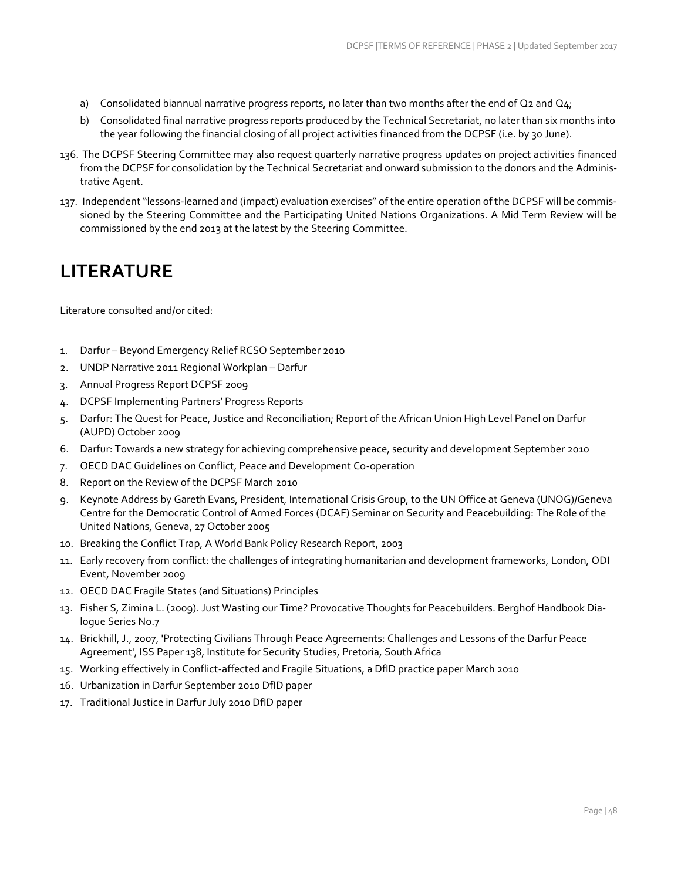a) Consolidated biannual narrative progress reports, no later than two months after the end of Q2 and Q4;

b) Consolidated final narrative progress reports produced by the Technical Secretariat, no later than six months into the year following the financial closing of all project activities financed from the DCPSF (i.e. by 30 June).

136. The DCPSF Steering Committee may also request quarterly narrative progress updates on project activities financed from the DCPSF for consolidation by the Technical Secretariat and onward submission to the donors and the Administrative Agent.

137. Independent "lessons-learned and (impact) evaluation exercises" of the entire operation of the DCPSF will be commissioned by the Steering Committee and the Participating United Nations Organizations. A Mid Term Review will be commissioned by the end 2013 at the latest by the Steering Committee.

# LITERATURE

Literature consulted and/or cited:

1. Darfur – Beyond Emergency Relief RCSO September 2010
2. UNDP Narrative 2011 Regional Workplan – Darfur
3. Annual Progress Report DCPSF 2009
4. DCPSF Implementing Partners' Progress Reports
5. Darfur: The Quest for Peace, Justice and Reconciliation; Report of the African Union High Level Panel on Darfur (AUPD) October 2009
6. Darfur: Towards a new strategy for achieving comprehensive peace, security and development September 2010
7. OECD DAC Guidelines on Conflict, Peace and Development Co-operation
8. Report on the Review of the DCPSF March 2010
9. Keynote Address by Gareth Evans, President, International Crisis Group, to the UN Office at Geneva (UNOG)/Geneva Centre for the Democratic Control of Armed Forces (DCAF) Seminar on Security and Peacebuilding: The Role of the United Nations, Geneva, 27 October 2005
10. Breaking the Conflict Trap, A World Bank Policy Research Report, 2003
11. Early recovery from conflict: the challenges of integrating humanitarian and development frameworks, London, ODI Event, November 2009
12. OECD DAC Fragile States (and Situations) Principles
13. Fisher S, Zimina L. (2009). Just Wasting our Time? Provocative Thoughts for Peacebuilders. Berghof Handbook Dialogue Series No.7
14. Brickhill, J., 2007, 'Protecting Civilians Through Peace Agreements: Challenges and Lessons of the Darfur Peace Agreement', ISS Paper 138, Institute for Security Studies, Pretoria, South Africa
15. Working effectively in Conflict-affected and Fragile Situations, a DfID practice paper March 2010
16. Urbanization in Darfur September 2010 DfID paper
17. Traditional Justice in Darfur July 2010 DfID paper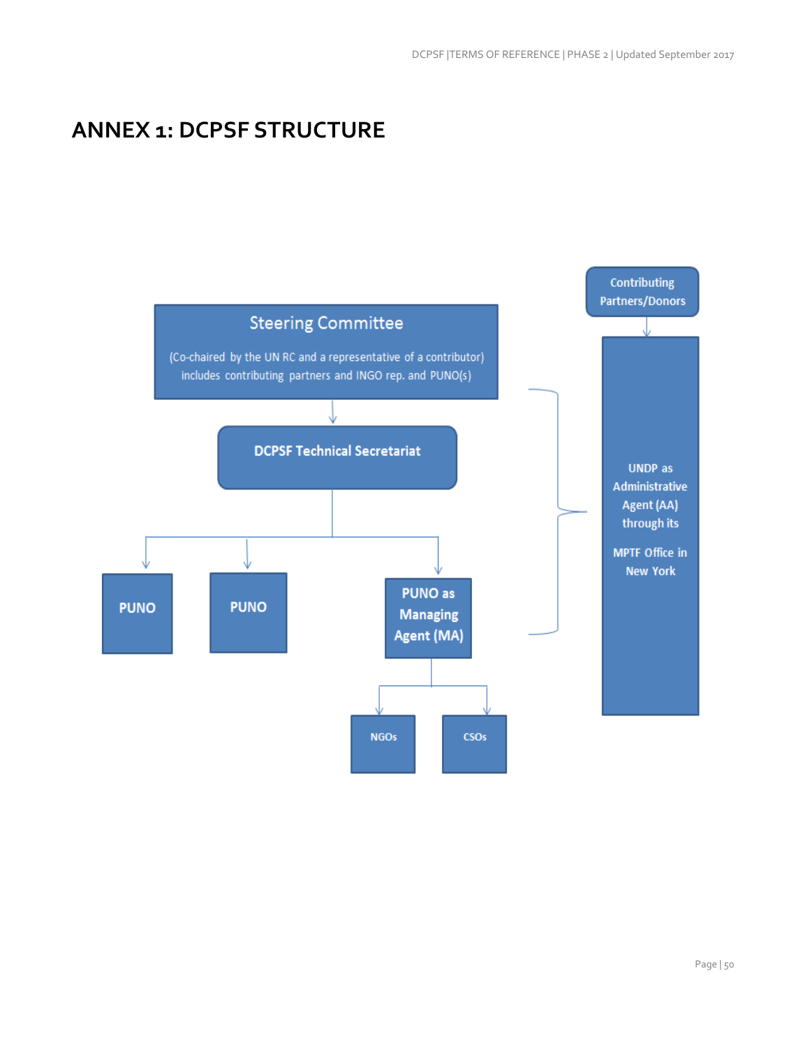# ANNEX 1: DCPSF STRUCTURE

Contributing Partners/Donors

Steering Committee

(Co-chaired by the UN RC and a representative of a contributor) includes contributing partners and INGO rep. and PUNO(s)

DCPSF Technical Secretariat

PUNO

PUNO

PUNO as Managing Agent (MA)

NGOs

CSOs

UNDP as Administrative Agent (AA) through its

MPTF Office in New York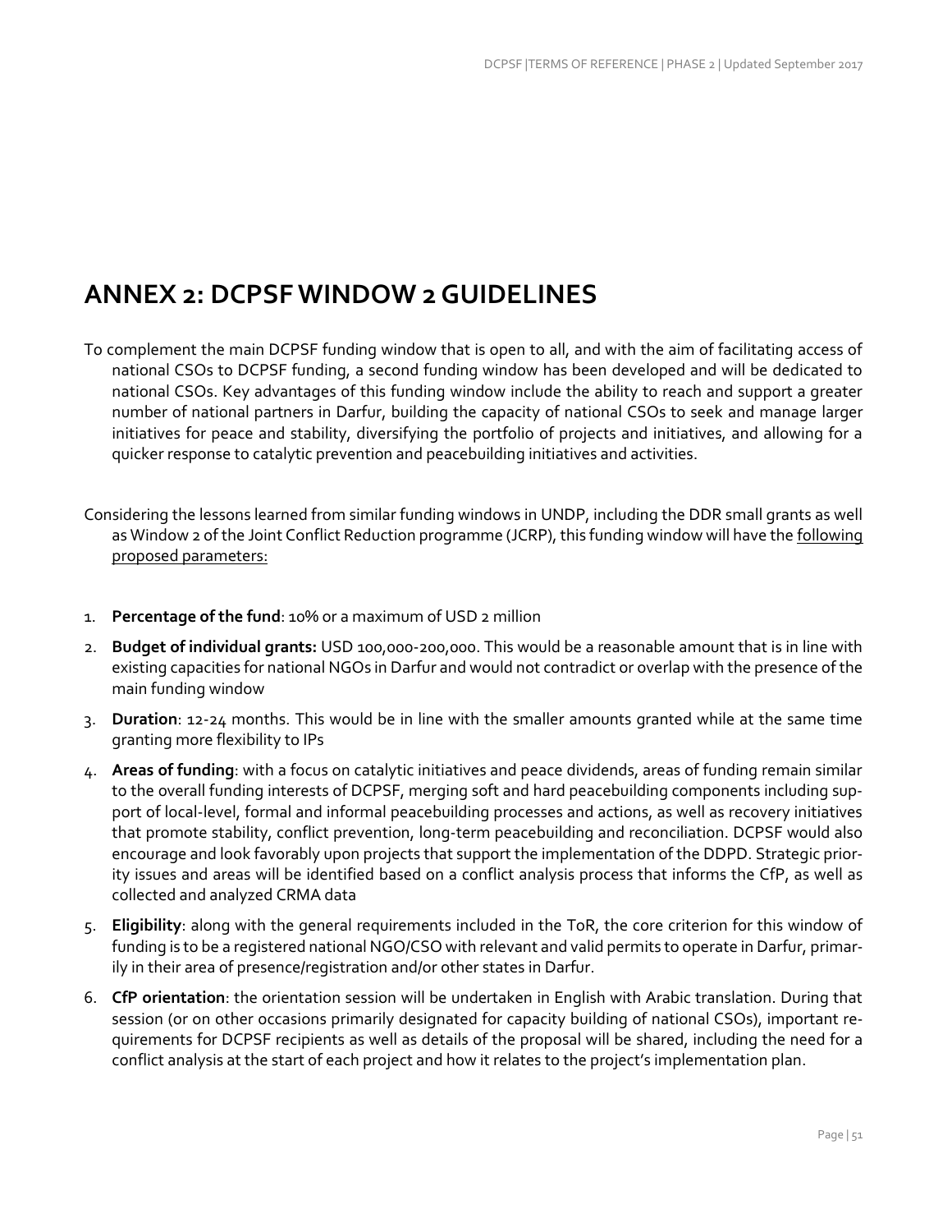# ANNEX 2: DCPSF WINDOW 2 GUIDELINES

To complement the main DCPSF funding window that is open to all, and with the aim of facilitating access of national CSOs to DCPSF funding, a second funding window has been developed and will be dedicated to national CSOs. Key advantages of this funding window include the ability to reach and support a greater number of national partners in Darfur, building the capacity of national CSOs to seek and manage larger initiatives for peace and stability, diversifying the portfolio of projects and initiatives, and allowing for a quicker response to catalytic prevention and peacebuilding initiatives and activities.

Considering the lessons learned from similar funding windows in UNDP, including the DDR small grants as well as Window 2 of the Joint Conflict Reduction programme (JCRP), this funding window will have the following proposed parameters:

1. **Percentage of the fund**: 10% or a maximum of USD 2 million
2. **Budget of individual grants:** USD 100,000-200,000. This would be a reasonable amount that is in line with existing capacities for national NGOs in Darfur and would not contradict or overlap with the presence of the main funding window
3. **Duration**: 12-24 months. This would be in line with the smaller amounts granted while at the same time granting more flexibility to IPs
4. **Areas of funding**: with a focus on catalytic initiatives and peace dividends, areas of funding remain similar to the overall funding interests of DCPSF, merging soft and hard peacebuilding components including support of local-level, formal and informal peacebuilding processes and actions, as well as recovery initiatives that promote stability, conflict prevention, long-term peacebuilding and reconciliation. DCPSF would also encourage and look favorably upon projects that support the implementation of the DDPD. Strategic priority issues and areas will be identified based on a conflict analysis process that informs the CfP, as well as collected and analyzed CRMA data
5. **Eligibility**: along with the general requirements included in the ToR, the core criterion for this window of funding is to be a registered national NGO/CSO with relevant and valid permits to operate in Darfur, primarily in their area of presence/registration and/or other states in Darfur.
6. **CfP orientation**: the orientation session will be undertaken in English with Arabic translation. During that session (or on other occasions primarily designated for capacity building of national CSOs), important requirements for DCPSF recipients as well as details of the proposal will be shared, including the need for a conflict analysis at the start of each project and how it relates to the project's implementation plan.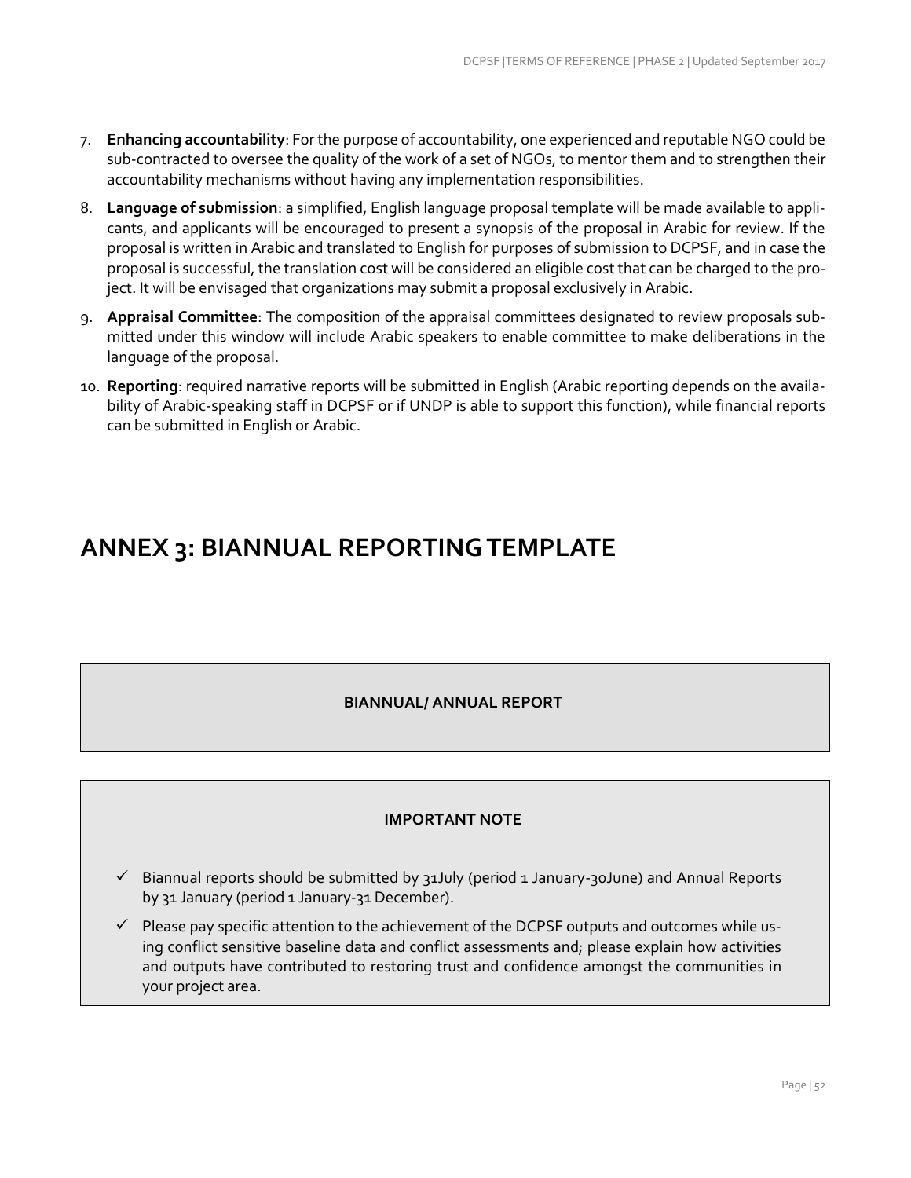7. **Enhancing accountability**: For the purpose of accountability, one experienced and reputable NGO could be sub-contracted to oversee the quality of the work of a set of NGOs, to mentor them and to strengthen their accountability mechanisms without having any implementation responsibilities.
8. **Language of submission**: a simplified, English language proposal template will be made available to applicants, and applicants will be encouraged to present a synopsis of the proposal in Arabic for review. If the proposal is written in Arabic and translated to English for purposes of submission to DCPSF, and in case the proposal is successful, the translation cost will be considered an eligible cost that can be charged to the project. It will be envisaged that organizations may submit a proposal exclusively in Arabic.
9. **Appraisal Committee**: The composition of the appraisal committees designated to review proposals submitted under this window will include Arabic speakers to enable committee to make deliberations in the language of the proposal.
10. **Reporting**: required narrative reports will be submitted in English (Arabic reporting depends on the availability of Arabic-speaking staff in DCPSF or if UNDP is able to support this function), while financial reports can be submitted in English or Arabic.

# ANNEX 3: BIANNUAL REPORTING TEMPLATE

**BIANNUAL/ ANNUAL REPORT**

**IMPORTANT NOTE**

- ✓ Biannual reports should be submitted by 31July (period 1 January-30June) and Annual Reports by 31 January (period 1 January-31 December).
- ✓ Please pay specific attention to the achievement of the DCPSF outputs and outcomes while using conflict sensitive baseline data and conflict assessments and; please explain how activities and outputs have contributed to restoring trust and confidence amongst the communities in your project area.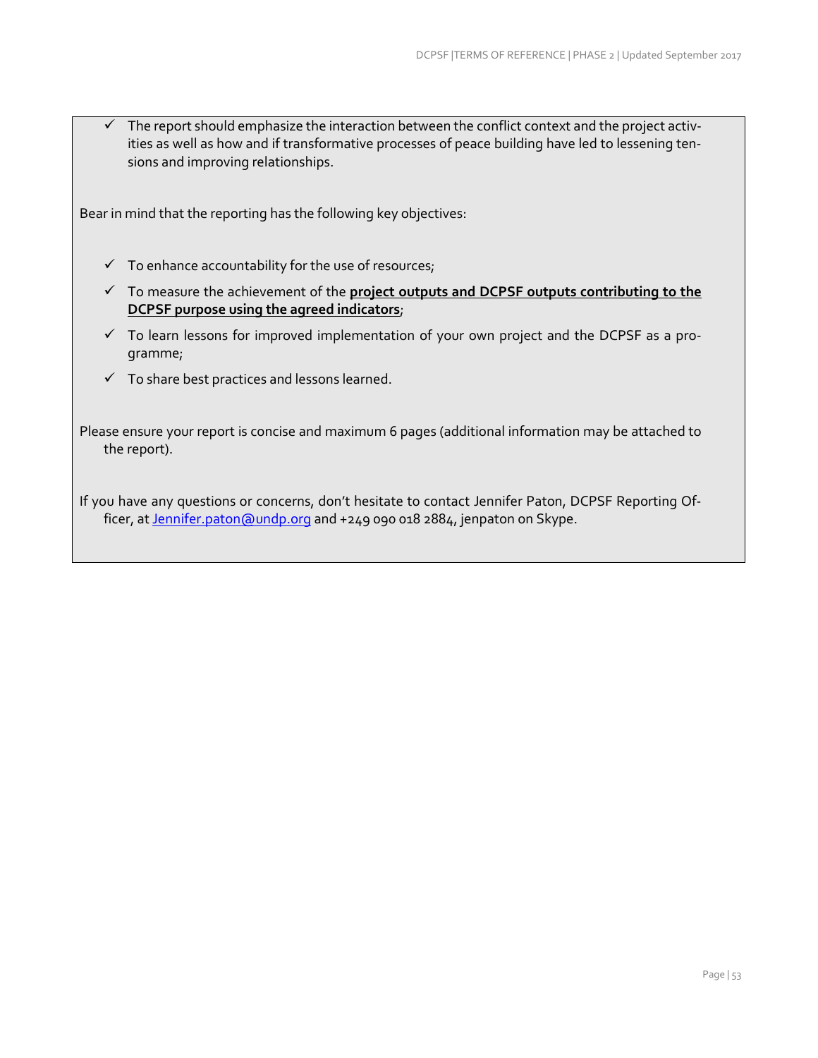- ✓ The report should emphasize the interaction between the conflict context and the project activities as well as how and if transformative processes of peace building have led to lessening tensions and improving relationships.

Bear in mind that the reporting has the following key objectives:

- ✓ To enhance accountability for the use of resources;
- ✓ To measure the achievement of the **project outputs and DCPSF outputs contributing to the DCPSF purpose using the agreed indicators**;
- ✓ To learn lessons for improved implementation of your own project and the DCPSF as a programme;
- ✓ To share best practices and lessons learned.

Please ensure your report is concise and maximum 6 pages (additional information may be attached to the report).

If you have any questions or concerns, don't hesitate to contact Jennifer Paton, DCPSF Reporting Officer, at Jennifer.paton@undp.org and +249 090 018 2884, jenpaton on Skype.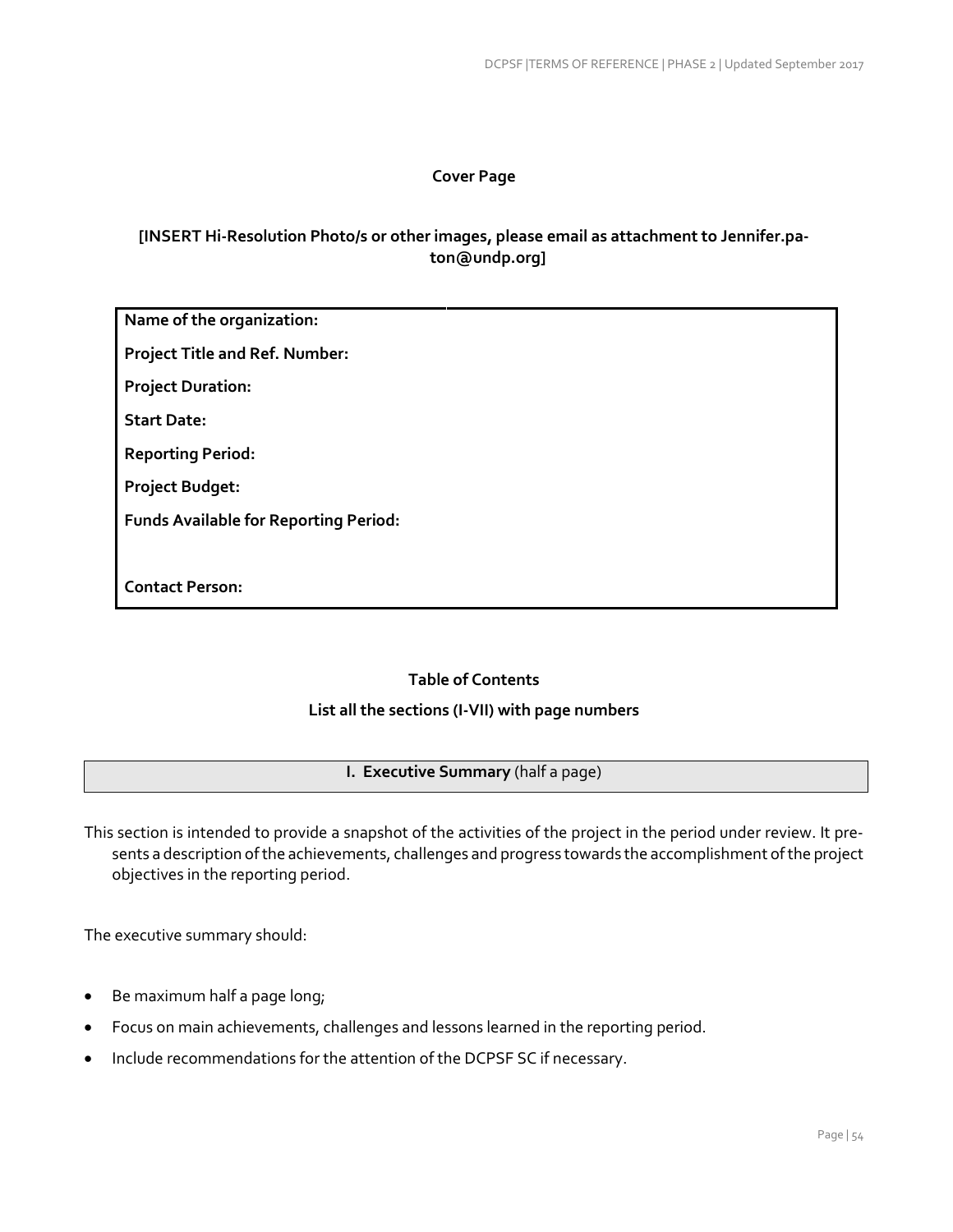**Cover Page**

**[INSERT Hi-Resolution Photo/s or other images, please email as attachment to Jennifer.paton@undp.org]**

| |
|---|
| **Name of the organization:** |
| **Project Title and Ref. Number:** |
| **Project Duration:** |
| **Start Date:** |
| **Reporting Period:** |
| **Project Budget:** |
| **Funds Available for Reporting Period:** |
| **Contact Person:** |

**Table of Contents**

**List all the sections (I-VII) with page numbers**

## I. Executive Summary (half a page)

This section is intended to provide a snapshot of the activities of the project in the period under review. It presents a description of the achievements, challenges and progress towards the accomplishment of the project objectives in the reporting period.

The executive summary should:

- Be maximum half a page long;
- Focus on main achievements, challenges and lessons learned in the reporting period.
- Include recommendations for the attention of the DCPSF SC if necessary.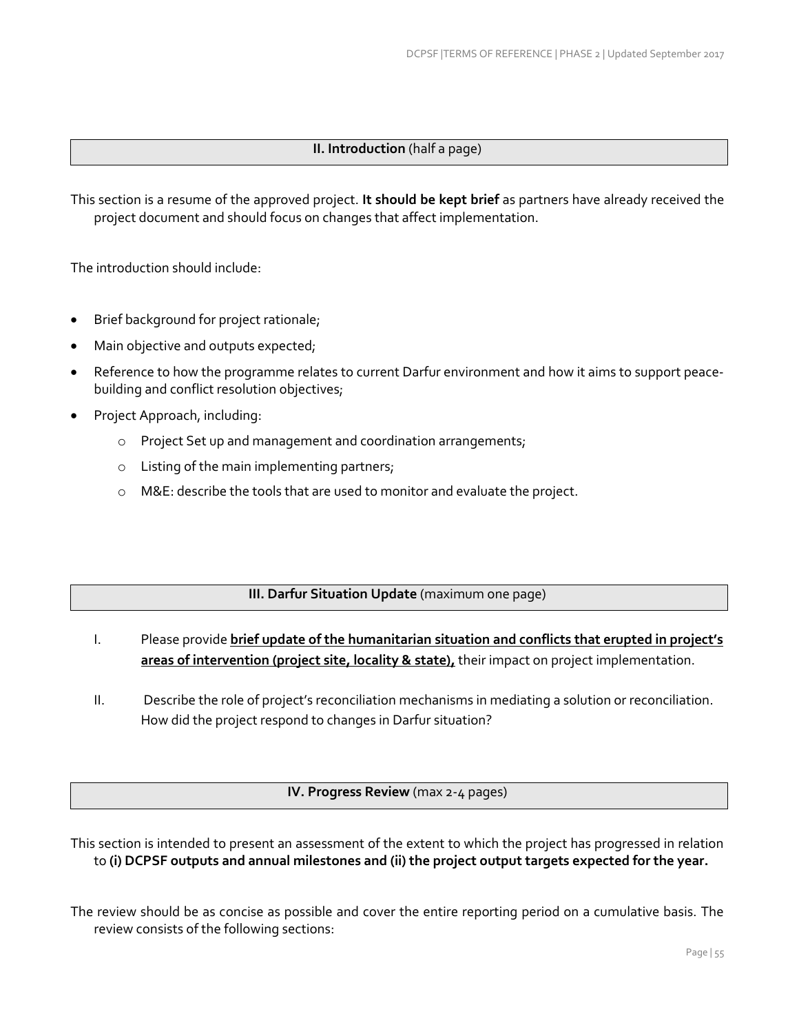## **II. Introduction** (half a page)

This section is a resume of the approved project. **It should be kept brief** as partners have already received the project document and should focus on changes that affect implementation.

The introduction should include:

- Brief background for project rationale;
- Main objective and outputs expected;
- Reference to how the programme relates to current Darfur environment and how it aims to support peace-building and conflict resolution objectives;
- Project Approach, including:
    - Project Set up and management and coordination arrangements;
    - Listing of the main implementing partners;
    - M&E: describe the tools that are used to monitor and evaluate the project.

## **III. Darfur Situation Update** (maximum one page)

I. Please provide **brief update of the humanitarian situation and conflicts that erupted in project's areas of intervention (project site, locality & state),** their impact on project implementation.

II. Describe the role of project's reconciliation mechanisms in mediating a solution or reconciliation. How did the project respond to changes in Darfur situation?

## **IV. Progress Review** (max 2-4 pages)

This section is intended to present an assessment of the extent to which the project has progressed in relation to **(i) DCPSF outputs and annual milestones and (ii) the project output targets expected for the year.**

The review should be as concise as possible and cover the entire reporting period on a cumulative basis. The review consists of the following sections: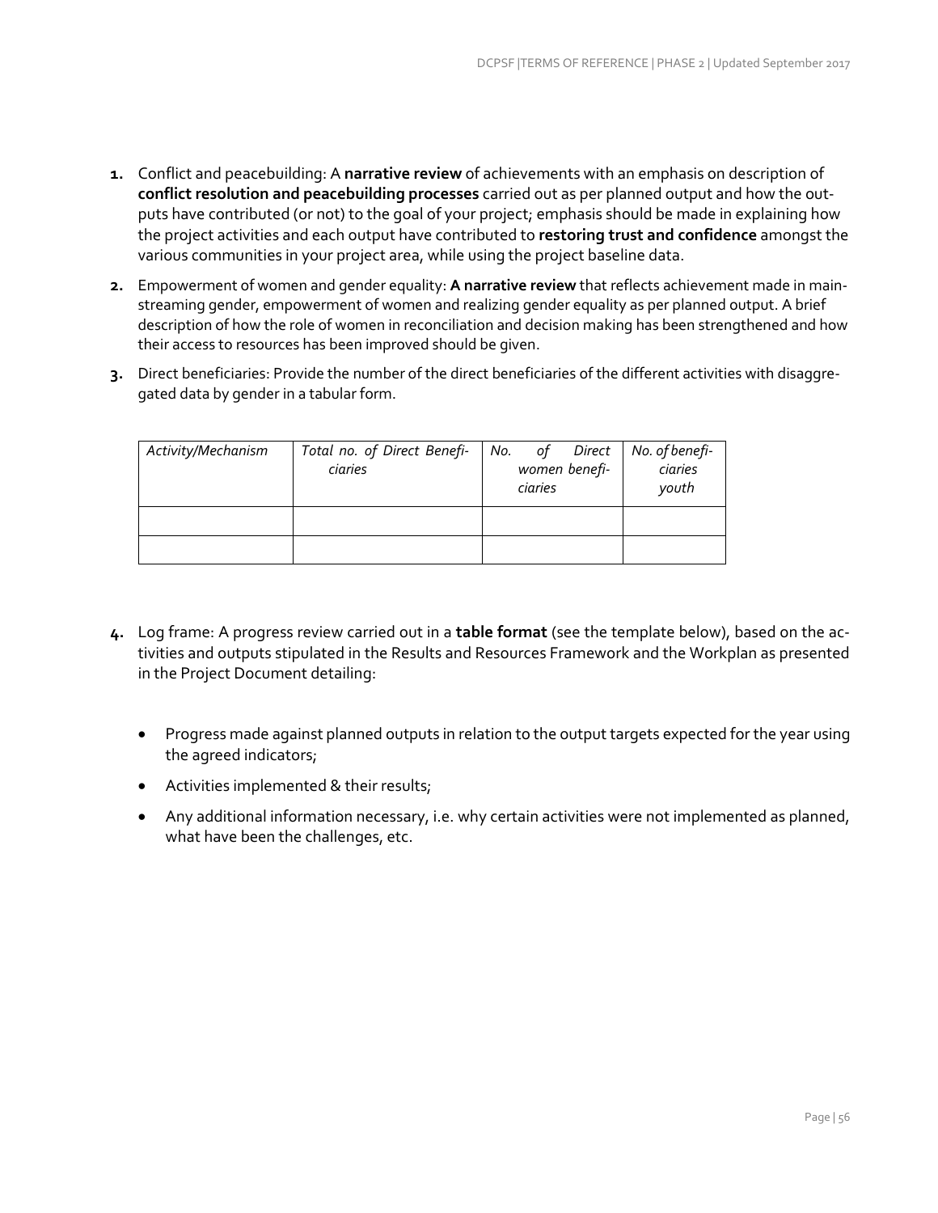1. Conflict and peacebuilding: A **narrative review** of achievements with an emphasis on description of **conflict resolution and peacebuilding processes** carried out as per planned output and how the outputs have contributed (or not) to the goal of your project; emphasis should be made in explaining how the project activities and each output have contributed to **restoring trust and confidence** amongst the various communities in your project area, while using the project baseline data.

2. Empowerment of women and gender equality: **A narrative review** that reflects achievement made in mainstreaming gender, empowerment of women and realizing gender equality as per planned output. A brief description of how the role of women in reconciliation and decision making has been strengthened and how their access to resources has been improved should be given.

3. Direct beneficiaries: Provide the number of the direct beneficiaries of the different activities with disaggregated data by gender in a tabular form.

| *Activity/Mechanism* | *Total no. of Direct Beneficiaries* | *No. of Direct women beneficiaries* | *No. of beneficiaries youth* |
|---|---|---|---|
| | | | |
| | | | |

4. Log frame: A progress review carried out in a **table format** (see the template below), based on the activities and outputs stipulated in the Results and Resources Framework and the Workplan as presented in the Project Document detailing:

   - Progress made against planned outputs in relation to the output targets expected for the year using the agreed indicators;
   - Activities implemented & their results;
   - Any additional information necessary, i.e. why certain activities were not implemented as planned, what have been the challenges, etc.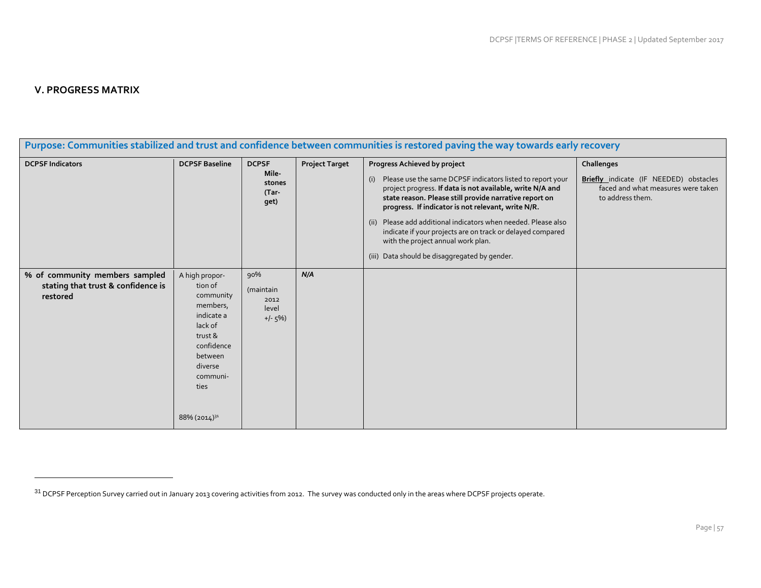## V. PROGRESS MATRIX

| Purpose: Communities stabilized and trust and confidence between communities is restored paving the way towards early recovery | | | | | |
|---|---|---|---|---|---|
| **DCPSF Indicators** | **DCPSF Baseline** | **DCPSF Milestones (Target)** | **Project Target** | **Progress Achieved by project**<br>(i) Please use the same DCPSF indicators listed to report your project progress. **If data is not available, write N/A and state reason. Please still provide narrative report on progress. If indicator is not relevant, write N/R.**<br>(ii) Please add additional indicators when needed. Please also indicate if your projects are on track or delayed compared with the project annual work plan.<br>(iii) Data should be disaggregated by gender. | **Challenges**<br>**Briefly** indicate (IF NEEDED) obstacles faced and what measures were taken to address them. |
| **% of community members sampled stating that trust & confidence is restored** | A high proportion of community members, indicate a lack of trust & confidence between diverse communities<br><br>88% (2014)[31] | 90%<br>(maintain 2012 level +/- 5%) | *N/A* | | |

[31] DCPSF Perception Survey carried out in January 2013 covering activities from 2012. The survey was conducted only in the areas where DCPSF projects operate.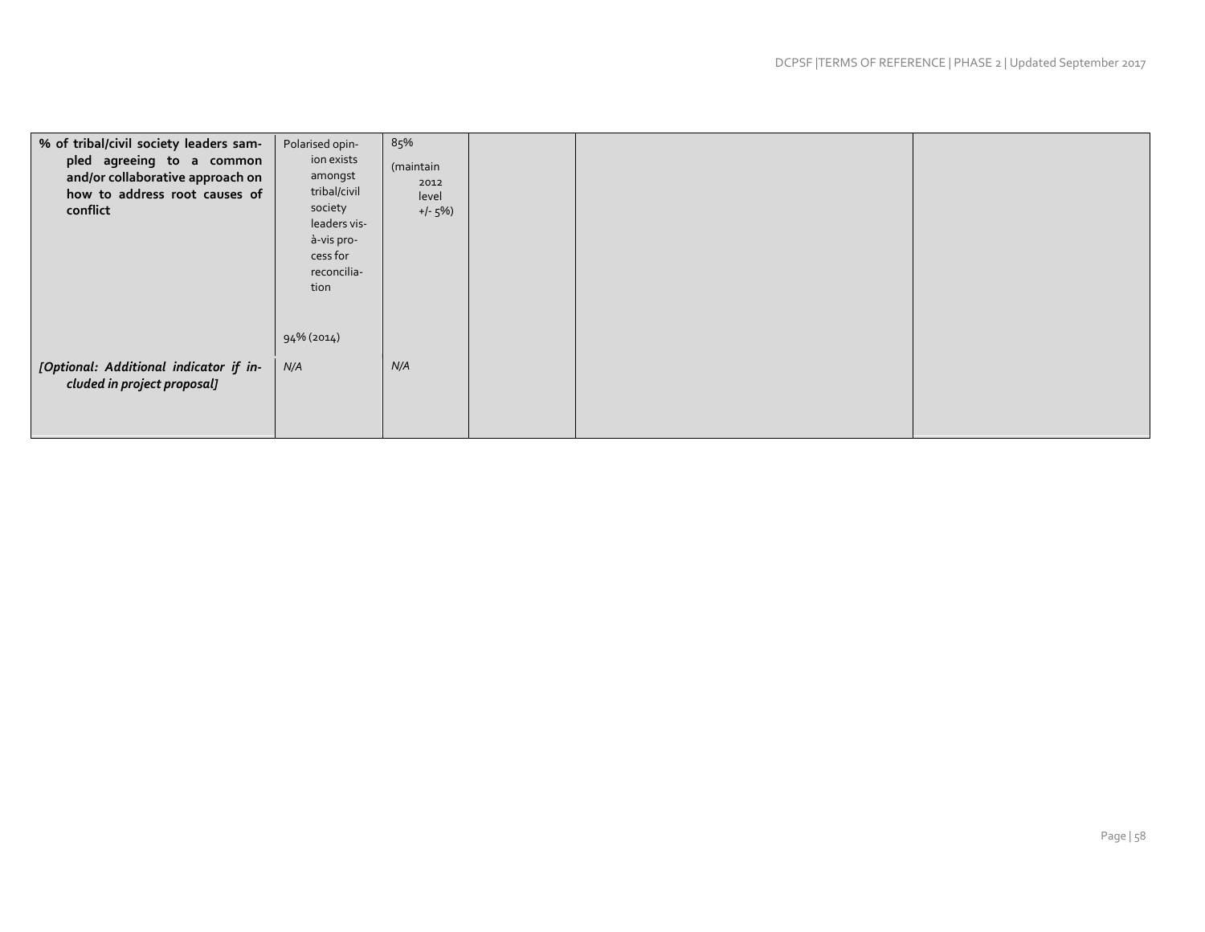| | | | | | |
|---|---|---|---|---|---|
| **% of tribal/civil society leaders sampled agreeing to a common and/or collaborative approach on how to address root causes of conflict** | Polarised opinion exists amongst tribal/civil society leaders vis-à-vis process for reconciliation<br><br>94% (2014) | 85%<br>(maintain 2012 level +/- 5%) | | | |
| *[Optional: Additional indicator if included in project proposal]* | *N/A* | *N/A* | | | |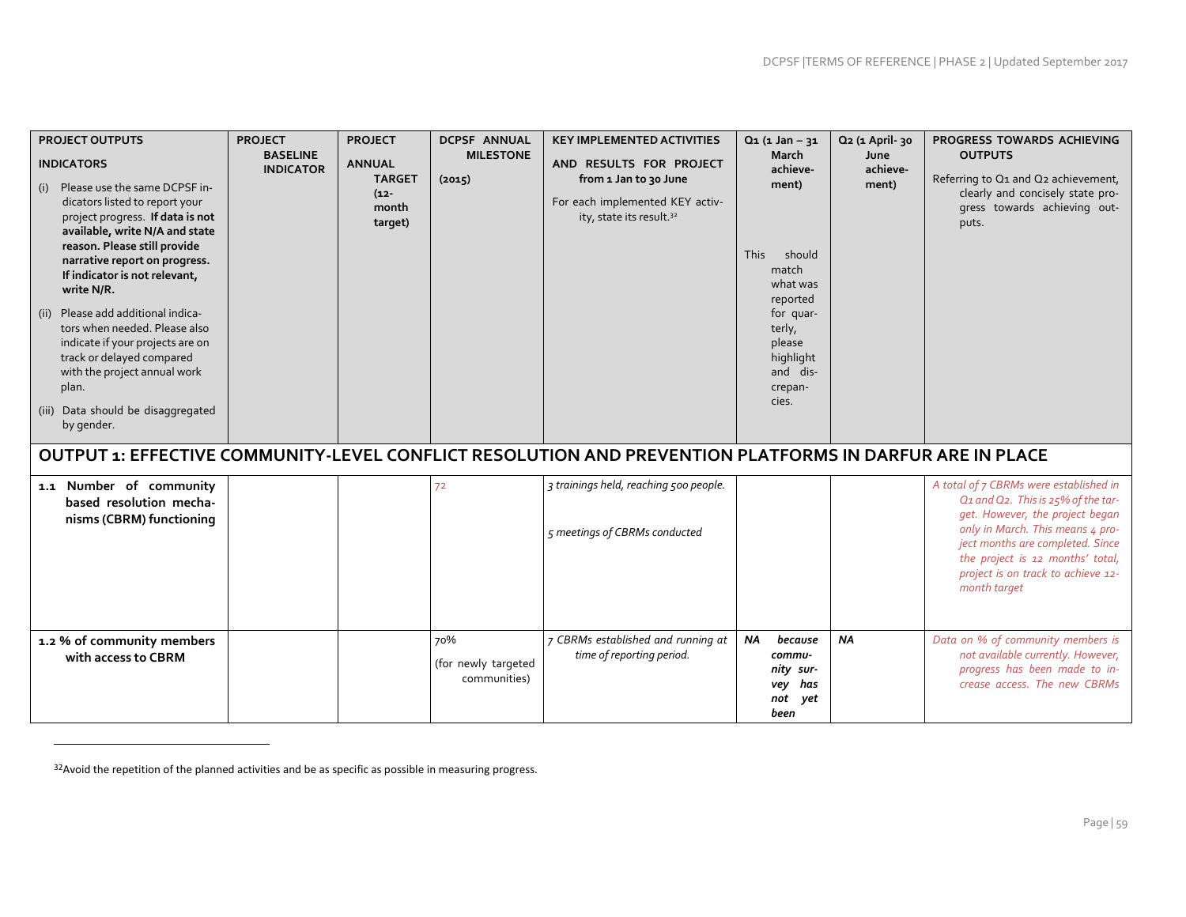| PROJECT OUTPUTS<br><br>INDICATORS<br><br>(i) Please use the same DCPSF indicators listed to report your project progress. **If data is not available, write N/A and state reason. Please still provide narrative report on progress. If indicator is not relevant, write N/R.**<br><br>(ii) Please add additional indicators when needed. Please also indicate if your projects are on track or delayed compared with the project annual work plan.<br><br>(iii) Data should be disaggregated by gender. | PROJECT BASELINE INDICATOR | PROJECT ANNUAL TARGET (12-month target) | DCPSF ANNUAL MILESTONE (2015) | KEY IMPLEMENTED ACTIVITIES AND RESULTS FOR PROJECT from 1 Jan to 30 June<br><br>For each implemented KEY activity, state its result.[32] | Q1 (1 Jan – 31 March achievement)<br><br>This should match what was reported for quarterly, please highlight and discrepancies. | Q2 (1 April- 30 June achievement) | PROGRESS TOWARDS ACHIEVING OUTPUTS<br><br>Referring to Q1 and Q2 achievement, clearly and concisely state progress towards achieving outputs. |
|---|---|---|---|---|---|---|---|
| **OUTPUT 1: EFFECTIVE COMMUNITY-LEVEL CONFLICT RESOLUTION AND PREVENTION PLATFORMS IN DARFUR ARE IN PLACE** | | | | | | | |
| **1.1 Number of community based resolution mechanisms (CBRM) functioning** | | | 72 | *3 trainings held, reaching 500 people.*<br><br>*5 meetings of CBRMs conducted* | | | *A total of 7 CBRMs were established in Q1 and Q2. This is 25% of the target. However, the project began only in March. This means 4 project months are completed. Since the project is 12 months' total, project is on track to achieve 12-month target* |
| **1.2 % of community members with access to CBRM** | | | 70%<br>(for newly targeted communities) | *7 CBRMs established and running at time of reporting period.* | ***NA** because community survey has not yet been* | ***NA*** | *Data on % of community members is not available currently. However, progress has been made to increase access. The new CBRMs* |

[32]Avoid the repetition of the planned activities and be as specific as possible in measuring progress.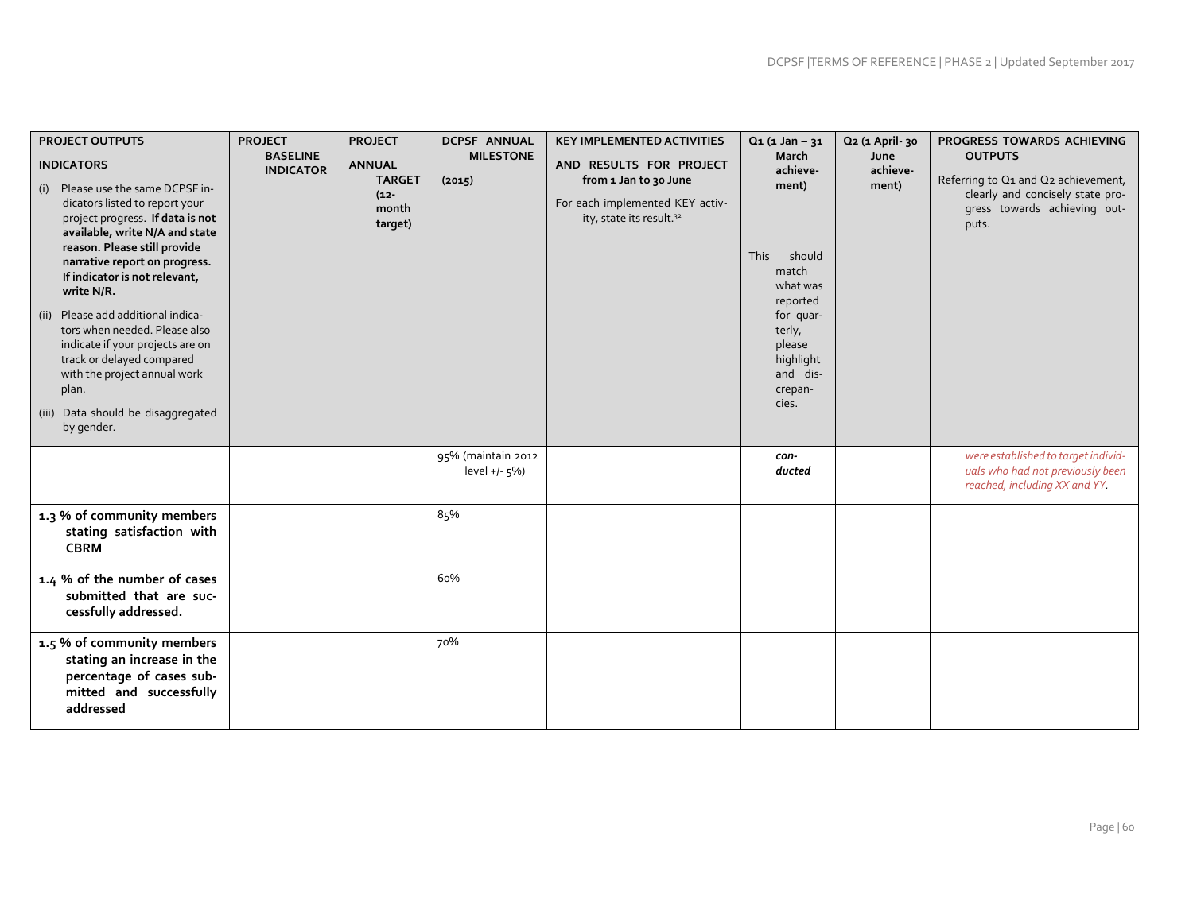| **PROJECT OUTPUTS**<br><br>**INDICATORS**<br><br>(i) Please use the same DCPSF indicators listed to report your project progress. **If data is not available, write N/A and state reason. Please still provide narrative report on progress. If indicator is not relevant, write N/R.**<br><br>(ii) Please add additional indicators when needed. Please also indicate if your projects are on track or delayed compared with the project annual work plan.<br><br>(iii) Data should be disaggregated by gender. | **PROJECT BASELINE INDICATOR** | **PROJECT ANNUAL TARGET (12-month target)** | **DCPSF ANNUAL MILESTONE (2015)** | **KEY IMPLEMENTED ACTIVITIES AND RESULTS FOR PROJECT from 1 Jan to 30 June**<br><br>For each implemented KEY activity, state its result.[32] | **Q1 (1 Jan – 31 March achievement)**<br><br>This should match what was reported for quarterly, please highlight and discrepancies. | **Q2 (1 April- 30 June achievement)** | **PROGRESS TOWARDS ACHIEVING OUTPUTS**<br><br>Referring to Q1 and Q2 achievement, clearly and concisely state progress towards achieving outputs. |
|---|---|---|---|---|---|---|---|
| | | | 95% (maintain 2012 level +/- 5%) | | ***con-ducted*** | | *were established to target individuals who had not previously been reached, including XX and YY.* |
| **1.3 % of community members stating satisfaction with CBRM** | | | 85% | | | | |
| **1.4 % of the number of cases submitted that are successfully addressed.** | | | 60% | | | | |
| **1.5 % of community members stating an increase in the percentage of cases submitted and successfully addressed** | | | 70% | | | | |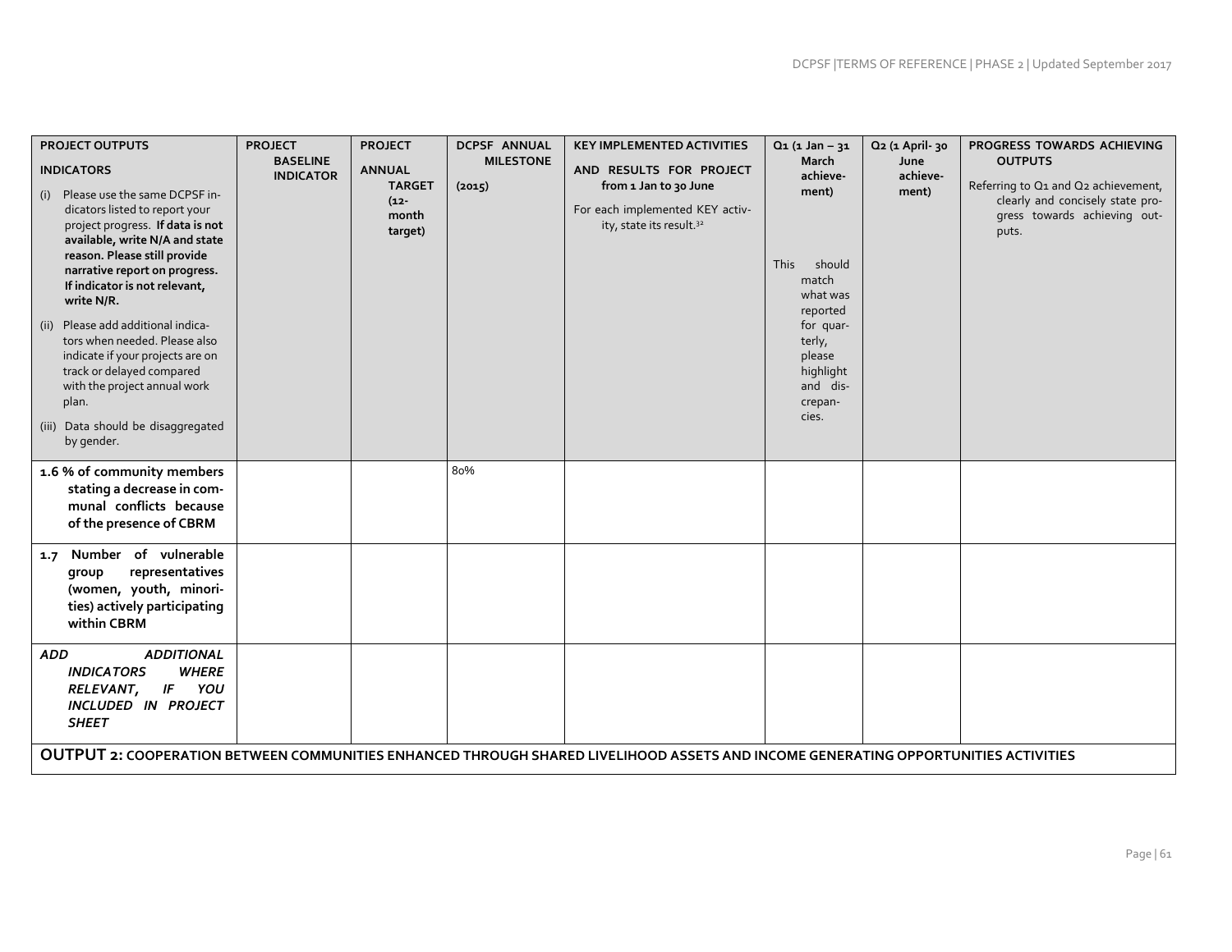| **PROJECT OUTPUTS**<br><br>**INDICATORS**<br><br>(i) Please use the same DCPSF indicators listed to report your project progress. **If data is not available, write N/A and state reason. Please still provide narrative report on progress. If indicator is not relevant, write N/R.**<br><br>(ii) Please add additional indicators when needed. Please also indicate if your projects are on track or delayed compared with the project annual work plan.<br><br>(iii) Data should be disaggregated by gender. | **PROJECT BASELINE INDICATOR** | **PROJECT ANNUAL TARGET (12-month target)** | **DCPSF ANNUAL MILESTONE (2015)** | **KEY IMPLEMENTED ACTIVITIES AND RESULTS FOR PROJECT from 1 Jan to 30 June**<br><br>For each implemented KEY activity, state its result.[32] | **Q1 (1 Jan – 31 March achievement)**<br><br>This should match what was reported for quarterly, please highlight and discrepancies. | **Q2 (1 April- 30 June achievement)** | **PROGRESS TOWARDS ACHIEVING OUTPUTS**<br><br>Referring to Q1 and Q2 achievement, clearly and concisely state progress towards achieving outputs. |
|---|---|---|---|---|---|---|---|
| **1.6 % of community members stating a decrease in communal conflicts because of the presence of CBRM** | | | 80% | | | | |
| **1.7 Number of vulnerable group representatives (women, youth, minorities) actively participating within CBRM** | | | | | | | |
| ***ADD ADDITIONAL INDICATORS WHERE RELEVANT, IF YOU INCLUDED IN PROJECT SHEET*** | | | | | | | |
| **OUTPUT 2: COOPERATION BETWEEN COMMUNITIES ENHANCED THROUGH SHARED LIVELIHOOD ASSETS AND INCOME GENERATING OPPORTUNITIES ACTIVITIES** | | | | | | | |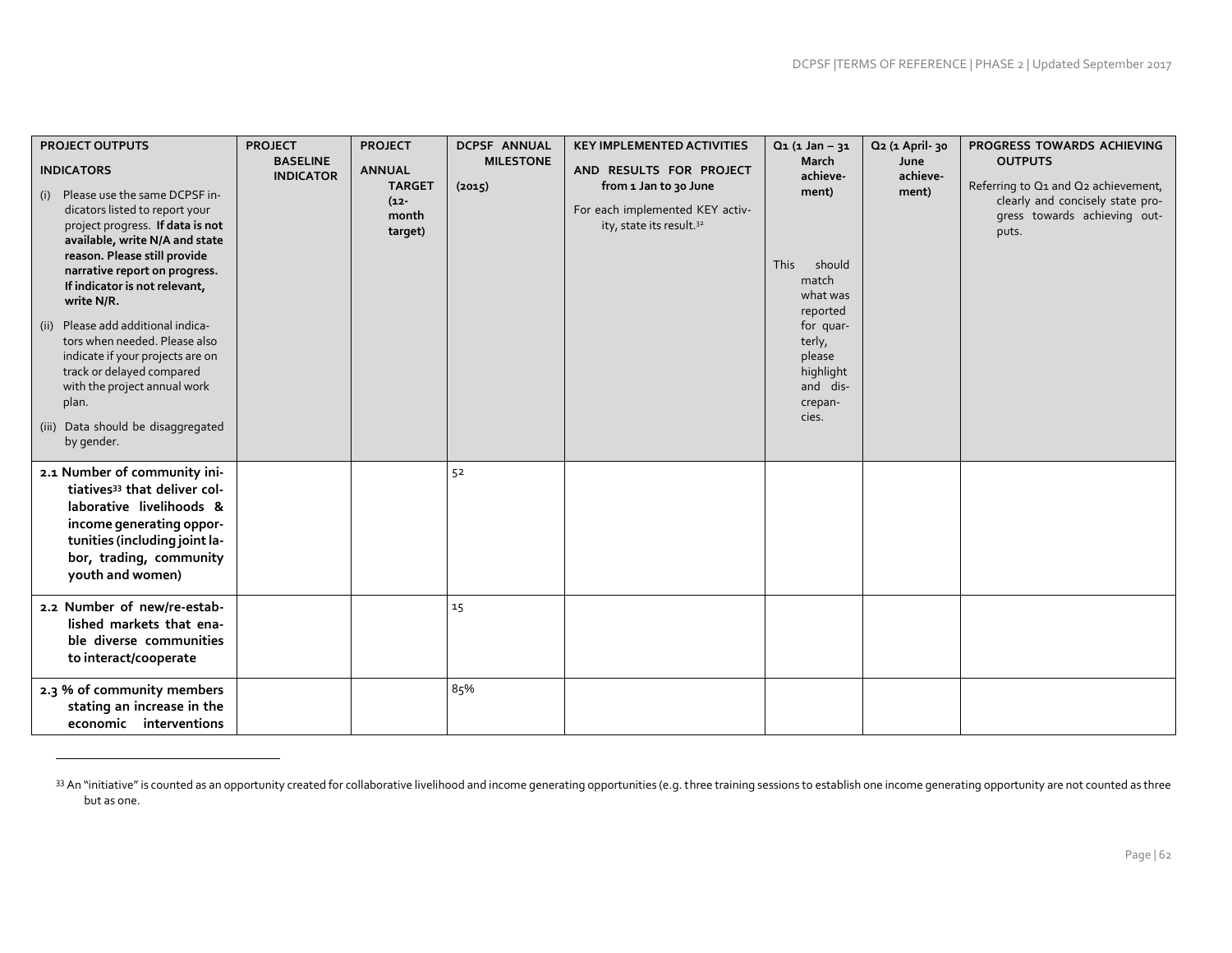| **PROJECT OUTPUTS INDICATORS** (i) Please use the same DCPSF indicators listed to report your project progress. **If data is not available, write N/A and state reason. Please still provide narrative report on progress. If indicator is not relevant, write N/R.** (ii) Please add additional indicators when needed. Please also indicate if your projects are on track or delayed compared with the project annual work plan. (iii) Data should be disaggregated by gender. | **PROJECT BASELINE INDICATOR** | **PROJECT ANNUAL TARGET (12-month target)** | **DCPSF ANNUAL MILESTONE (2015)** | **KEY IMPLEMENTED ACTIVITIES AND RESULTS FOR PROJECT from 1 Jan to 30 June** For each implemented KEY activity, state its result.[32] | **Q1 (1 Jan – 31 March achievement)** This should match what was reported for quarterly, please highlight and discrepancies. | **Q2 (1 April- 30 June achievement)** | **PROGRESS TOWARDS ACHIEVING OUTPUTS** Referring to Q1 and Q2 achievement, clearly and concisely state progress towards achieving outputs. |
|---|---|---|---|---|---|---|---|
| **2.1 Number of community initiatives[33] that deliver collaborative livelihoods & income generating opportunities (including joint labor, trading, community youth and women)** | | | 52 | | | | |
| **2.2 Number of new/re-established markets that enable diverse communities to interact/cooperate** | | | 15 | | | | |
| **2.3 % of community members stating an increase in the economic interventions** | | | 85% | | | | |

[33] An "initiative" is counted as an opportunity created for collaborative livelihood and income generating opportunities (e.g. three training sessions to establish one income generating opportunity are not counted as three but as one.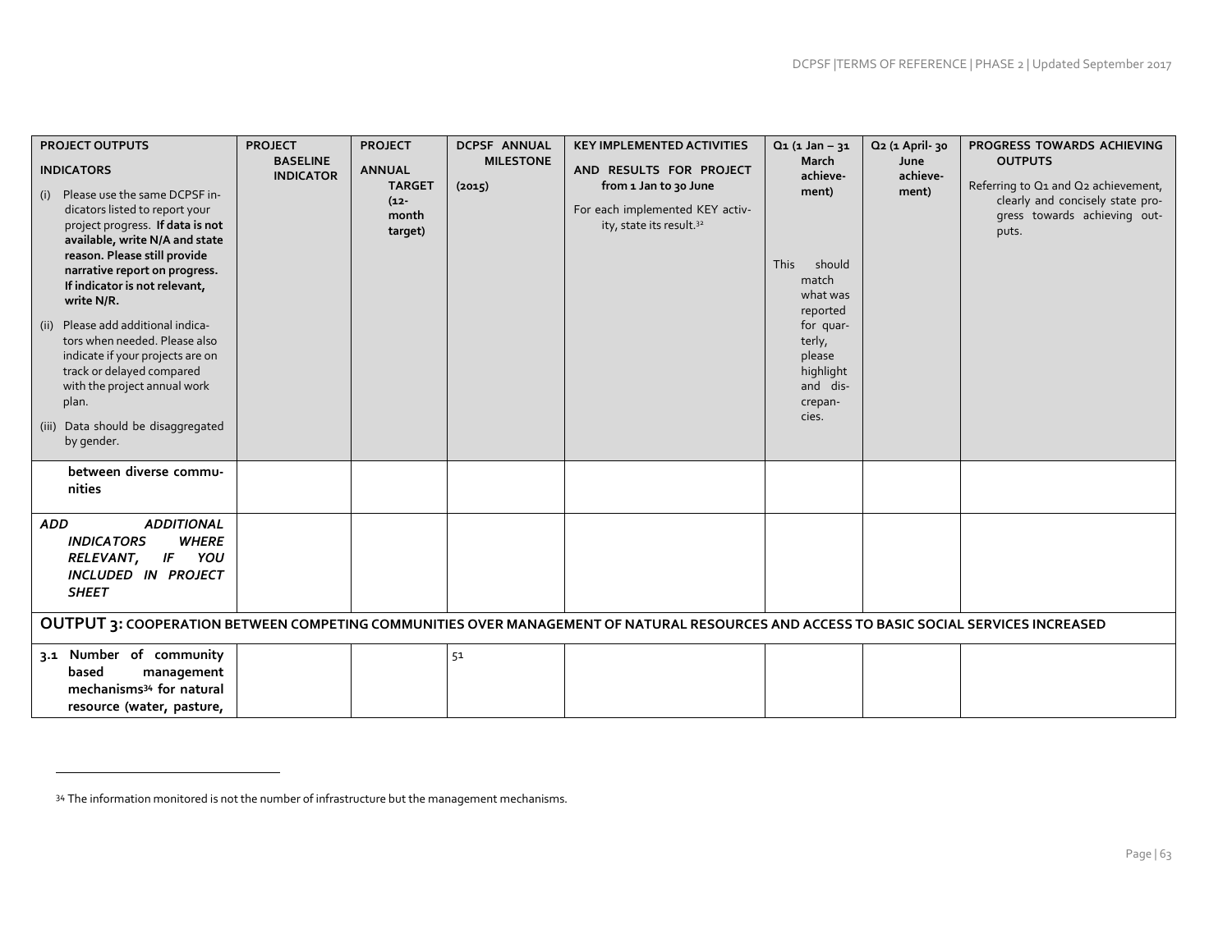| **PROJECT OUTPUTS**<br><br>**INDICATORS**<br><br>(i) Please use the same DCPSF indicators listed to report your project progress. **If data is not available, write N/A and state reason. Please still provide narrative report on progress. If indicator is not relevant, write N/R.**<br><br>(ii) Please add additional indicators when needed. Please also indicate if your projects are on track or delayed compared with the project annual work plan.<br><br>(iii) Data should be disaggregated by gender. | **PROJECT BASELINE INDICATOR** | **PROJECT ANNUAL TARGET (12-month target)** | **DCPSF ANNUAL MILESTONE (2015)** | **KEY IMPLEMENTED ACTIVITIES AND RESULTS FOR PROJECT from 1 Jan to 30 June**<br><br>For each implemented KEY activity, state its result.[32] | **Q1 (1 Jan – 31 March achievement)**<br><br>This should match what was reported for quarterly, please highlight and discrepancies. | **Q2 (1 April- 30 June achievement)** | **PROGRESS TOWARDS ACHIEVING OUTPUTS**<br><br>Referring to Q1 and Q2 achievement, clearly and concisely state progress towards achieving outputs. |
|---|---|---|---|---|---|---|---|
| **between diverse communities** | | | | | | | |
| ***ADD ADDITIONAL INDICATORS WHERE RELEVANT, IF YOU INCLUDED IN PROJECT SHEET*** | | | | | | | |
| **OUTPUT 3: COOPERATION BETWEEN COMPETING COMMUNITIES OVER MANAGEMENT OF NATURAL RESOURCES AND ACCESS TO BASIC SOCIAL SERVICES INCREASED** | | | | | | | |
| **3.1 Number of community based management mechanisms[34] for natural resource (water, pasture,** | | | 51 | | | | |

[34] The information monitored is not the number of infrastructure but the management mechanisms.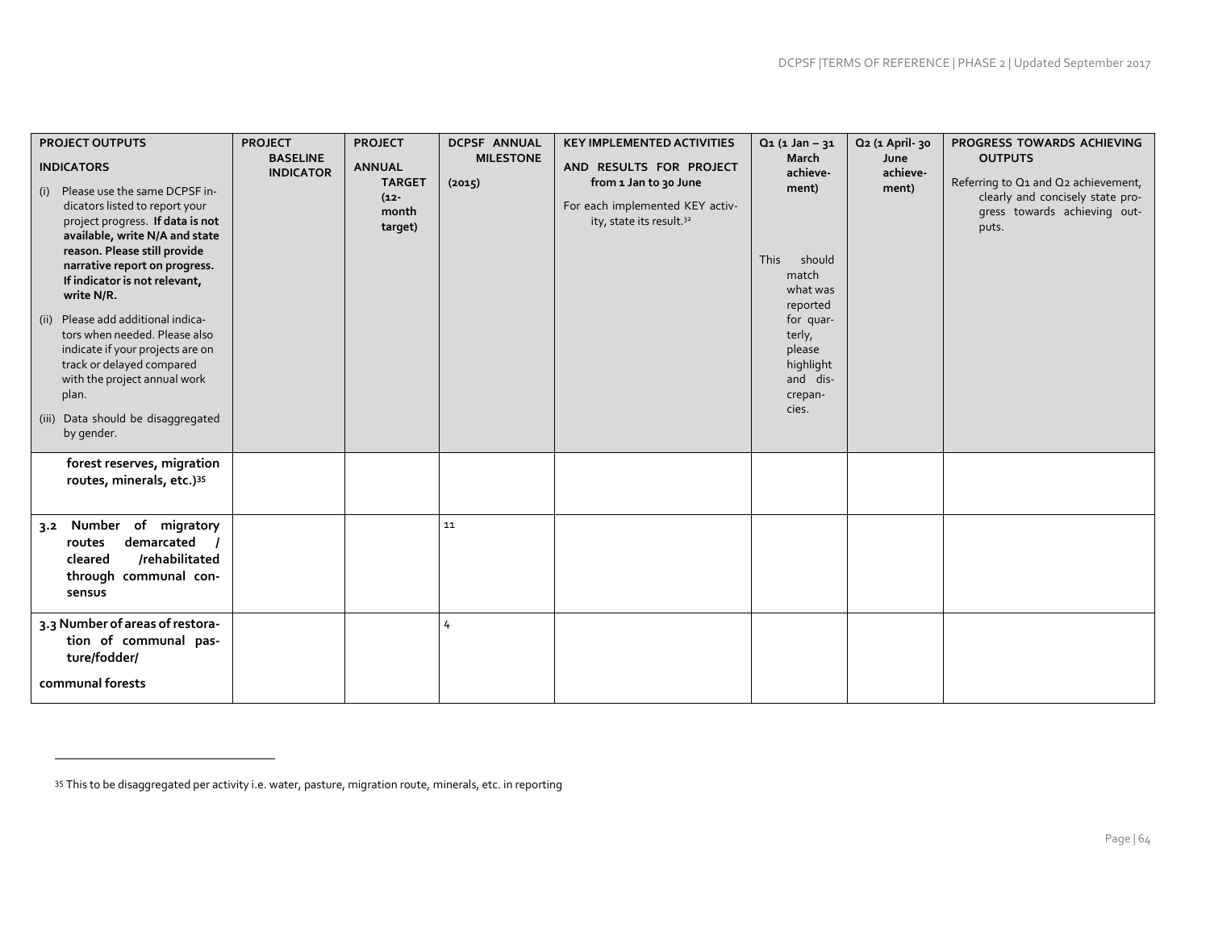| **PROJECT OUTPUTS**<br><br>**INDICATORS**<br><br>(i) Please use the same DCPSF indicators listed to report your project progress. **If data is not available, write N/A and state reason. Please still provide narrative report on progress. If indicator is not relevant, write N/R.**<br><br>(ii) Please add additional indicators when needed. Please also indicate if your projects are on track or delayed compared with the project annual work plan.<br><br>(iii) Data should be disaggregated by gender. | **PROJECT BASELINE INDICATOR** | **PROJECT ANNUAL TARGET (12-month target)** | **DCPSF ANNUAL MILESTONE (2015)** | **KEY IMPLEMENTED ACTIVITIES AND RESULTS FOR PROJECT from 1 Jan to 30 June**<br><br>For each implemented KEY activity, state its result.[32] | **Q1 (1 Jan – 31 March achievement)**<br><br>This should match what was reported for quarterly, please highlight and discrepancies. | **Q2 (1 April- 30 June achievement)** | **PROGRESS TOWARDS ACHIEVING OUTPUTS**<br><br>Referring to Q1 and Q2 achievement, clearly and concisely state progress towards achieving outputs. |
|---|---|---|---|---|---|---|---|
| **forest reserves, migration routes, minerals, etc.)[35]** | | | | | | | |
| **3.2 Number of migratory routes demarcated / cleared /rehabilitated through communal consensus** | | | 11 | | | | |
| **3.3 Number of areas of restoration of communal pasture/fodder/**<br><br>**communal forests** | | | 4 | | | | |

[35] This to be disaggregated per activity i.e. water, pasture, migration route, minerals, etc. in reporting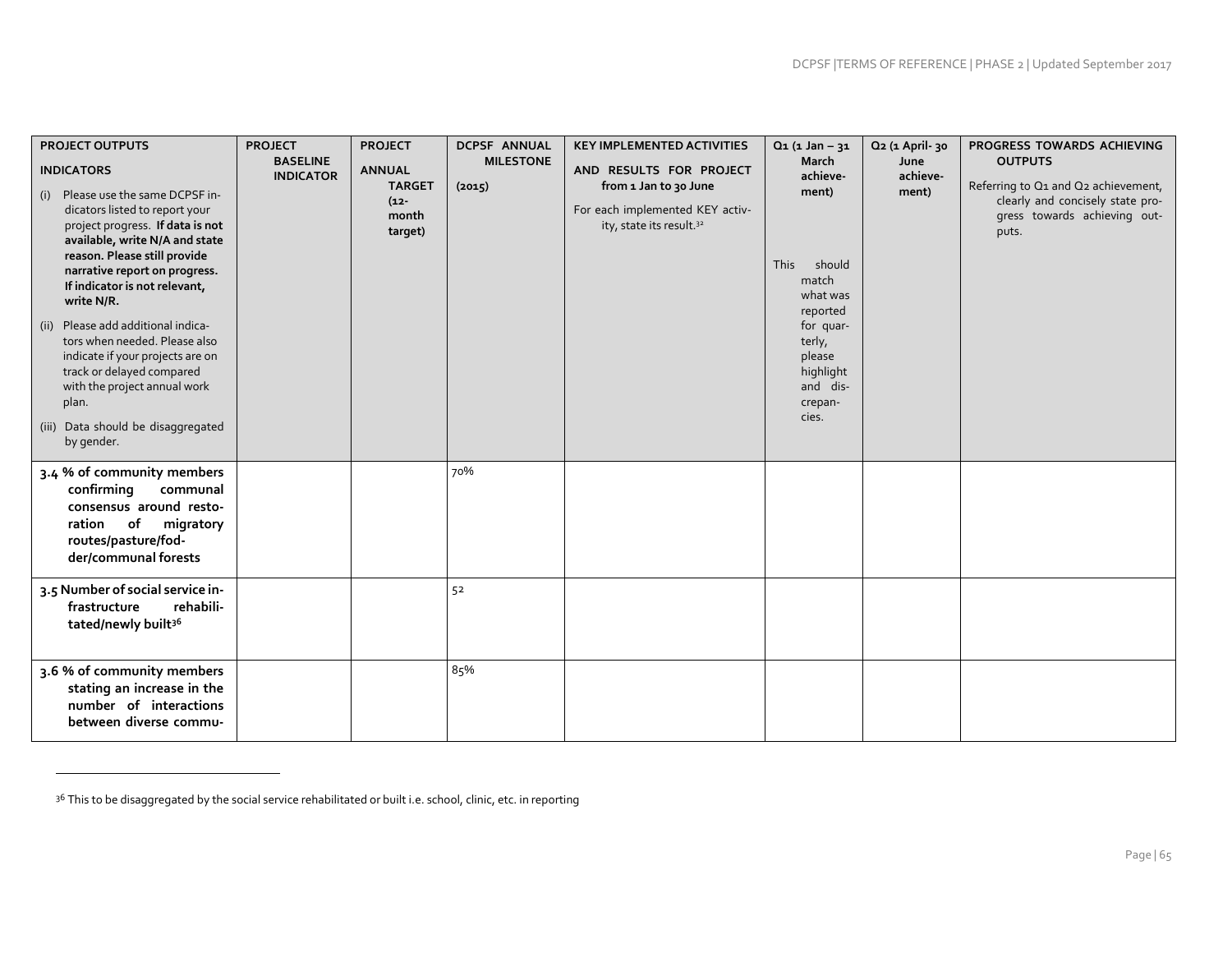| **PROJECT OUTPUTS**<br><br>**INDICATORS**<br><br>(i) Please use the same DCPSF indicators listed to report your project progress. **If data is not available, write N/A and state reason. Please still provide narrative report on progress. If indicator is not relevant, write N/R.**<br><br>(ii) Please add additional indicators when needed. Please also indicate if your projects are on track or delayed compared with the project annual work plan.<br><br>(iii) Data should be disaggregated by gender. | **PROJECT BASELINE INDICATOR** | **PROJECT ANNUAL TARGET (12-month target)** | **DCPSF ANNUAL MILESTONE (2015)** | **KEY IMPLEMENTED ACTIVITIES AND RESULTS FOR PROJECT from 1 Jan to 30 June**<br><br>For each implemented KEY activity, state its result.[32] | **Q1 (1 Jan – 31 March achievement)**<br><br>This should match what was reported for quarterly, please highlight and discrepancies. | **Q2 (1 April- 30 June achievement)** | **PROGRESS TOWARDS ACHIEVING OUTPUTS**<br><br>Referring to Q1 and Q2 achievement, clearly and concisely state progress towards achieving outputs. |
|---|---|---|---|---|---|---|---|
| **3.4 % of community members confirming communal consensus around restoration of migratory routes/pasture/fodder/communal forests** | | | 70% | | | | |
| **3.5 Number of social service infrastructure rehabilitated/newly built[36]** | | | 52 | | | | |
| **3.6 % of community members stating an increase in the number of interactions between diverse commu-** | | | 85% | | | | |

[36] This to be disaggregated by the social service rehabilitated or built i.e. school, clinic, etc. in reporting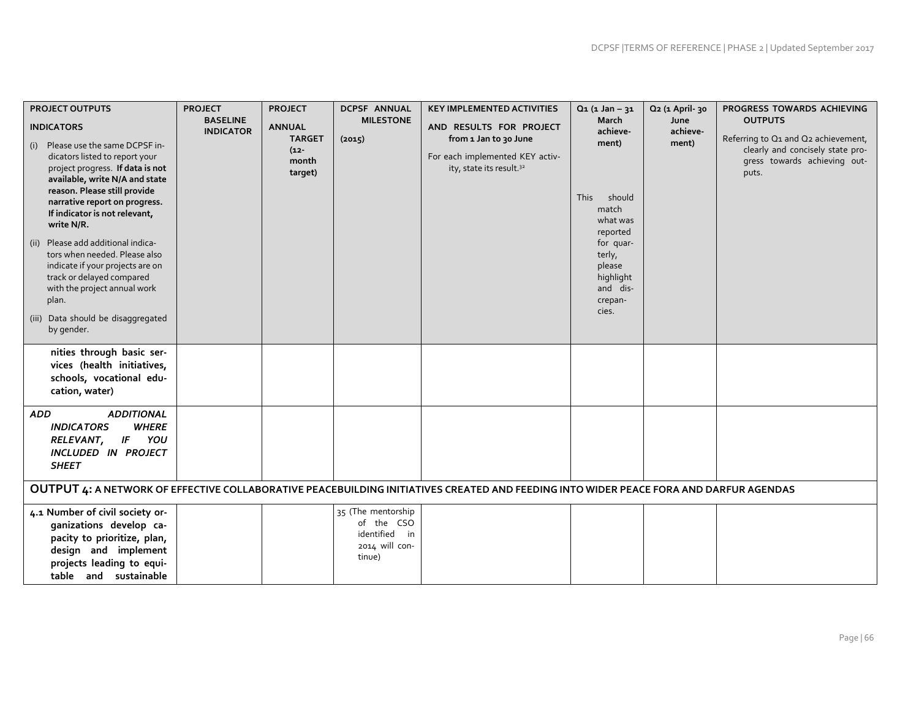| **PROJECT OUTPUTS**<br><br>**INDICATORS**<br><br>(i) Please use the same DCPSF indicators listed to report your project progress. **If data is not available, write N/A and state reason. Please still provide narrative report on progress. If indicator is not relevant, write N/R.**<br><br>(ii) Please add additional indicators when needed. Please also indicate if your projects are on track or delayed compared with the project annual work plan.<br><br>(iii) Data should be disaggregated by gender. | **PROJECT BASELINE INDICATOR** | **PROJECT ANNUAL TARGET (12-month target)** | **DCPSF ANNUAL MILESTONE (2015)** | **KEY IMPLEMENTED ACTIVITIES AND RESULTS FOR PROJECT from 1 Jan to 30 June**<br><br>For each implemented KEY activity, state its result.[32] | **Q1 (1 Jan – 31 March achievement)**<br><br>This should match what was reported for quarterly, please highlight and discrepancies. | **Q2 (1 April- 30 June achievement)** | **PROGRESS TOWARDS ACHIEVING OUTPUTS**<br><br>Referring to Q1 and Q2 achievement, clearly and concisely state progress towards achieving outputs. |
|---|---|---|---|---|---|---|---|
| **nities through basic services (health initiatives, schools, vocational education, water)** | | | | | | | |
| ***ADD ADDITIONAL INDICATORS WHERE RELEVANT, IF YOU INCLUDED IN PROJECT SHEET*** | | | | | | | |
| **OUTPUT 4: A NETWORK OF EFFECTIVE COLLABORATIVE PEACEBUILDING INITIATIVES CREATED AND FEEDING INTO WIDER PEACE FORA AND DARFUR AGENDAS** | | | | | | | |
| **4.1 Number of civil society organizations develop capacity to prioritize, plan, design and implement projects leading to equitable and sustainable** | | | 35 (The mentorship of the CSO identified in 2014 will continue) | | | | |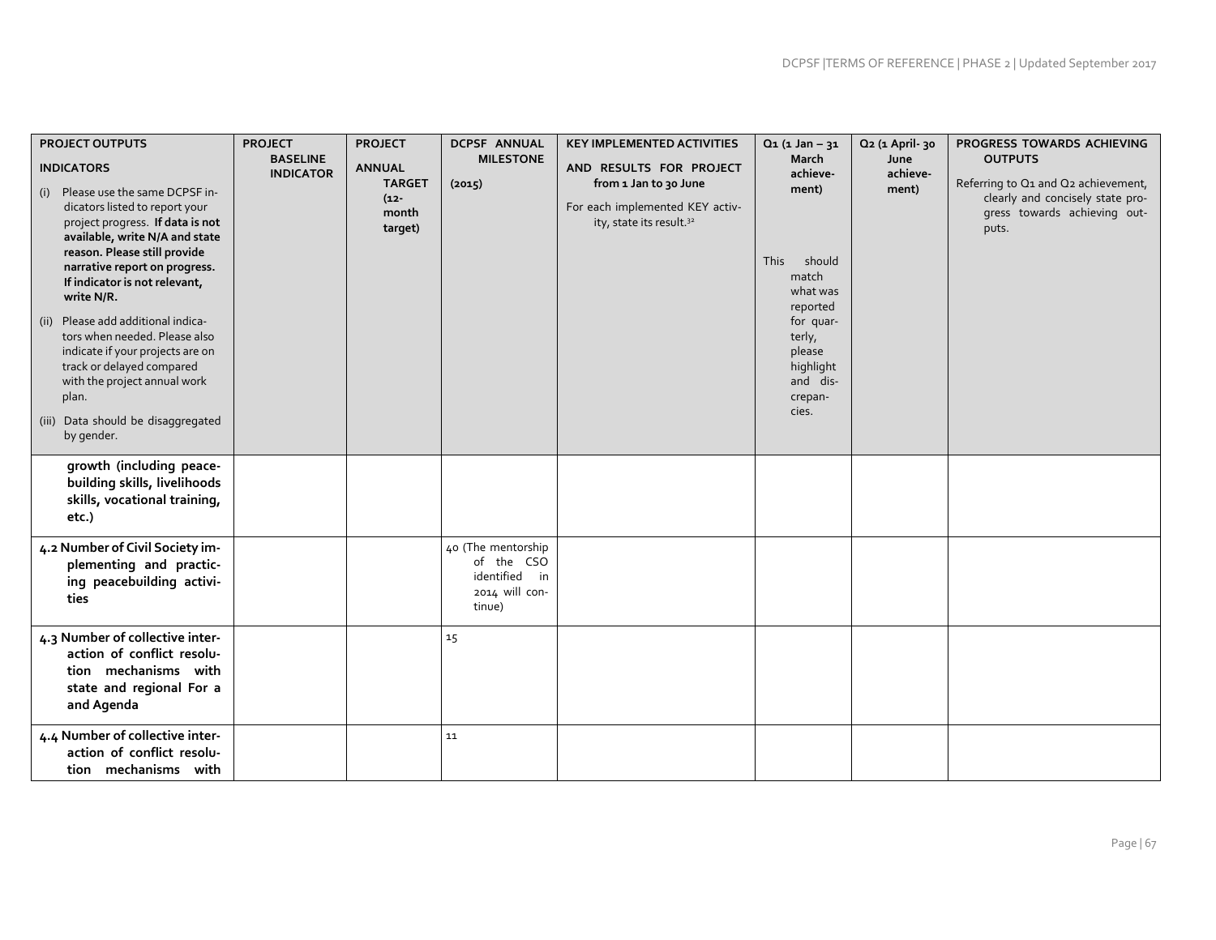| **PROJECT OUTPUTS**<br><br>**INDICATORS**<br><br>(i) Please use the same DCPSF indicators listed to report your project progress. **If data is not available, write N/A and state reason. Please still provide narrative report on progress. If indicator is not relevant, write N/R.**<br><br>(ii) Please add additional indicators when needed. Please also indicate if your projects are on track or delayed compared with the project annual work plan.<br><br>(iii) Data should be disaggregated by gender. | **PROJECT BASELINE INDICATOR** | **PROJECT ANNUAL TARGET (12-month target)** | **DCPSF ANNUAL MILESTONE (2015)** | **KEY IMPLEMENTED ACTIVITIES AND RESULTS FOR PROJECT from 1 Jan to 30 June**<br><br>For each implemented KEY activity, state its result.[32] | **Q1 (1 Jan – 31 March achievement)**<br><br>This should match what was reported for quarterly, please highlight and discrepancies. | **Q2 (1 April- 30 June achievement)** | **PROGRESS TOWARDS ACHIEVING OUTPUTS**<br><br>Referring to Q1 and Q2 achievement, clearly and concisely state progress towards achieving outputs. |
|---|---|---|---|---|---|---|---|
| **growth (including peacebuilding skills, livelihoods skills, vocational training, etc.)** | | | | | | | |
| **4.2 Number of Civil Society implementing and practicing peacebuilding activities** | | | 40 (The mentorship of the CSO identified in 2014 will continue) | | | | |
| **4.3 Number of collective interaction of conflict resolution mechanisms with state and regional For a and Agenda** | | | 15 | | | | |
| **4.4 Number of collective interaction of conflict resolution mechanisms with** | | | 11 | | | | |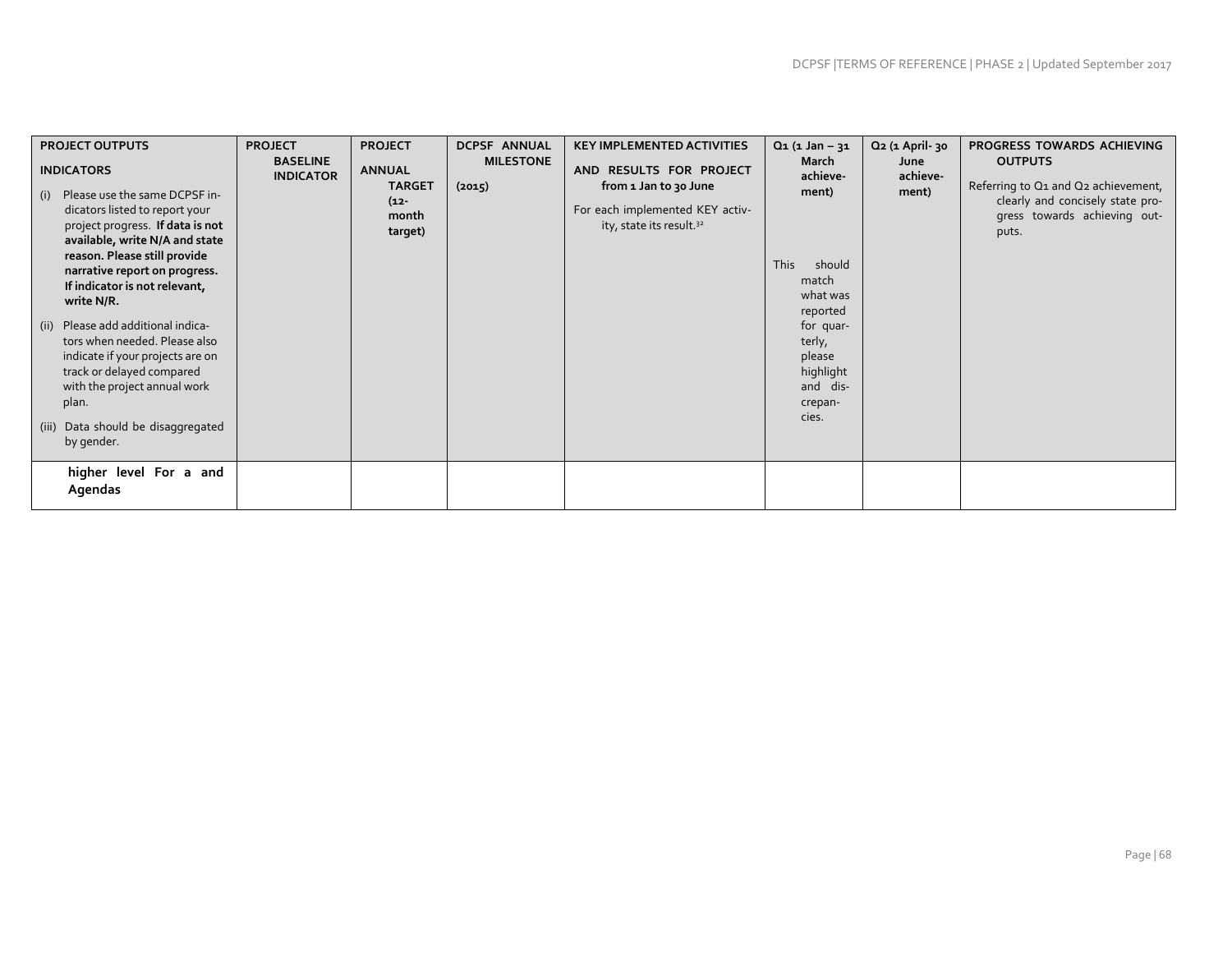| **PROJECT OUTPUTS**<br><br>**INDICATORS**<br><br>(i) Please use the same DCPSF indicators listed to report your project progress. **If data is not available, write N/A and state reason. Please still provide narrative report on progress. If indicator is not relevant, write N/R.**<br><br>(ii) Please add additional indicators when needed. Please also indicate if your projects are on track or delayed compared with the project annual work plan.<br><br>(iii) Data should be disaggregated by gender. | **PROJECT BASELINE INDICATOR** | **PROJECT ANNUAL TARGET (12-month target)** | **DCPSF ANNUAL MILESTONE (2015)** | **KEY IMPLEMENTED ACTIVITIES AND RESULTS FOR PROJECT from 1 Jan to 30 June**<br><br>For each implemented KEY activity, state its result.[32] | **Q1 (1 Jan – 31 March achievement)**<br><br>This should match what was reported for quarterly, please highlight and discrepancies. | **Q2 (1 April- 30 June achievement)** | **PROGRESS TOWARDS ACHIEVING OUTPUTS**<br><br>Referring to Q1 and Q2 achievement, clearly and concisely state progress towards achieving outputs. |
|---|---|---|---|---|---|---|---|
| **higher level For a and Agendas** | | | | | | | |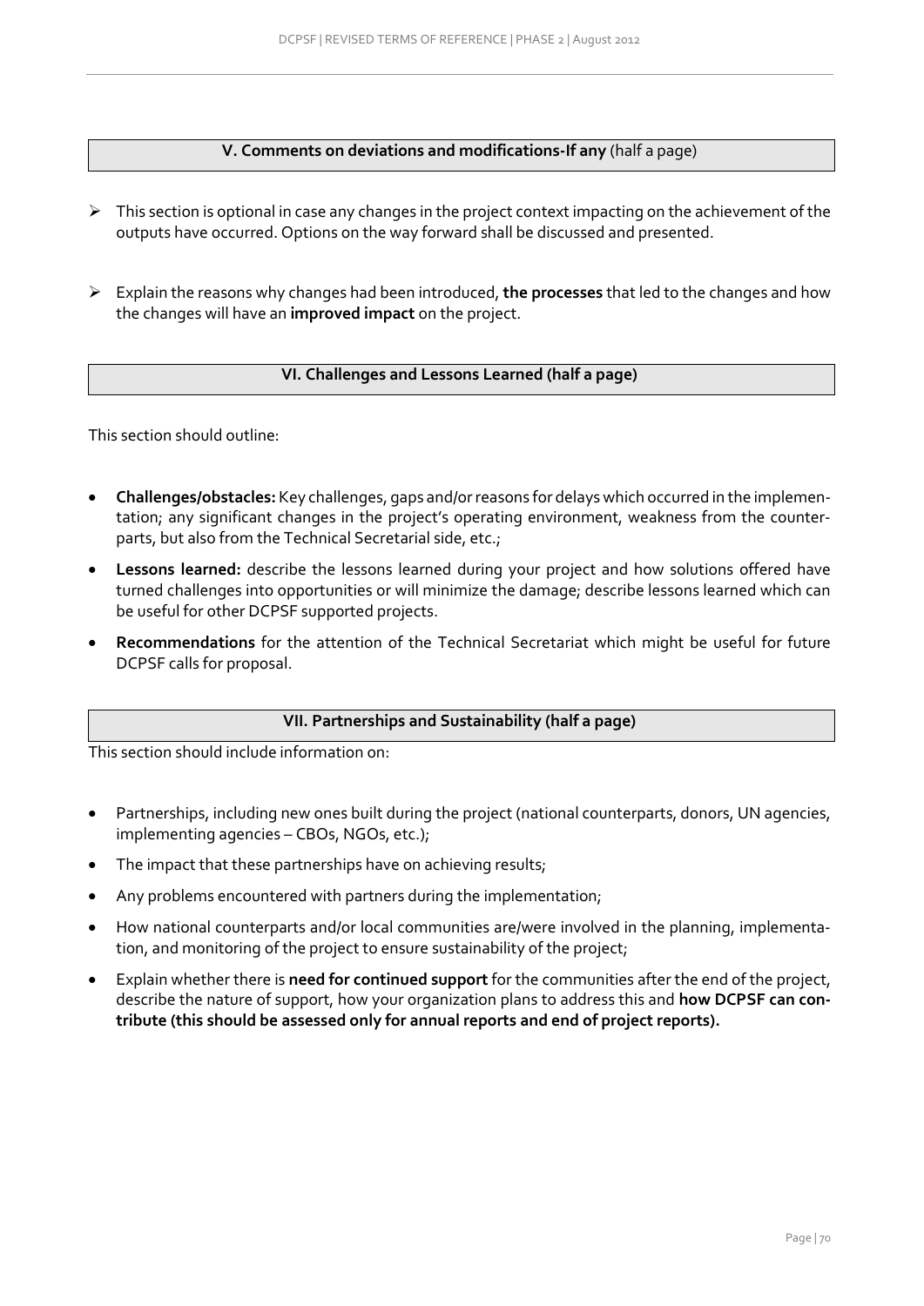## V. Comments on deviations and modifications-If any (half a page)

- This section is optional in case any changes in the project context impacting on the achievement of the outputs have occurred. Options on the way forward shall be discussed and presented.

- Explain the reasons why changes had been introduced, **the processes** that led to the changes and how the changes will have an **improved impact** on the project.

## VI. Challenges and Lessons Learned (half a page)

This section should outline:

- **Challenges/obstacles:** Key challenges, gaps and/or reasons for delays which occurred in the implementation; any significant changes in the project's operating environment, weakness from the counterparts, but also from the Technical Secretarial side, etc.;
- **Lessons learned:** describe the lessons learned during your project and how solutions offered have turned challenges into opportunities or will minimize the damage; describe lessons learned which can be useful for other DCPSF supported projects.
- **Recommendations** for the attention of the Technical Secretariat which might be useful for future DCPSF calls for proposal.

## VII. Partnerships and Sustainability (half a page)

This section should include information on:

- Partnerships, including new ones built during the project (national counterparts, donors, UN agencies, implementing agencies – CBOs, NGOs, etc.);
- The impact that these partnerships have on achieving results;
- Any problems encountered with partners during the implementation;
- How national counterparts and/or local communities are/were involved in the planning, implementation, and monitoring of the project to ensure sustainability of the project;
- Explain whether there is **need for continued support** for the communities after the end of the project, describe the nature of support, how your organization plans to address this and **how DCPSF can contribute (this should be assessed only for annual reports and end of project reports).**